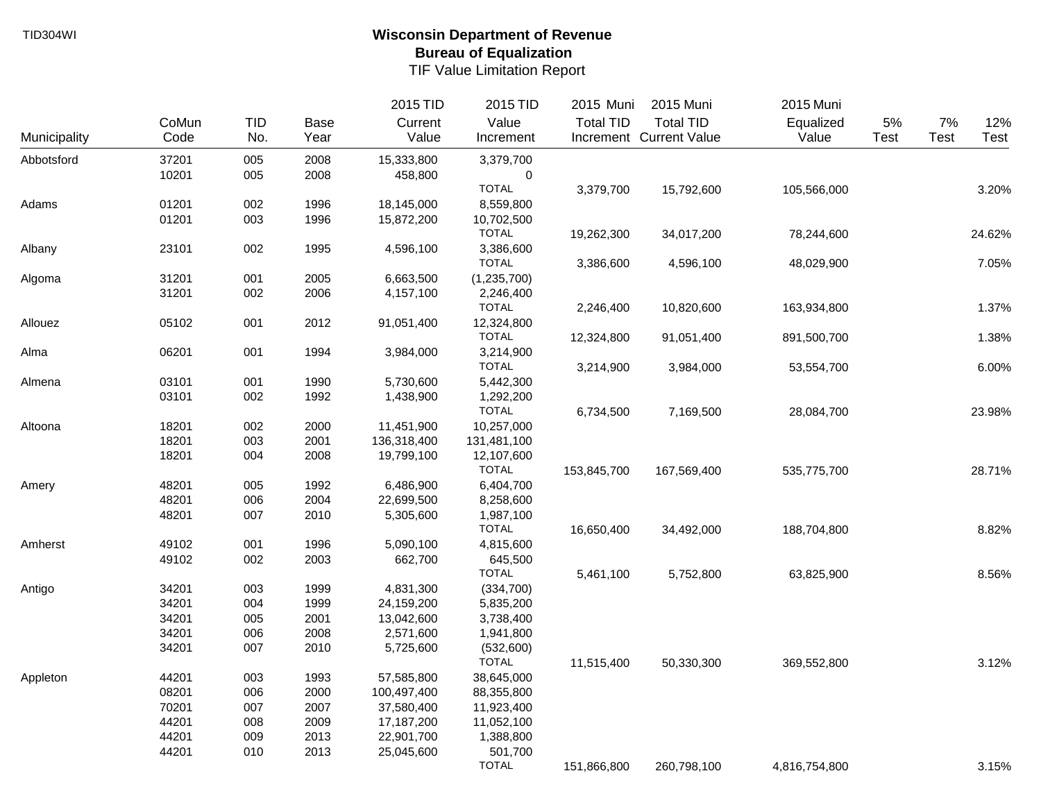TID304WI

# Wisconsin Department of Revenue
## Bureau of Equalization
### TIF Value Limitation Report

| Municipality | CoMun Code | TID No. | Base Year | 2015 TID Current Value | 2015 TID Value Increment | 2015 Muni Total TID Increment | 2015 Muni Total TID Current Value | 2015 Muni Equalized Value | 5% Test | 7% Test | 12% Test |
|---|---|---|---|---|---|---|---|---|---|---|---|
| Abbotsford | 37201 | 005 | 2008 | 15,333,800 | 3,379,700 | | | | | | |
| | 10201 | 005 | 2008 | 458,800 | 0 | | | | | | |
| | | | | | TOTAL | 3,379,700 | 15,792,600 | 105,566,000 | | | 3.20% |
| Adams | 01201 | 002 | 1996 | 18,145,000 | 8,559,800 | | | | | | |
| | 01201 | 003 | 1996 | 15,872,200 | 10,702,500 | | | | | | |
| | | | | | TOTAL | 19,262,300 | 34,017,200 | 78,244,600 | | | 24.62% |
| Albany | 23101 | 002 | 1995 | 4,596,100 | 3,386,600 | | | | | | |
| | | | | | TOTAL | 3,386,600 | 4,596,100 | 48,029,900 | | | 7.05% |
| Algoma | 31201 | 001 | 2005 | 6,663,500 | (1,235,700) | | | | | | |
| | 31201 | 002 | 2006 | 4,157,100 | 2,246,400 | | | | | | |
| | | | | | TOTAL | 2,246,400 | 10,820,600 | 163,934,800 | | | 1.37% |
| Allouez | 05102 | 001 | 2012 | 91,051,400 | 12,324,800 | | | | | | |
| | | | | | TOTAL | 12,324,800 | 91,051,400 | 891,500,700 | | | 1.38% |
| Alma | 06201 | 001 | 1994 | 3,984,000 | 3,214,900 | | | | | | |
| | | | | | TOTAL | 3,214,900 | 3,984,000 | 53,554,700 | | | 6.00% |
| Almena | 03101 | 001 | 1990 | 5,730,600 | 5,442,300 | | | | | | |
| | 03101 | 002 | 1992 | 1,438,900 | 1,292,200 | | | | | | |
| | | | | | TOTAL | 6,734,500 | 7,169,500 | 28,084,700 | | | 23.98% |
| Altoona | 18201 | 002 | 2000 | 11,451,900 | 10,257,000 | | | | | | |
| | 18201 | 003 | 2001 | 136,318,400 | 131,481,100 | | | | | | |
| | 18201 | 004 | 2008 | 19,799,100 | 12,107,600 | | | | | | |
| | | | | | TOTAL | 153,845,700 | 167,569,400 | 535,775,700 | | | 28.71% |
| Amery | 48201 | 005 | 1992 | 6,486,900 | 6,404,700 | | | | | | |
| | 48201 | 006 | 2004 | 22,699,500 | 8,258,600 | | | | | | |
| | 48201 | 007 | 2010 | 5,305,600 | 1,987,100 | | | | | | |
| | | | | | TOTAL | 16,650,400 | 34,492,000 | 188,704,800 | | | 8.82% |
| Amherst | 49102 | 001 | 1996 | 5,090,100 | 4,815,600 | | | | | | |
| | 49102 | 002 | 2003 | 662,700 | 645,500 | | | | | | |
| | | | | | TOTAL | 5,461,100 | 5,752,800 | 63,825,900 | | | 8.56% |
| Antigo | 34201 | 003 | 1999 | 4,831,300 | (334,700) | | | | | | |
| | 34201 | 004 | 1999 | 24,159,200 | 5,835,200 | | | | | | |
| | 34201 | 005 | 2001 | 13,042,600 | 3,738,400 | | | | | | |
| | 34201 | 006 | 2008 | 2,571,600 | 1,941,800 | | | | | | |
| | 34201 | 007 | 2010 | 5,725,600 | (532,600) | | | | | | |
| | | | | | TOTAL | 11,515,400 | 50,330,300 | 369,552,800 | | | 3.12% |
| Appleton | 44201 | 003 | 1993 | 57,585,800 | 38,645,000 | | | | | | |
| | 08201 | 006 | 2000 | 100,497,400 | 88,355,800 | | | | | | |
| | 70201 | 007 | 2007 | 37,580,400 | 11,923,400 | | | | | | |
| | 44201 | 008 | 2009 | 17,187,200 | 11,052,100 | | | | | | |
| | 44201 | 009 | 2013 | 22,901,700 | 1,388,800 | | | | | | |
| | 44201 | 010 | 2013 | 25,045,600 | 501,700 | | | | | | |
| | | | | | TOTAL | 151,866,800 | 260,798,100 | 4,816,754,800 | | | 3.15% |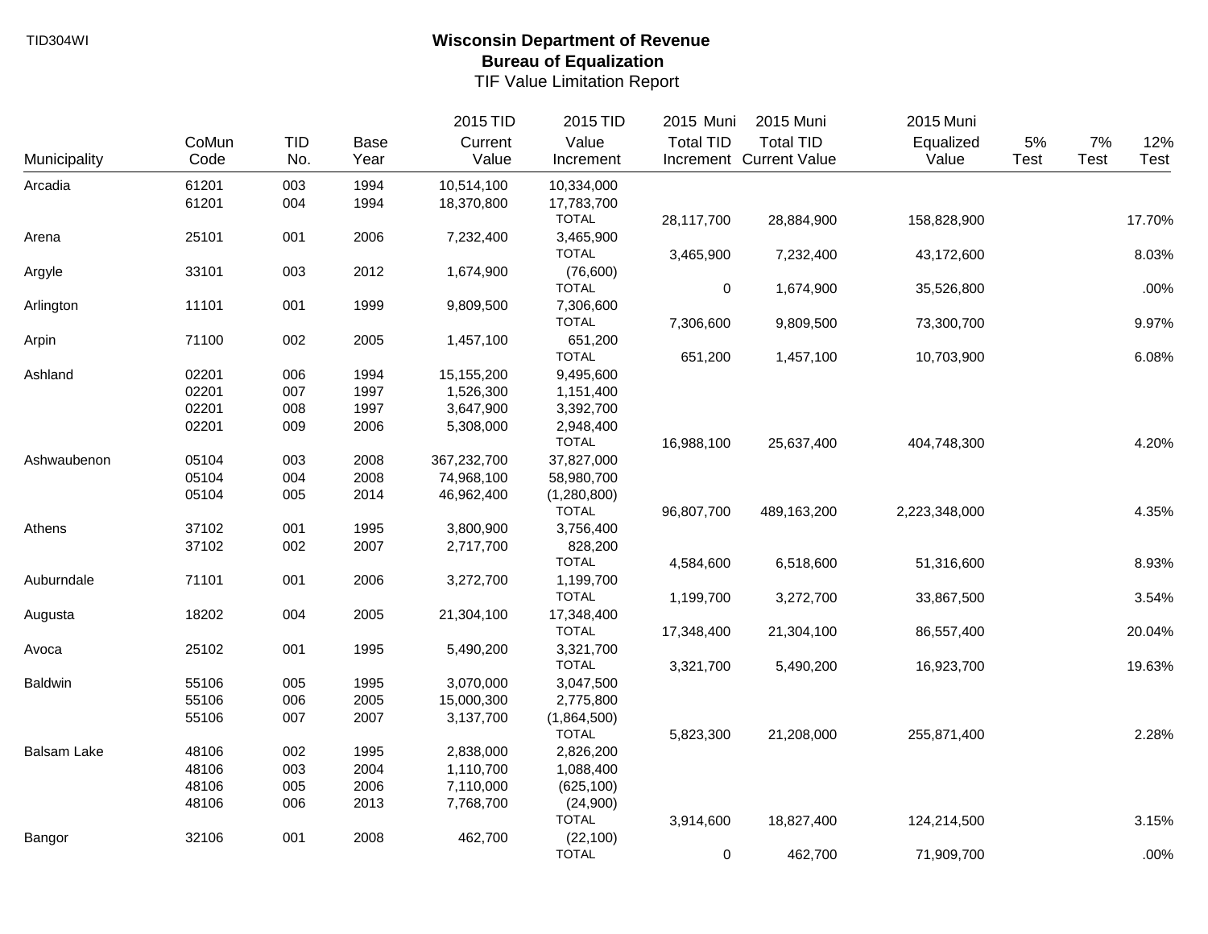TID304WI

# Wisconsin Department of Revenue
## Bureau of Equalization
### TIF Value Limitation Report

| Municipality | CoMun Code | TID No. | Base Year | 2015 TID Current Value | 2015 TID Value Increment | 2015 Muni Total TID Increment | 2015 Muni Total TID Current Value | 2015 Muni Equalized Value | 5% Test | 7% Test | 12% Test |
|---|---|---|---|---|---|---|---|---|---|---|---|
| Arcadia | 61201 | 003 | 1994 | 10,514,100 | 10,334,000 | | | | | | |
| | 61201 | 004 | 1994 | 18,370,800 | 17,783,700 | | | | | | |
| | | | | | TOTAL | 28,117,700 | 28,884,900 | 158,828,900 | | | 17.70% |
| Arena | 25101 | 001 | 2006 | 7,232,400 | 3,465,900 | | | | | | |
| | | | | | TOTAL | 3,465,900 | 7,232,400 | 43,172,600 | | | 8.03% |
| Argyle | 33101 | 003 | 2012 | 1,674,900 | (76,600) | | | | | | |
| | | | | | TOTAL | 0 | 1,674,900 | 35,526,800 | | | .00% |
| Arlington | 11101 | 001 | 1999 | 9,809,500 | 7,306,600 | | | | | | |
| | | | | | TOTAL | 7,306,600 | 9,809,500 | 73,300,700 | | | 9.97% |
| Arpin | 71100 | 002 | 2005 | 1,457,100 | 651,200 | | | | | | |
| | | | | | TOTAL | 651,200 | 1,457,100 | 10,703,900 | | | 6.08% |
| Ashland | 02201 | 006 | 1994 | 15,155,200 | 9,495,600 | | | | | | |
| | 02201 | 007 | 1997 | 1,526,300 | 1,151,400 | | | | | | |
| | 02201 | 008 | 1997 | 3,647,900 | 3,392,700 | | | | | | |
| | 02201 | 009 | 2006 | 5,308,000 | 2,948,400 | | | | | | |
| | | | | | TOTAL | 16,988,100 | 25,637,400 | 404,748,300 | | | 4.20% |
| Ashwaubenon | 05104 | 003 | 2008 | 367,232,700 | 37,827,000 | | | | | | |
| | 05104 | 004 | 2008 | 74,968,100 | 58,980,700 | | | | | | |
| | 05104 | 005 | 2014 | 46,962,400 | (1,280,800) | | | | | | |
| | | | | | TOTAL | 96,807,700 | 489,163,200 | 2,223,348,000 | | | 4.35% |
| Athens | 37102 | 001 | 1995 | 3,800,900 | 3,756,400 | | | | | | |
| | 37102 | 002 | 2007 | 2,717,700 | 828,200 | | | | | | |
| | | | | | TOTAL | 4,584,600 | 6,518,600 | 51,316,600 | | | 8.93% |
| Auburndale | 71101 | 001 | 2006 | 3,272,700 | 1,199,700 | | | | | | |
| | | | | | TOTAL | 1,199,700 | 3,272,700 | 33,867,500 | | | 3.54% |
| Augusta | 18202 | 004 | 2005 | 21,304,100 | 17,348,400 | | | | | | |
| | | | | | TOTAL | 17,348,400 | 21,304,100 | 86,557,400 | | | 20.04% |
| Avoca | 25102 | 001 | 1995 | 5,490,200 | 3,321,700 | | | | | | |
| | | | | | TOTAL | 3,321,700 | 5,490,200 | 16,923,700 | | | 19.63% |
| Baldwin | 55106 | 005 | 1995 | 3,070,000 | 3,047,500 | | | | | | |
| | 55106 | 006 | 2005 | 15,000,300 | 2,775,800 | | | | | | |
| | 55106 | 007 | 2007 | 3,137,700 | (1,864,500) | | | | | | |
| | | | | | TOTAL | 5,823,300 | 21,208,000 | 255,871,400 | | | 2.28% |
| Balsam Lake | 48106 | 002 | 1995 | 2,838,000 | 2,826,200 | | | | | | |
| | 48106 | 003 | 2004 | 1,110,700 | 1,088,400 | | | | | | |
| | 48106 | 005 | 2006 | 7,110,000 | (625,100) | | | | | | |
| | 48106 | 006 | 2013 | 7,768,700 | (24,900) | | | | | | |
| | | | | | TOTAL | 3,914,600 | 18,827,400 | 124,214,500 | | | 3.15% |
| Bangor | 32106 | 001 | 2008 | 462,700 | (22,100) | | | | | | |
| | | | | | TOTAL | 0 | 462,700 | 71,909,700 | | | .00% |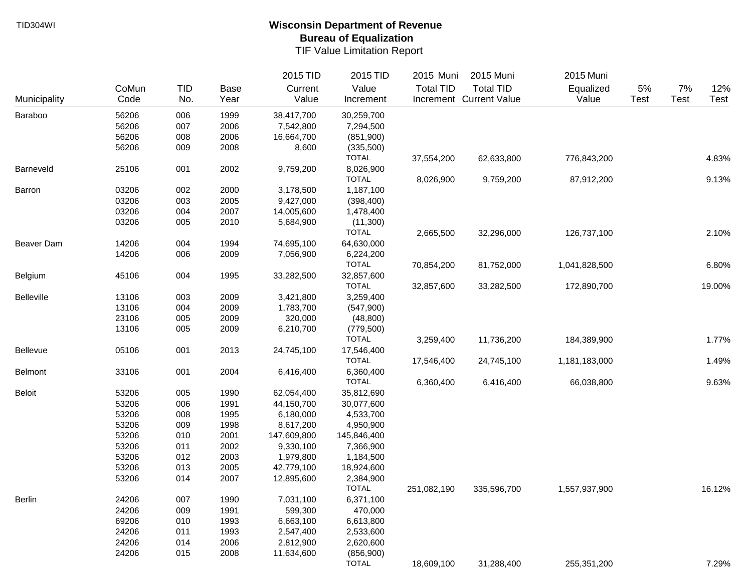TID304WI

# Wisconsin Department of Revenue
## Bureau of Equalization
### TIF Value Limitation Report

| Municipality | CoMun Code | TID No. | Base Year | 2015 TID Current Value | 2015 TID Value Increment | 2015 Muni Total TID Increment | 2015 Muni Total TID Current Value | 2015 Muni Equalized Value | 5% Test | 7% Test | 12% Test |
|---|---|---|---|---|---|---|---|---|---|---|---|
| Baraboo | 56206 | 006 | 1999 | 38,417,700 | 30,259,700 | | | | | | |
| | 56206 | 007 | 2006 | 7,542,800 | 7,294,500 | | | | | | |
| | 56206 | 008 | 2006 | 16,664,700 | (851,900) | | | | | | |
| | 56206 | 009 | 2008 | 8,600 | (335,500) | | | | | | |
| | | | | | TOTAL | 37,554,200 | 62,633,800 | 776,843,200 | | | 4.83% |
| Barneveld | 25106 | 001 | 2002 | 9,759,200 | 8,026,900 | | | | | | |
| | | | | | TOTAL | 8,026,900 | 9,759,200 | 87,912,200 | | | 9.13% |
| Barron | 03206 | 002 | 2000 | 3,178,500 | 1,187,100 | | | | | | |
| | 03206 | 003 | 2005 | 9,427,000 | (398,400) | | | | | | |
| | 03206 | 004 | 2007 | 14,005,600 | 1,478,400 | | | | | | |
| | 03206 | 005 | 2010 | 5,684,900 | (11,300) | | | | | | |
| | | | | | TOTAL | 2,665,500 | 32,296,000 | 126,737,100 | | | 2.10% |
| Beaver Dam | 14206 | 004 | 1994 | 74,695,100 | 64,630,000 | | | | | | |
| | 14206 | 006 | 2009 | 7,056,900 | 6,224,200 | | | | | | |
| | | | | | TOTAL | 70,854,200 | 81,752,000 | 1,041,828,500 | | | 6.80% |
| Belgium | 45106 | 004 | 1995 | 33,282,500 | 32,857,600 | | | | | | |
| | | | | | TOTAL | 32,857,600 | 33,282,500 | 172,890,700 | | | 19.00% |
| Belleville | 13106 | 003 | 2009 | 3,421,800 | 3,259,400 | | | | | | |
| | 13106 | 004 | 2009 | 1,783,700 | (547,900) | | | | | | |
| | 23106 | 005 | 2009 | 320,000 | (48,800) | | | | | | |
| | 13106 | 005 | 2009 | 6,210,700 | (779,500) | | | | | | |
| | | | | | TOTAL | 3,259,400 | 11,736,200 | 184,389,900 | | | 1.77% |
| Bellevue | 05106 | 001 | 2013 | 24,745,100 | 17,546,400 | | | | | | |
| | | | | | TOTAL | 17,546,400 | 24,745,100 | 1,181,183,000 | | | 1.49% |
| Belmont | 33106 | 001 | 2004 | 6,416,400 | 6,360,400 | | | | | | |
| | | | | | TOTAL | 6,360,400 | 6,416,400 | 66,038,800 | | | 9.63% |
| Beloit | 53206 | 005 | 1990 | 62,054,400 | 35,812,690 | | | | | | |
| | 53206 | 006 | 1991 | 44,150,700 | 30,077,600 | | | | | | |
| | 53206 | 008 | 1995 | 6,180,000 | 4,533,700 | | | | | | |
| | 53206 | 009 | 1998 | 8,617,200 | 4,950,900 | | | | | | |
| | 53206 | 010 | 2001 | 147,609,800 | 145,846,400 | | | | | | |
| | 53206 | 011 | 2002 | 9,330,100 | 7,366,900 | | | | | | |
| | 53206 | 012 | 2003 | 1,979,800 | 1,184,500 | | | | | | |
| | 53206 | 013 | 2005 | 42,779,100 | 18,924,600 | | | | | | |
| | 53206 | 014 | 2007 | 12,895,600 | 2,384,900 | | | | | | |
| | | | | | TOTAL | 251,082,190 | 335,596,700 | 1,557,937,900 | | | 16.12% |
| Berlin | 24206 | 007 | 1990 | 7,031,100 | 6,371,100 | | | | | | |
| | 24206 | 009 | 1991 | 599,300 | 470,000 | | | | | | |
| | 69206 | 010 | 1993 | 6,663,100 | 6,613,800 | | | | | | |
| | 24206 | 011 | 1993 | 2,547,400 | 2,533,600 | | | | | | |
| | 24206 | 014 | 2006 | 2,812,900 | 2,620,600 | | | | | | |
| | 24206 | 015 | 2008 | 11,634,600 | (856,900) | | | | | | |
| | | | | | TOTAL | 18,609,100 | 31,288,400 | 255,351,200 | | | 7.29% |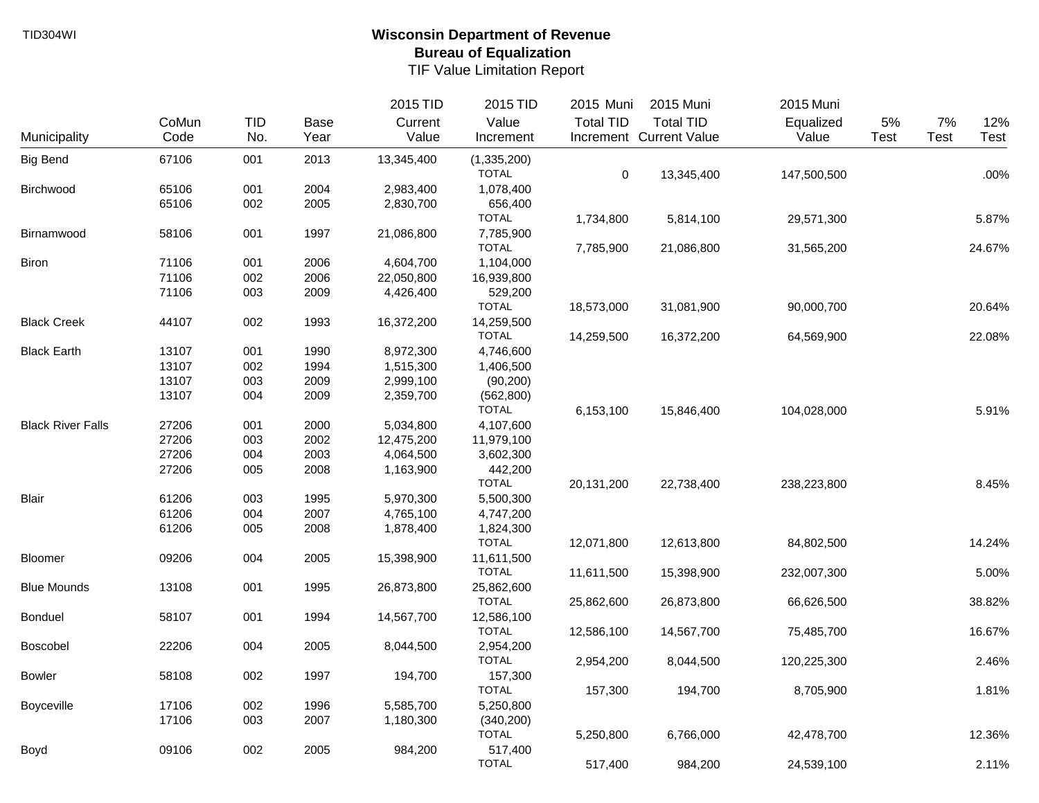TID304WI

# Wisconsin Department of Revenue
## Bureau of Equalization
### TIF Value Limitation Report

| Municipality | CoMun Code | TID No. | Base Year | 2015 TID Current Value | 2015 TID Value Increment | 2015 Muni Total TID Increment | 2015 Muni Total TID Current Value | 2015 Muni Equalized Value | 5% Test | 7% Test | 12% Test |
|---|---|---|---|---|---|---|---|---|---|---|---|
| Big Bend | 67106 | 001 | 2013 | 13,345,400 | (1,335,200) | | | | | | |
| | | | | | TOTAL | 0 | 13,345,400 | 147,500,500 | | | .00% |
| Birchwood | 65106 | 001 | 2004 | 2,983,400 | 1,078,400 | | | | | | |
| | 65106 | 002 | 2005 | 2,830,700 | 656,400 | | | | | | |
| | | | | | TOTAL | 1,734,800 | 5,814,100 | 29,571,300 | | | 5.87% |
| Birnamwood | 58106 | 001 | 1997 | 21,086,800 | 7,785,900 | | | | | | |
| | | | | | TOTAL | 7,785,900 | 21,086,800 | 31,565,200 | | | 24.67% |
| Biron | 71106 | 001 | 2006 | 4,604,700 | 1,104,000 | | | | | | |
| | 71106 | 002 | 2006 | 22,050,800 | 16,939,800 | | | | | | |
| | 71106 | 003 | 2009 | 4,426,400 | 529,200 | | | | | | |
| | | | | | TOTAL | 18,573,000 | 31,081,900 | 90,000,700 | | | 20.64% |
| Black Creek | 44107 | 002 | 1993 | 16,372,200 | 14,259,500 | | | | | | |
| | | | | | TOTAL | 14,259,500 | 16,372,200 | 64,569,900 | | | 22.08% |
| Black Earth | 13107 | 001 | 1990 | 8,972,300 | 4,746,600 | | | | | | |
| | 13107 | 002 | 1994 | 1,515,300 | 1,406,500 | | | | | | |
| | 13107 | 003 | 2009 | 2,999,100 | (90,200) | | | | | | |
| | 13107 | 004 | 2009 | 2,359,700 | (562,800) | | | | | | |
| | | | | | TOTAL | 6,153,100 | 15,846,400 | 104,028,000 | | | 5.91% |
| Black River Falls | 27206 | 001 | 2000 | 5,034,800 | 4,107,600 | | | | | | |
| | 27206 | 003 | 2002 | 12,475,200 | 11,979,100 | | | | | | |
| | 27206 | 004 | 2003 | 4,064,500 | 3,602,300 | | | | | | |
| | 27206 | 005 | 2008 | 1,163,900 | 442,200 | | | | | | |
| | | | | | TOTAL | 20,131,200 | 22,738,400 | 238,223,800 | | | 8.45% |
| Blair | 61206 | 003 | 1995 | 5,970,300 | 5,500,300 | | | | | | |
| | 61206 | 004 | 2007 | 4,765,100 | 4,747,200 | | | | | | |
| | 61206 | 005 | 2008 | 1,878,400 | 1,824,300 | | | | | | |
| | | | | | TOTAL | 12,071,800 | 12,613,800 | 84,802,500 | | | 14.24% |
| Bloomer | 09206 | 004 | 2005 | 15,398,900 | 11,611,500 | | | | | | |
| | | | | | TOTAL | 11,611,500 | 15,398,900 | 232,007,300 | | | 5.00% |
| Blue Mounds | 13108 | 001 | 1995 | 26,873,800 | 25,862,600 | | | | | | |
| | | | | | TOTAL | 25,862,600 | 26,873,800 | 66,626,500 | | | 38.82% |
| Bonduel | 58107 | 001 | 1994 | 14,567,700 | 12,586,100 | | | | | | |
| | | | | | TOTAL | 12,586,100 | 14,567,700 | 75,485,700 | | | 16.67% |
| Boscobel | 22206 | 004 | 2005 | 8,044,500 | 2,954,200 | | | | | | |
| | | | | | TOTAL | 2,954,200 | 8,044,500 | 120,225,300 | | | 2.46% |
| Bowler | 58108 | 002 | 1997 | 194,700 | 157,300 | | | | | | |
| | | | | | TOTAL | 157,300 | 194,700 | 8,705,900 | | | 1.81% |
| Boyceville | 17106 | 002 | 1996 | 5,585,700 | 5,250,800 | | | | | | |
| | 17106 | 003 | 2007 | 1,180,300 | (340,200) | | | | | | |
| | | | | | TOTAL | 5,250,800 | 6,766,000 | 42,478,700 | | | 12.36% |
| Boyd | 09106 | 002 | 2005 | 984,200 | 517,400 | | | | | | |
| | | | | | TOTAL | 517,400 | 984,200 | 24,539,100 | | | 2.11% |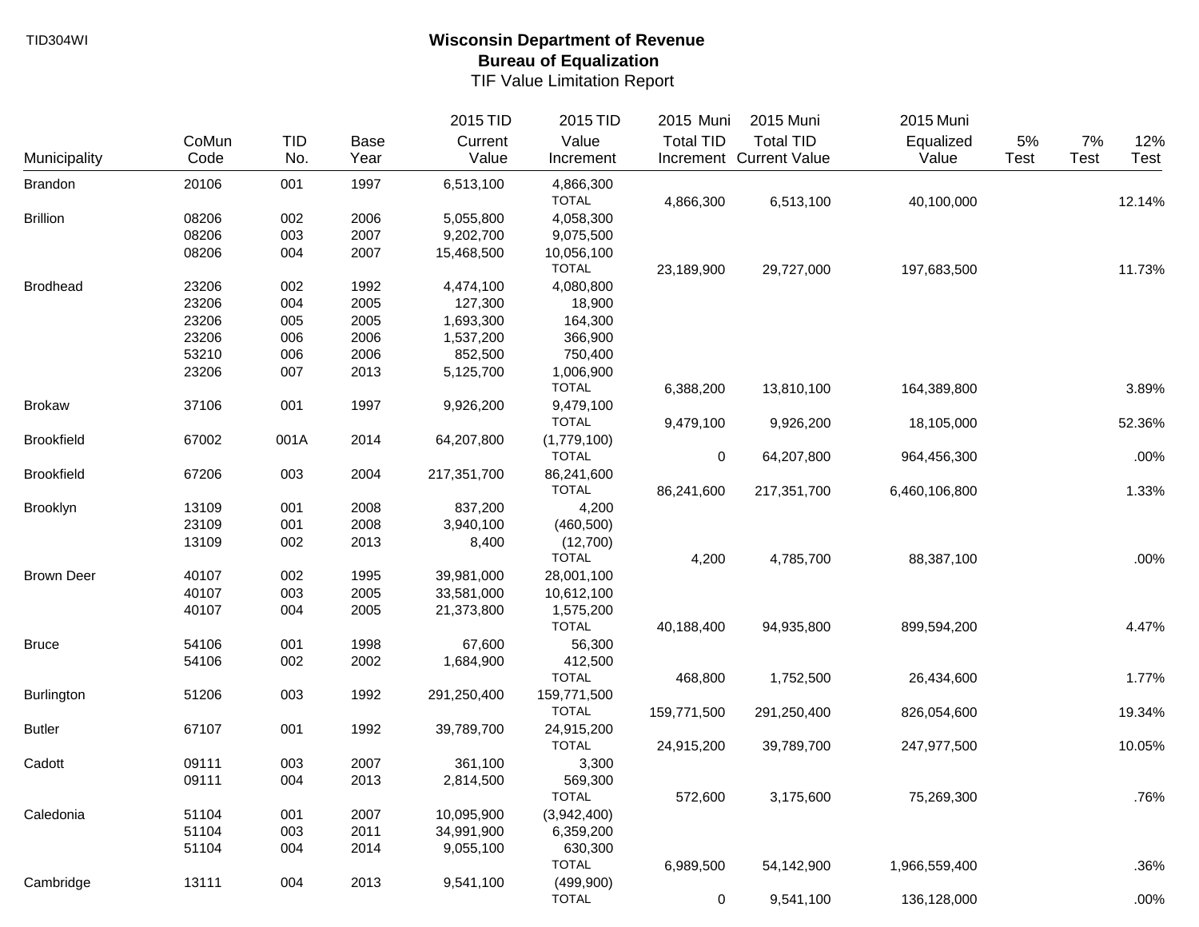TID304WI

# Wisconsin Department of Revenue
## Bureau of Equalization
### TIF Value Limitation Report

| Municipality | CoMun Code | TID No. | Base Year | 2015 TID Current Value | 2015 TID Value Increment | 2015 Muni Total TID Increment | 2015 Muni Total TID Current Value | 2015 Muni Equalized Value | 5% Test | 7% Test | 12% Test |
|---|---|---|---|---|---|---|---|---|---|---|---|
| Brandon | 20106 | 001 | 1997 | 6,513,100 | 4,866,300 | | | | | | |
| | | | | | TOTAL | 4,866,300 | 6,513,100 | 40,100,000 | | | 12.14% |
| Brillion | 08206 | 002 | 2006 | 5,055,800 | 4,058,300 | | | | | | |
| | 08206 | 003 | 2007 | 9,202,700 | 9,075,500 | | | | | | |
| | 08206 | 004 | 2007 | 15,468,500 | 10,056,100 | | | | | | |
| | | | | | TOTAL | 23,189,900 | 29,727,000 | 197,683,500 | | | 11.73% |
| Brodhead | 23206 | 002 | 1992 | 4,474,100 | 4,080,800 | | | | | | |
| | 23206 | 004 | 2005 | 127,300 | 18,900 | | | | | | |
| | 23206 | 005 | 2005 | 1,693,300 | 164,300 | | | | | | |
| | 23206 | 006 | 2006 | 1,537,200 | 366,900 | | | | | | |
| | 53210 | 006 | 2006 | 852,500 | 750,400 | | | | | | |
| | 23206 | 007 | 2013 | 5,125,700 | 1,006,900 | | | | | | |
| | | | | | TOTAL | 6,388,200 | 13,810,100 | 164,389,800 | | | 3.89% |
| Brokaw | 37106 | 001 | 1997 | 9,926,200 | 9,479,100 | | | | | | |
| | | | | | TOTAL | 9,479,100 | 9,926,200 | 18,105,000 | | | 52.36% |
| Brookfield | 67002 | 001A | 2014 | 64,207,800 | (1,779,100) | | | | | | |
| | | | | | TOTAL | 0 | 64,207,800 | 964,456,300 | | | .00% |
| Brookfield | 67206 | 003 | 2004 | 217,351,700 | 86,241,600 | | | | | | |
| | | | | | TOTAL | 86,241,600 | 217,351,700 | 6,460,106,800 | | | 1.33% |
| Brooklyn | 13109 | 001 | 2008 | 837,200 | 4,200 | | | | | | |
| | 23109 | 001 | 2008 | 3,940,100 | (460,500) | | | | | | |
| | 13109 | 002 | 2013 | 8,400 | (12,700) | | | | | | |
| | | | | | TOTAL | 4,200 | 4,785,700 | 88,387,100 | | | .00% |
| Brown Deer | 40107 | 002 | 1995 | 39,981,000 | 28,001,100 | | | | | | |
| | 40107 | 003 | 2005 | 33,581,000 | 10,612,100 | | | | | | |
| | 40107 | 004 | 2005 | 21,373,800 | 1,575,200 | | | | | | |
| | | | | | TOTAL | 40,188,400 | 94,935,800 | 899,594,200 | | | 4.47% |
| Bruce | 54106 | 001 | 1998 | 67,600 | 56,300 | | | | | | |
| | 54106 | 002 | 2002 | 1,684,900 | 412,500 | | | | | | |
| | | | | | TOTAL | 468,800 | 1,752,500 | 26,434,600 | | | 1.77% |
| Burlington | 51206 | 003 | 1992 | 291,250,400 | 159,771,500 | | | | | | |
| | | | | | TOTAL | 159,771,500 | 291,250,400 | 826,054,600 | | | 19.34% |
| Butler | 67107 | 001 | 1992 | 39,789,700 | 24,915,200 | | | | | | |
| | | | | | TOTAL | 24,915,200 | 39,789,700 | 247,977,500 | | | 10.05% |
| Cadott | 09111 | 003 | 2007 | 361,100 | 3,300 | | | | | | |
| | 09111 | 004 | 2013 | 2,814,500 | 569,300 | | | | | | |
| | | | | | TOTAL | 572,600 | 3,175,600 | 75,269,300 | | | .76% |
| Caledonia | 51104 | 001 | 2007 | 10,095,900 | (3,942,400) | | | | | | |
| | 51104 | 003 | 2011 | 34,991,900 | 6,359,200 | | | | | | |
| | 51104 | 004 | 2014 | 9,055,100 | 630,300 | | | | | | |
| | | | | | TOTAL | 6,989,500 | 54,142,900 | 1,966,559,400 | | | .36% |
| Cambridge | 13111 | 004 | 2013 | 9,541,100 | (499,900) | | | | | | |
| | | | | | TOTAL | 0 | 9,541,100 | 136,128,000 | | | .00% |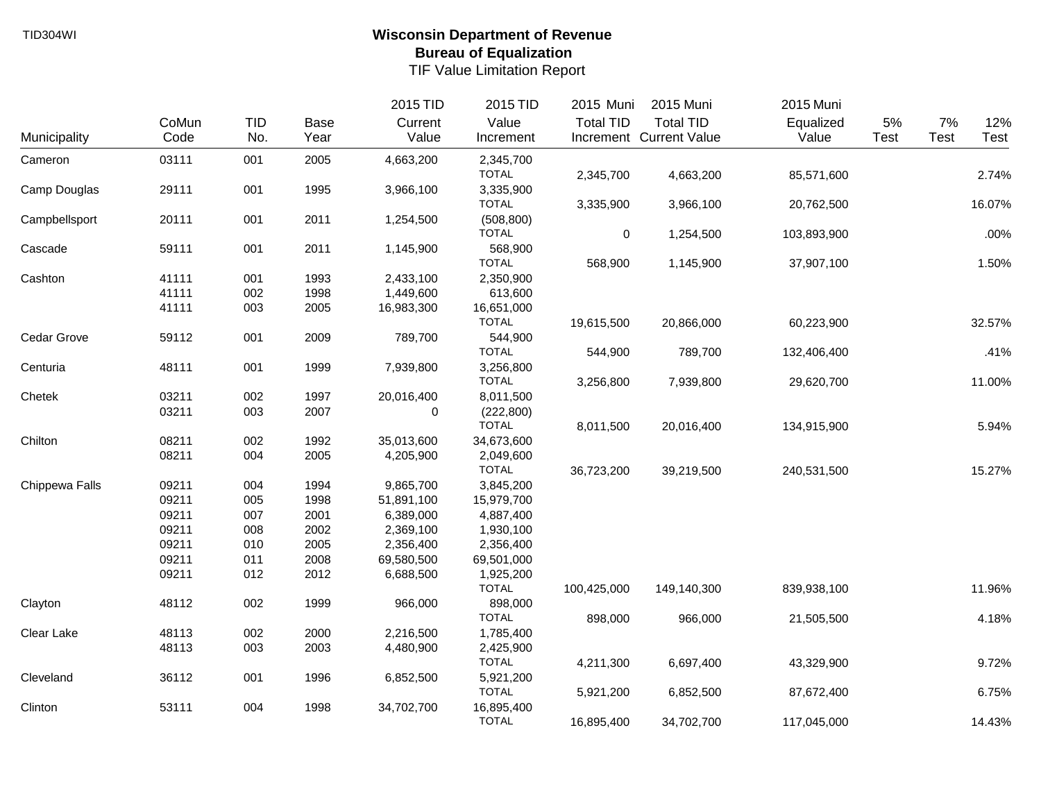TID304WI

# Wisconsin Department of Revenue
## Bureau of Equalization
### TIF Value Limitation Report

| Municipality | CoMun Code | TID No. | Base Year | 2015 TID Current Value | 2015 TID Value Increment | 2015 Muni Total TID Increment | 2015 Muni Total TID Current Value | 2015 Muni Equalized Value | 5% Test | 7% Test | 12% Test |
|---|---|---|---|---|---|---|---|---|---|---|---|
| Cameron | 03111 | 001 | 2005 | 4,663,200 | 2,345,700 | | | | | | |
| | | | | | TOTAL | 2,345,700 | 4,663,200 | 85,571,600 | | | 2.74% |
| Camp Douglas | 29111 | 001 | 1995 | 3,966,100 | 3,335,900 | | | | | | |
| | | | | | TOTAL | 3,335,900 | 3,966,100 | 20,762,500 | | | 16.07% |
| Campbellsport | 20111 | 001 | 2011 | 1,254,500 | (508,800) | | | | | | |
| | | | | | TOTAL | 0 | 1,254,500 | 103,893,900 | | | .00% |
| Cascade | 59111 | 001 | 2011 | 1,145,900 | 568,900 | | | | | | |
| | | | | | TOTAL | 568,900 | 1,145,900 | 37,907,100 | | | 1.50% |
| Cashton | 41111 | 001 | 1993 | 2,433,100 | 2,350,900 | | | | | | |
| | 41111 | 002 | 1998 | 1,449,600 | 613,600 | | | | | | |
| | 41111 | 003 | 2005 | 16,983,300 | 16,651,000 | | | | | | |
| | | | | | TOTAL | 19,615,500 | 20,866,000 | 60,223,900 | | | 32.57% |
| Cedar Grove | 59112 | 001 | 2009 | 789,700 | 544,900 | | | | | | |
| | | | | | TOTAL | 544,900 | 789,700 | 132,406,400 | | | .41% |
| Centuria | 48111 | 001 | 1999 | 7,939,800 | 3,256,800 | | | | | | |
| | | | | | TOTAL | 3,256,800 | 7,939,800 | 29,620,700 | | | 11.00% |
| Chetek | 03211 | 002 | 1997 | 20,016,400 | 8,011,500 | | | | | | |
| | 03211 | 003 | 2007 | 0 | (222,800) | | | | | | |
| | | | | | TOTAL | 8,011,500 | 20,016,400 | 134,915,900 | | | 5.94% |
| Chilton | 08211 | 002 | 1992 | 35,013,600 | 34,673,600 | | | | | | |
| | 08211 | 004 | 2005 | 4,205,900 | 2,049,600 | | | | | | |
| | | | | | TOTAL | 36,723,200 | 39,219,500 | 240,531,500 | | | 15.27% |
| Chippewa Falls | 09211 | 004 | 1994 | 9,865,700 | 3,845,200 | | | | | | |
| | 09211 | 005 | 1998 | 51,891,100 | 15,979,700 | | | | | | |
| | 09211 | 007 | 2001 | 6,389,000 | 4,887,400 | | | | | | |
| | 09211 | 008 | 2002 | 2,369,100 | 1,930,100 | | | | | | |
| | 09211 | 010 | 2005 | 2,356,400 | 2,356,400 | | | | | | |
| | 09211 | 011 | 2008 | 69,580,500 | 69,501,000 | | | | | | |
| | 09211 | 012 | 2012 | 6,688,500 | 1,925,200 | | | | | | |
| | | | | | TOTAL | 100,425,000 | 149,140,300 | 839,938,100 | | | 11.96% |
| Clayton | 48112 | 002 | 1999 | 966,000 | 898,000 | | | | | | |
| | | | | | TOTAL | 898,000 | 966,000 | 21,505,500 | | | 4.18% |
| Clear Lake | 48113 | 002 | 2000 | 2,216,500 | 1,785,400 | | | | | | |
| | 48113 | 003 | 2003 | 4,480,900 | 2,425,900 | | | | | | |
| | | | | | TOTAL | 4,211,300 | 6,697,400 | 43,329,900 | | | 9.72% |
| Cleveland | 36112 | 001 | 1996 | 6,852,500 | 5,921,200 | | | | | | |
| | | | | | TOTAL | 5,921,200 | 6,852,500 | 87,672,400 | | | 6.75% |
| Clinton | 53111 | 004 | 1998 | 34,702,700 | 16,895,400 | | | | | | |
| | | | | | TOTAL | 16,895,400 | 34,702,700 | 117,045,000 | | | 14.43% |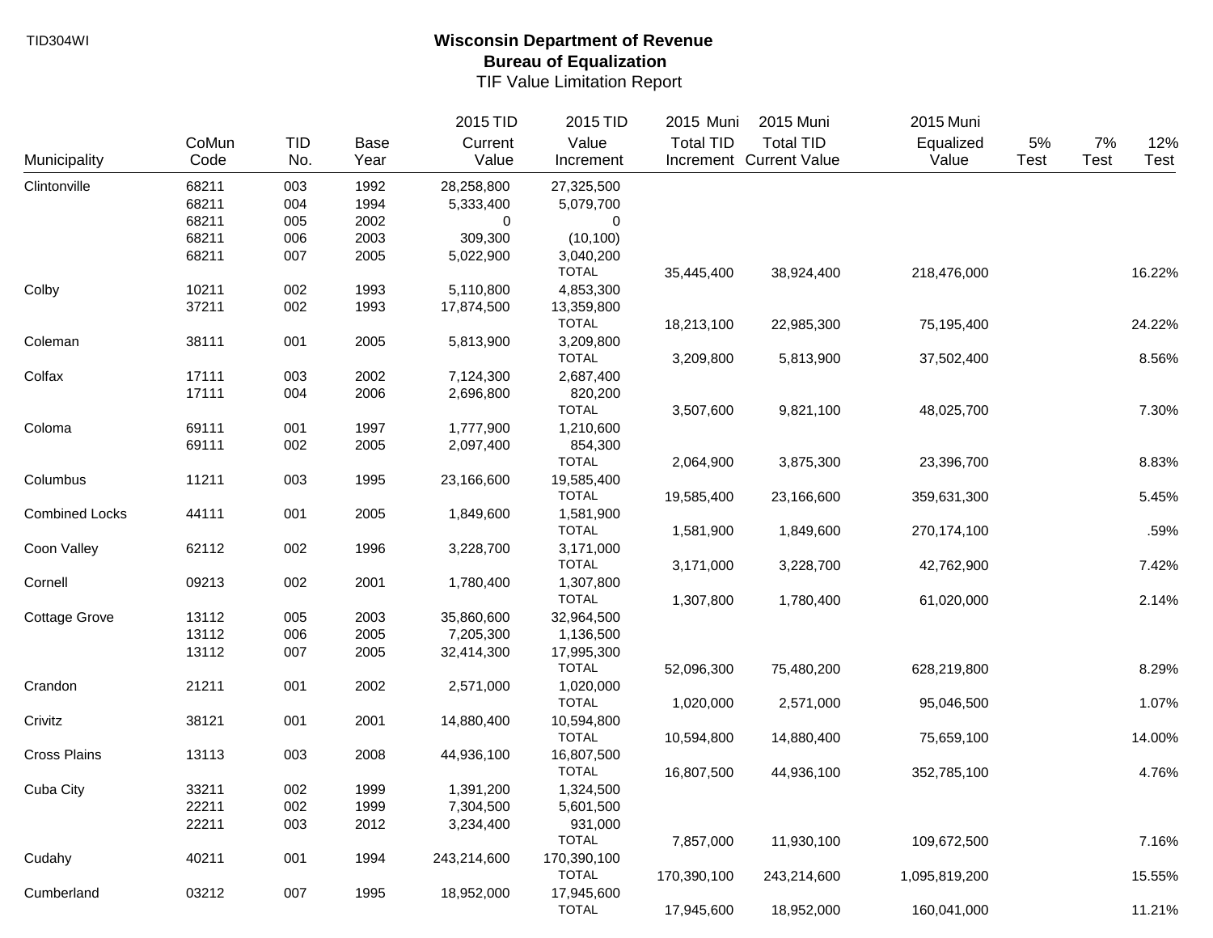TID304WI

# Wisconsin Department of Revenue

## Bureau of Equalization

TIF Value Limitation Report

| Municipality | CoMun Code | TID No. | Base Year | 2015 TID Current Value | 2015 TID Value Increment | 2015 Muni Total TID Increment | 2015 Muni Total TID Current Value | 2015 Muni Equalized Value | 5% Test | 7% Test | 12% Test |
|---|---|---|---|---|---|---|---|---|---|---|---|
| Clintonville | 68211 | 003 | 1992 | 28,258,800 | 27,325,500 | | | | | | |
| | 68211 | 004 | 1994 | 5,333,400 | 5,079,700 | | | | | | |
| | 68211 | 005 | 2002 | 0 | 0 | | | | | | |
| | 68211 | 006 | 2003 | 309,300 | (10,100) | | | | | | |
| | 68211 | 007 | 2005 | 5,022,900 | 3,040,200 | | | | | | |
| | | | | | TOTAL | 35,445,400 | 38,924,400 | 218,476,000 | | | 16.22% |
| Colby | 10211 | 002 | 1993 | 5,110,800 | 4,853,300 | | | | | | |
| | 37211 | 002 | 1993 | 17,874,500 | 13,359,800 | | | | | | |
| | | | | | TOTAL | 18,213,100 | 22,985,300 | 75,195,400 | | | 24.22% |
| Coleman | 38111 | 001 | 2005 | 5,813,900 | 3,209,800 | | | | | | |
| | | | | | TOTAL | 3,209,800 | 5,813,900 | 37,502,400 | | | 8.56% |
| Colfax | 17111 | 003 | 2002 | 7,124,300 | 2,687,400 | | | | | | |
| | 17111 | 004 | 2006 | 2,696,800 | 820,200 | | | | | | |
| | | | | | TOTAL | 3,507,600 | 9,821,100 | 48,025,700 | | | 7.30% |
| Coloma | 69111 | 001 | 1997 | 1,777,900 | 1,210,600 | | | | | | |
| | 69111 | 002 | 2005 | 2,097,400 | 854,300 | | | | | | |
| | | | | | TOTAL | 2,064,900 | 3,875,300 | 23,396,700 | | | 8.83% |
| Columbus | 11211 | 003 | 1995 | 23,166,600 | 19,585,400 | | | | | | |
| | | | | | TOTAL | 19,585,400 | 23,166,600 | 359,631,300 | | | 5.45% |
| Combined Locks | 44111 | 001 | 2005 | 1,849,600 | 1,581,900 | | | | | | |
| | | | | | TOTAL | 1,581,900 | 1,849,600 | 270,174,100 | | | .59% |
| Coon Valley | 62112 | 002 | 1996 | 3,228,700 | 3,171,000 | | | | | | |
| | | | | | TOTAL | 3,171,000 | 3,228,700 | 42,762,900 | | | 7.42% |
| Cornell | 09213 | 002 | 2001 | 1,780,400 | 1,307,800 | | | | | | |
| | | | | | TOTAL | 1,307,800 | 1,780,400 | 61,020,000 | | | 2.14% |
| Cottage Grove | 13112 | 005 | 2003 | 35,860,600 | 32,964,500 | | | | | | |
| | 13112 | 006 | 2005 | 7,205,300 | 1,136,500 | | | | | | |
| | 13112 | 007 | 2005 | 32,414,300 | 17,995,300 | | | | | | |
| | | | | | TOTAL | 52,096,300 | 75,480,200 | 628,219,800 | | | 8.29% |
| Crandon | 21211 | 001 | 2002 | 2,571,000 | 1,020,000 | | | | | | |
| | | | | | TOTAL | 1,020,000 | 2,571,000 | 95,046,500 | | | 1.07% |
| Crivitz | 38121 | 001 | 2001 | 14,880,400 | 10,594,800 | | | | | | |
| | | | | | TOTAL | 10,594,800 | 14,880,400 | 75,659,100 | | | 14.00% |
| Cross Plains | 13113 | 003 | 2008 | 44,936,100 | 16,807,500 | | | | | | |
| | | | | | TOTAL | 16,807,500 | 44,936,100 | 352,785,100 | | | 4.76% |
| Cuba City | 33211 | 002 | 1999 | 1,391,200 | 1,324,500 | | | | | | |
| | 22211 | 002 | 1999 | 7,304,500 | 5,601,500 | | | | | | |
| | 22211 | 003 | 2012 | 3,234,400 | 931,000 | | | | | | |
| | | | | | TOTAL | 7,857,000 | 11,930,100 | 109,672,500 | | | 7.16% |
| Cudahy | 40211 | 001 | 1994 | 243,214,600 | 170,390,100 | | | | | | |
| | | | | | TOTAL | 170,390,100 | 243,214,600 | 1,095,819,200 | | | 15.55% |
| Cumberland | 03212 | 007 | 1995 | 18,952,000 | 17,945,600 | | | | | | |
| | | | | | TOTAL | 17,945,600 | 18,952,000 | 160,041,000 | | | 11.21% |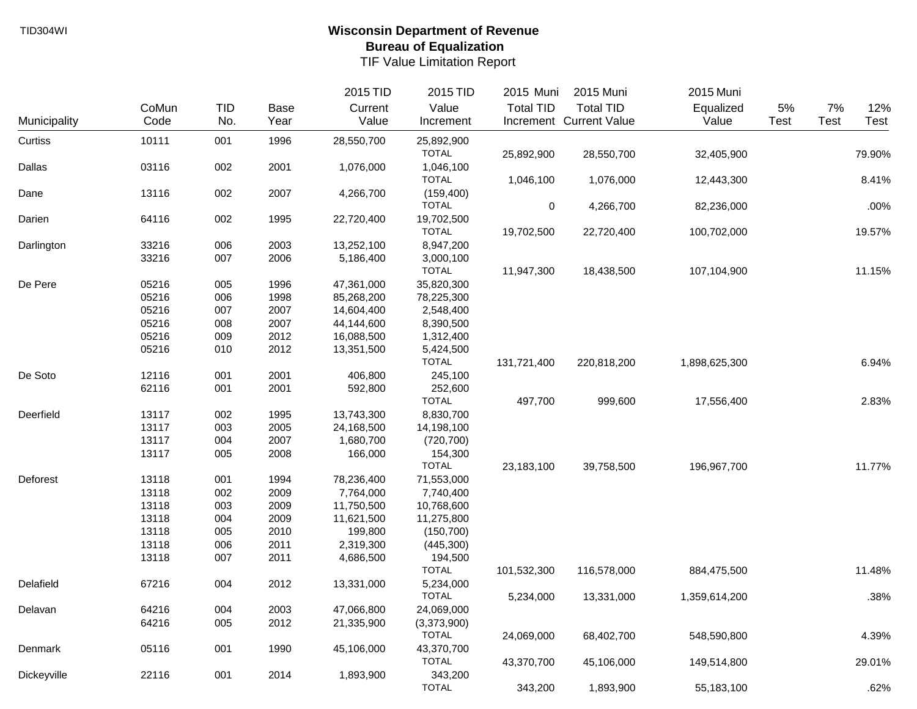TID304WI

# Wisconsin Department of Revenue
## Bureau of Equalization
### TIF Value Limitation Report

| Municipality | CoMun Code | TID No. | Base Year | 2015 TID Current Value | 2015 TID Value Increment | 2015 Muni Total TID Increment | 2015 Muni Total TID Current Value | 2015 Muni Equalized Value | 5% Test | 7% Test | 12% Test |
|---|---|---|---|---|---|---|---|---|---|---|---|
| Curtiss | 10111 | 001 | 1996 | 28,550,700 | 25,892,900 | | | | | | |
| | | | | | TOTAL | 25,892,900 | 28,550,700 | 32,405,900 | | | 79.90% |
| Dallas | 03116 | 002 | 2001 | 1,076,000 | 1,046,100 | | | | | | |
| | | | | | TOTAL | 1,046,100 | 1,076,000 | 12,443,300 | | | 8.41% |
| Dane | 13116 | 002 | 2007 | 4,266,700 | (159,400) | | | | | | |
| | | | | | TOTAL | 0 | 4,266,700 | 82,236,000 | | | .00% |
| Darien | 64116 | 002 | 1995 | 22,720,400 | 19,702,500 | | | | | | |
| | | | | | TOTAL | 19,702,500 | 22,720,400 | 100,702,000 | | | 19.57% |
| Darlington | 33216 | 006 | 2003 | 13,252,100 | 8,947,200 | | | | | | |
| | 33216 | 007 | 2006 | 5,186,400 | 3,000,100 | | | | | | |
| | | | | | TOTAL | 11,947,300 | 18,438,500 | 107,104,900 | | | 11.15% |
| De Pere | 05216 | 005 | 1996 | 47,361,000 | 35,820,300 | | | | | | |
| | 05216 | 006 | 1998 | 85,268,200 | 78,225,300 | | | | | | |
| | 05216 | 007 | 2007 | 14,604,400 | 2,548,400 | | | | | | |
| | 05216 | 008 | 2007 | 44,144,600 | 8,390,500 | | | | | | |
| | 05216 | 009 | 2012 | 16,088,500 | 1,312,400 | | | | | | |
| | 05216 | 010 | 2012 | 13,351,500 | 5,424,500 | | | | | | |
| | | | | | TOTAL | 131,721,400 | 220,818,200 | 1,898,625,300 | | | 6.94% |
| De Soto | 12116 | 001 | 2001 | 406,800 | 245,100 | | | | | | |
| | 62116 | 001 | 2001 | 592,800 | 252,600 | | | | | | |
| | | | | | TOTAL | 497,700 | 999,600 | 17,556,400 | | | 2.83% |
| Deerfield | 13117 | 002 | 1995 | 13,743,300 | 8,830,700 | | | | | | |
| | 13117 | 003 | 2005 | 24,168,500 | 14,198,100 | | | | | | |
| | 13117 | 004 | 2007 | 1,680,700 | (720,700) | | | | | | |
| | 13117 | 005 | 2008 | 166,000 | 154,300 | | | | | | |
| | | | | | TOTAL | 23,183,100 | 39,758,500 | 196,967,700 | | | 11.77% |
| Deforest | 13118 | 001 | 1994 | 78,236,400 | 71,553,000 | | | | | | |
| | 13118 | 002 | 2009 | 7,764,000 | 7,740,400 | | | | | | |
| | 13118 | 003 | 2009 | 11,750,500 | 10,768,600 | | | | | | |
| | 13118 | 004 | 2009 | 11,621,500 | 11,275,800 | | | | | | |
| | 13118 | 005 | 2010 | 199,800 | (150,700) | | | | | | |
| | 13118 | 006 | 2011 | 2,319,300 | (445,300) | | | | | | |
| | 13118 | 007 | 2011 | 4,686,500 | 194,500 | | | | | | |
| | | | | | TOTAL | 101,532,300 | 116,578,000 | 884,475,500 | | | 11.48% |
| Delafield | 67216 | 004 | 2012 | 13,331,000 | 5,234,000 | | | | | | |
| | | | | | TOTAL | 5,234,000 | 13,331,000 | 1,359,614,200 | | | .38% |
| Delavan | 64216 | 004 | 2003 | 47,066,800 | 24,069,000 | | | | | | |
| | 64216 | 005 | 2012 | 21,335,900 | (3,373,900) | | | | | | |
| | | | | | TOTAL | 24,069,000 | 68,402,700 | 548,590,800 | | | 4.39% |
| Denmark | 05116 | 001 | 1990 | 45,106,000 | 43,370,700 | | | | | | |
| | | | | | TOTAL | 43,370,700 | 45,106,000 | 149,514,800 | | | 29.01% |
| Dickeyville | 22116 | 001 | 2014 | 1,893,900 | 343,200 | | | | | | |
| | | | | | TOTAL | 343,200 | 1,893,900 | 55,183,100 | | | .62% |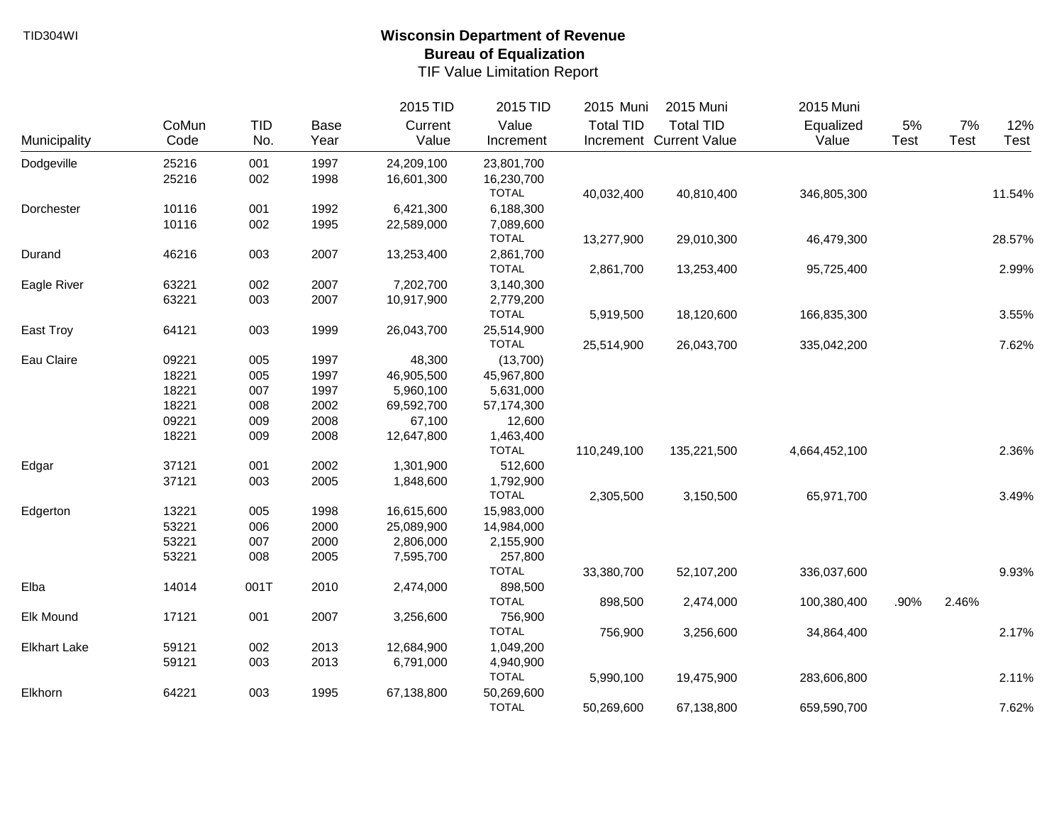TID304WI

# Wisconsin Department of Revenue
## Bureau of Equalization
TIF Value Limitation Report

| Municipality | CoMun Code | TID No. | Base Year | 2015 TID Current Value | 2015 TID Value Increment | 2015 Muni Total TID Increment | 2015 Muni Total TID Current Value | 2015 Muni Equalized Value | 5% Test | 7% Test | 12% Test |
|---|---|---|---|---|---|---|---|---|---|---|---|
| Dodgeville | 25216 | 001 | 1997 | 24,209,100 | 23,801,700 | | | | | | |
| | 25216 | 002 | 1998 | 16,601,300 | 16,230,700 | | | | | | |
| | | | | | TOTAL | 40,032,400 | 40,810,400 | 346,805,300 | | | 11.54% |
| Dorchester | 10116 | 001 | 1992 | 6,421,300 | 6,188,300 | | | | | | |
| | 10116 | 002 | 1995 | 22,589,000 | 7,089,600 | | | | | | |
| | | | | | TOTAL | 13,277,900 | 29,010,300 | 46,479,300 | | | 28.57% |
| Durand | 46216 | 003 | 2007 | 13,253,400 | 2,861,700 | | | | | | |
| | | | | | TOTAL | 2,861,700 | 13,253,400 | 95,725,400 | | | 2.99% |
| Eagle River | 63221 | 002 | 2007 | 7,202,700 | 3,140,300 | | | | | | |
| | 63221 | 003 | 2007 | 10,917,900 | 2,779,200 | | | | | | |
| | | | | | TOTAL | 5,919,500 | 18,120,600 | 166,835,300 | | | 3.55% |
| East Troy | 64121 | 003 | 1999 | 26,043,700 | 25,514,900 | | | | | | |
| | | | | | TOTAL | 25,514,900 | 26,043,700 | 335,042,200 | | | 7.62% |
| Eau Claire | 09221 | 005 | 1997 | 48,300 | (13,700) | | | | | | |
| | 18221 | 005 | 1997 | 46,905,500 | 45,967,800 | | | | | | |
| | 18221 | 007 | 1997 | 5,960,100 | 5,631,000 | | | | | | |
| | 18221 | 008 | 2002 | 69,592,700 | 57,174,300 | | | | | | |
| | 09221 | 009 | 2008 | 67,100 | 12,600 | | | | | | |
| | 18221 | 009 | 2008 | 12,647,800 | 1,463,400 | | | | | | |
| | | | | | TOTAL | 110,249,100 | 135,221,500 | 4,664,452,100 | | | 2.36% |
| Edgar | 37121 | 001 | 2002 | 1,301,900 | 512,600 | | | | | | |
| | 37121 | 003 | 2005 | 1,848,600 | 1,792,900 | | | | | | |
| | | | | | TOTAL | 2,305,500 | 3,150,500 | 65,971,700 | | | 3.49% |
| Edgerton | 13221 | 005 | 1998 | 16,615,600 | 15,983,000 | | | | | | |
| | 53221 | 006 | 2000 | 25,089,900 | 14,984,000 | | | | | | |
| | 53221 | 007 | 2000 | 2,806,000 | 2,155,900 | | | | | | |
| | 53221 | 008 | 2005 | 7,595,700 | 257,800 | | | | | | |
| | | | | | TOTAL | 33,380,700 | 52,107,200 | 336,037,600 | | | 9.93% |
| Elba | 14014 | 001T | 2010 | 2,474,000 | 898,500 | | | | | | |
| | | | | | TOTAL | 898,500 | 2,474,000 | 100,380,400 | .90% | 2.46% | |
| Elk Mound | 17121 | 001 | 2007 | 3,256,600 | 756,900 | | | | | | |
| | | | | | TOTAL | 756,900 | 3,256,600 | 34,864,400 | | | 2.17% |
| Elkhart Lake | 59121 | 002 | 2013 | 12,684,900 | 1,049,200 | | | | | | |
| | 59121 | 003 | 2013 | 6,791,000 | 4,940,900 | | | | | | |
| | | | | | TOTAL | 5,990,100 | 19,475,900 | 283,606,800 | | | 2.11% |
| Elkhorn | 64221 | 003 | 1995 | 67,138,800 | 50,269,600 | | | | | | |
| | | | | | TOTAL | 50,269,600 | 67,138,800 | 659,590,700 | | | 7.62% |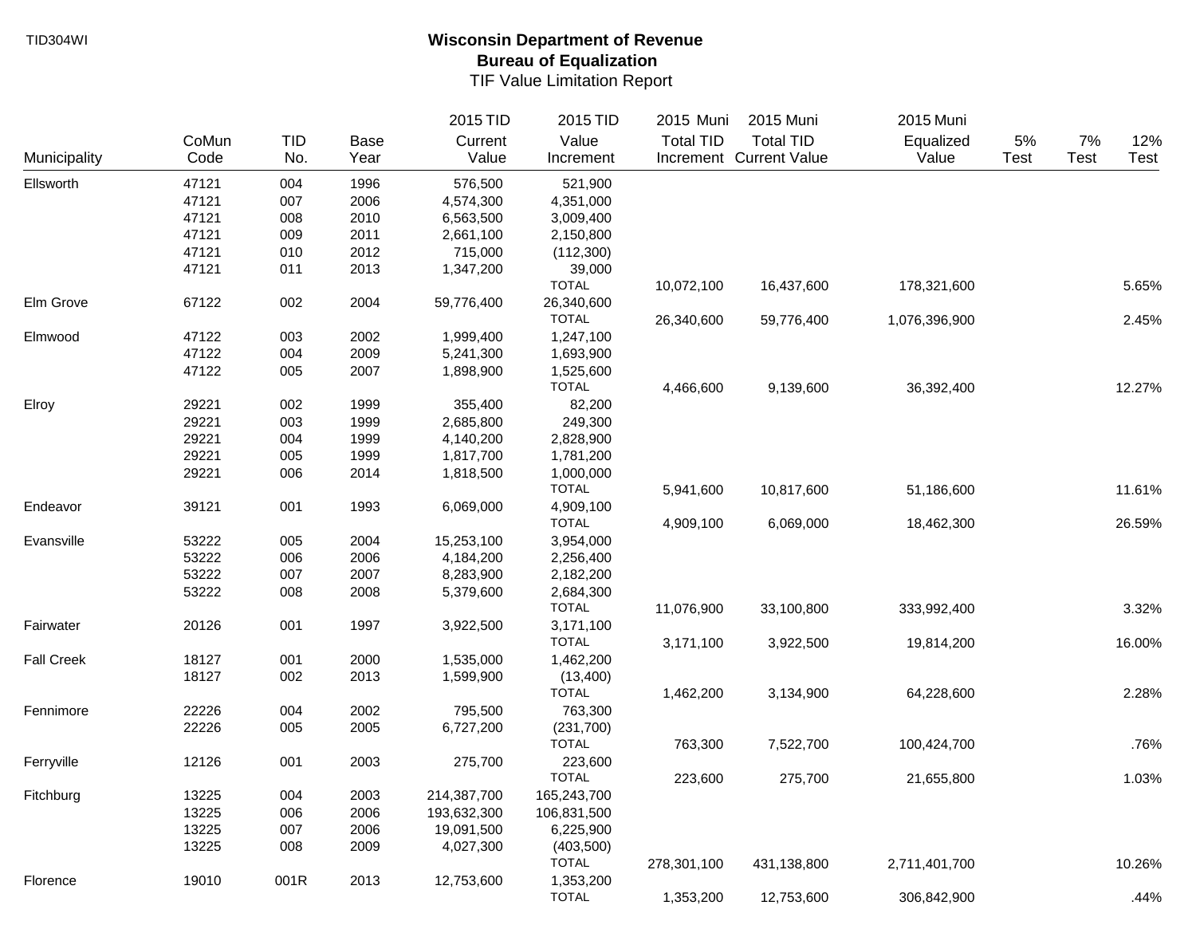TID304WI

# Wisconsin Department of Revenue
## Bureau of Equalization
### TIF Value Limitation Report

| Municipality | CoMun Code | TID No. | Base Year | 2015 TID Current Value | 2015 TID Value Increment | 2015 Muni Total TID Increment | 2015 Muni Total TID Current Value | 2015 Muni Equalized Value | 5% Test | 7% Test | 12% Test |
|---|---|---|---|---|---|---|---|---|---|---|---|
| Ellsworth | 47121 | 004 | 1996 | 576,500 | 521,900 | | | | | | |
| | 47121 | 007 | 2006 | 4,574,300 | 4,351,000 | | | | | | |
| | 47121 | 008 | 2010 | 6,563,500 | 3,009,400 | | | | | | |
| | 47121 | 009 | 2011 | 2,661,100 | 2,150,800 | | | | | | |
| | 47121 | 010 | 2012 | 715,000 | (112,300) | | | | | | |
| | 47121 | 011 | 2013 | 1,347,200 | 39,000 | | | | | | |
| | | | | | TOTAL | 10,072,100 | 16,437,600 | 178,321,600 | | | 5.65% |
| Elm Grove | 67122 | 002 | 2004 | 59,776,400 | 26,340,600 | | | | | | |
| | | | | | TOTAL | 26,340,600 | 59,776,400 | 1,076,396,900 | | | 2.45% |
| Elmwood | 47122 | 003 | 2002 | 1,999,400 | 1,247,100 | | | | | | |
| | 47122 | 004 | 2009 | 5,241,300 | 1,693,900 | | | | | | |
| | 47122 | 005 | 2007 | 1,898,900 | 1,525,600 | | | | | | |
| | | | | | TOTAL | 4,466,600 | 9,139,600 | 36,392,400 | | | 12.27% |
| Elroy | 29221 | 002 | 1999 | 355,400 | 82,200 | | | | | | |
| | 29221 | 003 | 1999 | 2,685,800 | 249,300 | | | | | | |
| | 29221 | 004 | 1999 | 4,140,200 | 2,828,900 | | | | | | |
| | 29221 | 005 | 1999 | 1,817,700 | 1,781,200 | | | | | | |
| | 29221 | 006 | 2014 | 1,818,500 | 1,000,000 | | | | | | |
| | | | | | TOTAL | 5,941,600 | 10,817,600 | 51,186,600 | | | 11.61% |
| Endeavor | 39121 | 001 | 1993 | 6,069,000 | 4,909,100 | | | | | | |
| | | | | | TOTAL | 4,909,100 | 6,069,000 | 18,462,300 | | | 26.59% |
| Evansville | 53222 | 005 | 2004 | 15,253,100 | 3,954,000 | | | | | | |
| | 53222 | 006 | 2006 | 4,184,200 | 2,256,400 | | | | | | |
| | 53222 | 007 | 2007 | 8,283,900 | 2,182,200 | | | | | | |
| | 53222 | 008 | 2008 | 5,379,600 | 2,684,300 | | | | | | |
| | | | | | TOTAL | 11,076,900 | 33,100,800 | 333,992,400 | | | 3.32% |
| Fairwater | 20126 | 001 | 1997 | 3,922,500 | 3,171,100 | | | | | | |
| | | | | | TOTAL | 3,171,100 | 3,922,500 | 19,814,200 | | | 16.00% |
| Fall Creek | 18127 | 001 | 2000 | 1,535,000 | 1,462,200 | | | | | | |
| | 18127 | 002 | 2013 | 1,599,900 | (13,400) | | | | | | |
| | | | | | TOTAL | 1,462,200 | 3,134,900 | 64,228,600 | | | 2.28% |
| Fennimore | 22226 | 004 | 2002 | 795,500 | 763,300 | | | | | | |
| | 22226 | 005 | 2005 | 6,727,200 | (231,700) | | | | | | |
| | | | | | TOTAL | 763,300 | 7,522,700 | 100,424,700 | | | .76% |
| Ferryville | 12126 | 001 | 2003 | 275,700 | 223,600 | | | | | | |
| | | | | | TOTAL | 223,600 | 275,700 | 21,655,800 | | | 1.03% |
| Fitchburg | 13225 | 004 | 2003 | 214,387,700 | 165,243,700 | | | | | | |
| | 13225 | 006 | 2006 | 193,632,300 | 106,831,500 | | | | | | |
| | 13225 | 007 | 2006 | 19,091,500 | 6,225,900 | | | | | | |
| | 13225 | 008 | 2009 | 4,027,300 | (403,500) | | | | | | |
| | | | | | TOTAL | 278,301,100 | 431,138,800 | 2,711,401,700 | | | 10.26% |
| Florence | 19010 | 001R | 2013 | 12,753,600 | 1,353,200 | | | | | | |
| | | | | | TOTAL | 1,353,200 | 12,753,600 | 306,842,900 | | | .44% |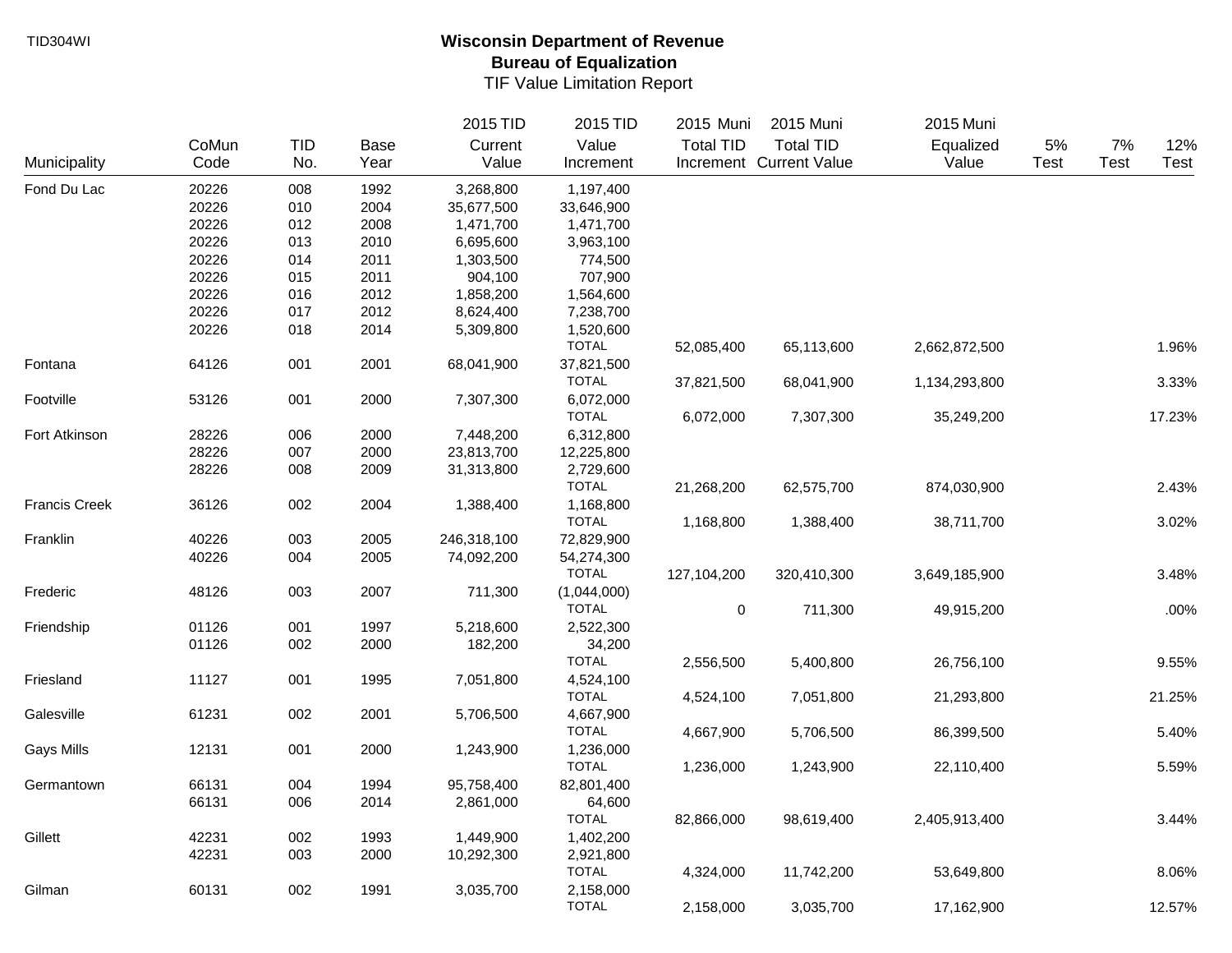TID304WI

# Wisconsin Department of Revenue
## Bureau of Equalization
### TIF Value Limitation Report

| Municipality | CoMun Code | TID No. | Base Year | 2015 TID Current Value | 2015 TID Value Increment | 2015 Muni Total TID Increment | 2015 Muni Total TID Current Value | 2015 Muni Equalized Value | 5% Test | 7% Test | 12% Test |
|---|---|---|---|---|---|---|---|---|---|---|---|
| Fond Du Lac | 20226 | 008 | 1992 | 3,268,800 | 1,197,400 | | | | | | |
| | 20226 | 010 | 2004 | 35,677,500 | 33,646,900 | | | | | | |
| | 20226 | 012 | 2008 | 1,471,700 | 1,471,700 | | | | | | |
| | 20226 | 013 | 2010 | 6,695,600 | 3,963,100 | | | | | | |
| | 20226 | 014 | 2011 | 1,303,500 | 774,500 | | | | | | |
| | 20226 | 015 | 2011 | 904,100 | 707,900 | | | | | | |
| | 20226 | 016 | 2012 | 1,858,200 | 1,564,600 | | | | | | |
| | 20226 | 017 | 2012 | 8,624,400 | 7,238,700 | | | | | | |
| | 20226 | 018 | 2014 | 5,309,800 | 1,520,600 | | | | | | |
| | | | | | TOTAL | 52,085,400 | 65,113,600 | 2,662,872,500 | | | 1.96% |
| Fontana | 64126 | 001 | 2001 | 68,041,900 | 37,821,500 | | | | | | |
| | | | | | TOTAL | 37,821,500 | 68,041,900 | 1,134,293,800 | | | 3.33% |
| Footville | 53126 | 001 | 2000 | 7,307,300 | 6,072,000 | | | | | | |
| | | | | | TOTAL | 6,072,000 | 7,307,300 | 35,249,200 | | | 17.23% |
| Fort Atkinson | 28226 | 006 | 2000 | 7,448,200 | 6,312,800 | | | | | | |
| | 28226 | 007 | 2000 | 23,813,700 | 12,225,800 | | | | | | |
| | 28226 | 008 | 2009 | 31,313,800 | 2,729,600 | | | | | | |
| | | | | | TOTAL | 21,268,200 | 62,575,700 | 874,030,900 | | | 2.43% |
| Francis Creek | 36126 | 002 | 2004 | 1,388,400 | 1,168,800 | | | | | | |
| | | | | | TOTAL | 1,168,800 | 1,388,400 | 38,711,700 | | | 3.02% |
| Franklin | 40226 | 003 | 2005 | 246,318,100 | 72,829,900 | | | | | | |
| | 40226 | 004 | 2005 | 74,092,200 | 54,274,300 | | | | | | |
| | | | | | TOTAL | 127,104,200 | 320,410,300 | 3,649,185,900 | | | 3.48% |
| Frederic | 48126 | 003 | 2007 | 711,300 | (1,044,000) | | | | | | |
| | | | | | TOTAL | 0 | 711,300 | 49,915,200 | | | .00% |
| Friendship | 01126 | 001 | 1997 | 5,218,600 | 2,522,300 | | | | | | |
| | 01126 | 002 | 2000 | 182,200 | 34,200 | | | | | | |
| | | | | | TOTAL | 2,556,500 | 5,400,800 | 26,756,100 | | | 9.55% |
| Friesland | 11127 | 001 | 1995 | 7,051,800 | 4,524,100 | | | | | | |
| | | | | | TOTAL | 4,524,100 | 7,051,800 | 21,293,800 | | | 21.25% |
| Galesville | 61231 | 002 | 2001 | 5,706,500 | 4,667,900 | | | | | | |
| | | | | | TOTAL | 4,667,900 | 5,706,500 | 86,399,500 | | | 5.40% |
| Gays Mills | 12131 | 001 | 2000 | 1,243,900 | 1,236,000 | | | | | | |
| | | | | | TOTAL | 1,236,000 | 1,243,900 | 22,110,400 | | | 5.59% |
| Germantown | 66131 | 004 | 1994 | 95,758,400 | 82,801,400 | | | | | | |
| | 66131 | 006 | 2014 | 2,861,000 | 64,600 | | | | | | |
| | | | | | TOTAL | 82,866,000 | 98,619,400 | 2,405,913,400 | | | 3.44% |
| Gillett | 42231 | 002 | 1993 | 1,449,900 | 1,402,200 | | | | | | |
| | 42231 | 003 | 2000 | 10,292,300 | 2,921,800 | | | | | | |
| | | | | | TOTAL | 4,324,000 | 11,742,200 | 53,649,800 | | | 8.06% |
| Gilman | 60131 | 002 | 1991 | 3,035,700 | 2,158,000 | | | | | | |
| | | | | | TOTAL | 2,158,000 | 3,035,700 | 17,162,900 | | | 12.57% |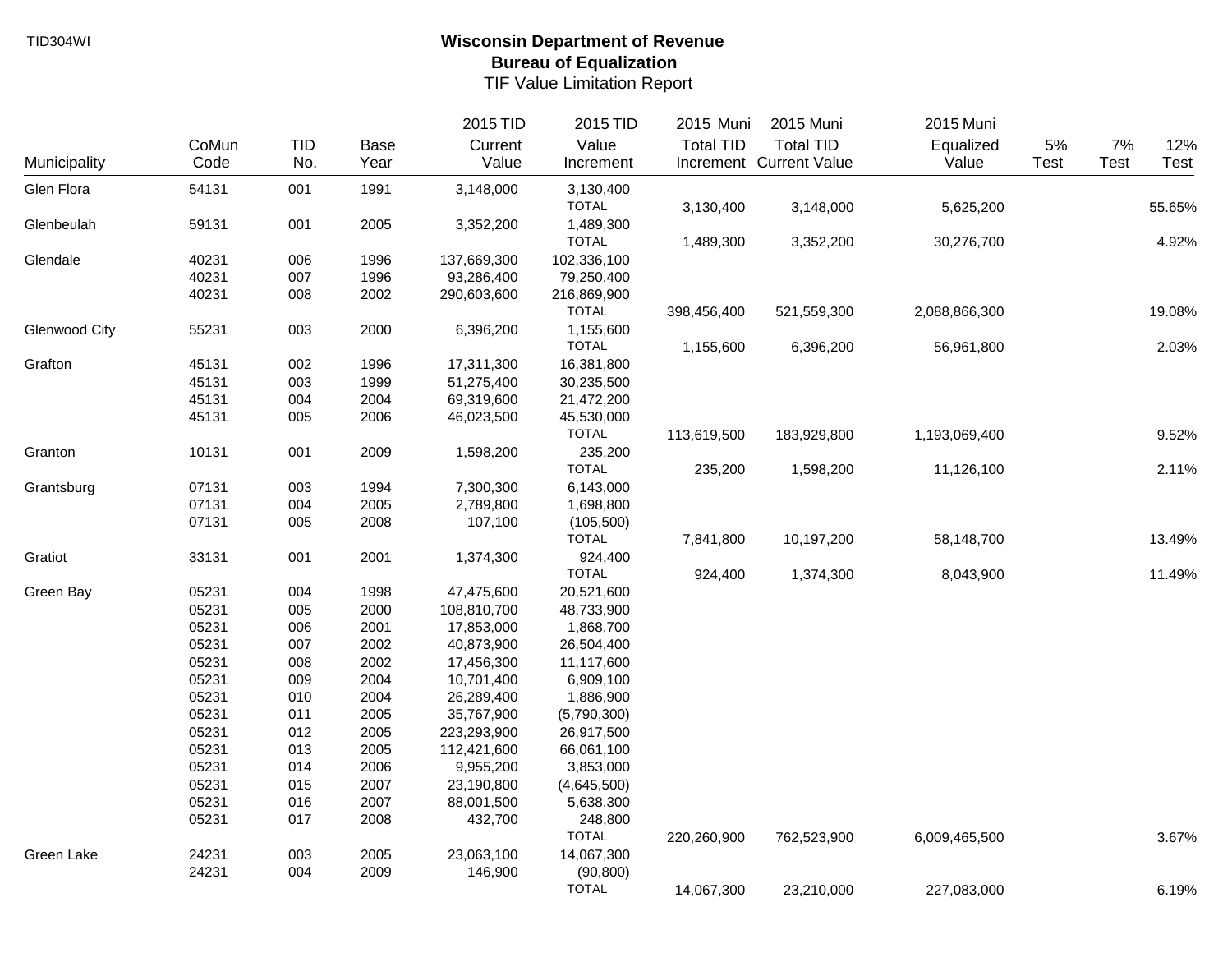TID304WI

# Wisconsin Department of Revenue
## Bureau of Equalization
### TIF Value Limitation Report

| Municipality | CoMun Code | TID No. | Base Year | 2015 TID Current Value | 2015 TID Value Increment | 2015 Muni Total TID Increment | 2015 Muni Total TID Current Value | 2015 Muni Equalized Value | 5% Test | 7% Test | 12% Test |
|---|---|---|---|---|---|---|---|---|---|---|---|
| Glen Flora | 54131 | 001 | 1991 | 3,148,000 | 3,130,400 | | | | | | |
| | | | | | TOTAL | 3,130,400 | 3,148,000 | 5,625,200 | | | 55.65% |
| Glenbeulah | 59131 | 001 | 2005 | 3,352,200 | 1,489,300 | | | | | | |
| | | | | | TOTAL | 1,489,300 | 3,352,200 | 30,276,700 | | | 4.92% |
| Glendale | 40231 | 006 | 1996 | 137,669,300 | 102,336,100 | | | | | | |
| | 40231 | 007 | 1996 | 93,286,400 | 79,250,400 | | | | | | |
| | 40231 | 008 | 2002 | 290,603,600 | 216,869,900 | | | | | | |
| | | | | | TOTAL | 398,456,400 | 521,559,300 | 2,088,866,300 | | | 19.08% |
| Glenwood City | 55231 | 003 | 2000 | 6,396,200 | 1,155,600 | | | | | | |
| | | | | | TOTAL | 1,155,600 | 6,396,200 | 56,961,800 | | | 2.03% |
| Grafton | 45131 | 002 | 1996 | 17,311,300 | 16,381,800 | | | | | | |
| | 45131 | 003 | 1999 | 51,275,400 | 30,235,500 | | | | | | |
| | 45131 | 004 | 2004 | 69,319,600 | 21,472,200 | | | | | | |
| | 45131 | 005 | 2006 | 46,023,500 | 45,530,000 | | | | | | |
| | | | | | TOTAL | 113,619,500 | 183,929,800 | 1,193,069,400 | | | 9.52% |
| Granton | 10131 | 001 | 2009 | 1,598,200 | 235,200 | | | | | | |
| | | | | | TOTAL | 235,200 | 1,598,200 | 11,126,100 | | | 2.11% |
| Grantsburg | 07131 | 003 | 1994 | 7,300,300 | 6,143,000 | | | | | | |
| | 07131 | 004 | 2005 | 2,789,800 | 1,698,800 | | | | | | |
| | 07131 | 005 | 2008 | 107,100 | (105,500) | | | | | | |
| | | | | | TOTAL | 7,841,800 | 10,197,200 | 58,148,700 | | | 13.49% |
| Gratiot | 33131 | 001 | 2001 | 1,374,300 | 924,400 | | | | | | |
| | | | | | TOTAL | 924,400 | 1,374,300 | 8,043,900 | | | 11.49% |
| Green Bay | 05231 | 004 | 1998 | 47,475,600 | 20,521,600 | | | | | | |
| | 05231 | 005 | 2000 | 108,810,700 | 48,733,900 | | | | | | |
| | 05231 | 006 | 2001 | 17,853,000 | 1,868,700 | | | | | | |
| | 05231 | 007 | 2002 | 40,873,900 | 26,504,400 | | | | | | |
| | 05231 | 008 | 2002 | 17,456,300 | 11,117,600 | | | | | | |
| | 05231 | 009 | 2004 | 10,701,400 | 6,909,100 | | | | | | |
| | 05231 | 010 | 2004 | 26,289,400 | 1,886,900 | | | | | | |
| | 05231 | 011 | 2005 | 35,767,900 | (5,790,300) | | | | | | |
| | 05231 | 012 | 2005 | 223,293,900 | 26,917,500 | | | | | | |
| | 05231 | 013 | 2005 | 112,421,600 | 66,061,100 | | | | | | |
| | 05231 | 014 | 2006 | 9,955,200 | 3,853,000 | | | | | | |
| | 05231 | 015 | 2007 | 23,190,800 | (4,645,500) | | | | | | |
| | 05231 | 016 | 2007 | 88,001,500 | 5,638,300 | | | | | | |
| | 05231 | 017 | 2008 | 432,700 | 248,800 | | | | | | |
| | | | | | TOTAL | 220,260,900 | 762,523,900 | 6,009,465,500 | | | 3.67% |
| Green Lake | 24231 | 003 | 2005 | 23,063,100 | 14,067,300 | | | | | | |
| | 24231 | 004 | 2009 | 146,900 | (90,800) | | | | | | |
| | | | | | TOTAL | 14,067,300 | 23,210,000 | 227,083,000 | | | 6.19% |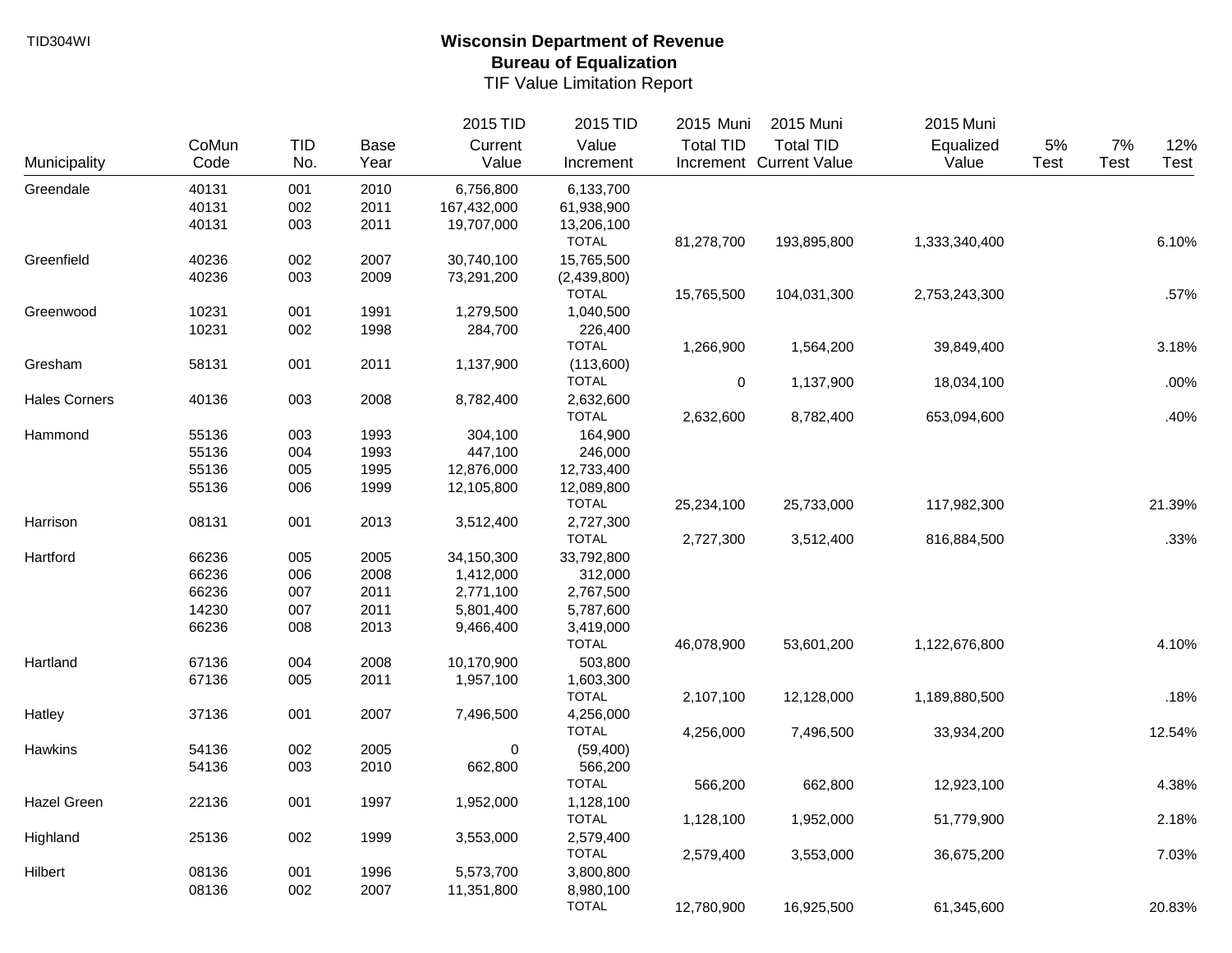TID304WI

# Wisconsin Department of Revenue
## Bureau of Equalization
### TIF Value Limitation Report

| Municipality | CoMun Code | TID No. | Base Year | 2015 TID Current Value | 2015 TID Value Increment | 2015 Muni Total TID Increment | 2015 Muni Total TID Current Value | 2015 Muni Equalized Value | 5% Test | 7% Test | 12% Test |
|---|---|---|---|---|---|---|---|---|---|---|---|
| Greendale | 40131 | 001 | 2010 | 6,756,800 | 6,133,700 | | | | | | |
| | 40131 | 002 | 2011 | 167,432,000 | 61,938,900 | | | | | | |
| | 40131 | 003 | 2011 | 19,707,000 | 13,206,100 | | | | | | |
| | | | | | TOTAL | 81,278,700 | 193,895,800 | 1,333,340,400 | | | 6.10% |
| Greenfield | 40236 | 002 | 2007 | 30,740,100 | 15,765,500 | | | | | | |
| | 40236 | 003 | 2009 | 73,291,200 | (2,439,800) | | | | | | |
| | | | | | TOTAL | 15,765,500 | 104,031,300 | 2,753,243,300 | | | .57% |
| Greenwood | 10231 | 001 | 1991 | 1,279,500 | 1,040,500 | | | | | | |
| | 10231 | 002 | 1998 | 284,700 | 226,400 | | | | | | |
| | | | | | TOTAL | 1,266,900 | 1,564,200 | 39,849,400 | | | 3.18% |
| Gresham | 58131 | 001 | 2011 | 1,137,900 | (113,600) | | | | | | |
| | | | | | TOTAL | 0 | 1,137,900 | 18,034,100 | | | .00% |
| Hales Corners | 40136 | 003 | 2008 | 8,782,400 | 2,632,600 | | | | | | |
| | | | | | TOTAL | 2,632,600 | 8,782,400 | 653,094,600 | | | .40% |
| Hammond | 55136 | 003 | 1993 | 304,100 | 164,900 | | | | | | |
| | 55136 | 004 | 1993 | 447,100 | 246,000 | | | | | | |
| | 55136 | 005 | 1995 | 12,876,000 | 12,733,400 | | | | | | |
| | 55136 | 006 | 1999 | 12,105,800 | 12,089,800 | | | | | | |
| | | | | | TOTAL | 25,234,100 | 25,733,000 | 117,982,300 | | | 21.39% |
| Harrison | 08131 | 001 | 2013 | 3,512,400 | 2,727,300 | | | | | | |
| | | | | | TOTAL | 2,727,300 | 3,512,400 | 816,884,500 | | | .33% |
| Hartford | 66236 | 005 | 2005 | 34,150,300 | 33,792,800 | | | | | | |
| | 66236 | 006 | 2008 | 1,412,000 | 312,000 | | | | | | |
| | 66236 | 007 | 2011 | 2,771,100 | 2,767,500 | | | | | | |
| | 14230 | 007 | 2011 | 5,801,400 | 5,787,600 | | | | | | |
| | 66236 | 008 | 2013 | 9,466,400 | 3,419,000 | | | | | | |
| | | | | | TOTAL | 46,078,900 | 53,601,200 | 1,122,676,800 | | | 4.10% |
| Hartland | 67136 | 004 | 2008 | 10,170,900 | 503,800 | | | | | | |
| | 67136 | 005 | 2011 | 1,957,100 | 1,603,300 | | | | | | |
| | | | | | TOTAL | 2,107,100 | 12,128,000 | 1,189,880,500 | | | .18% |
| Hatley | 37136 | 001 | 2007 | 7,496,500 | 4,256,000 | | | | | | |
| | | | | | TOTAL | 4,256,000 | 7,496,500 | 33,934,200 | | | 12.54% |
| Hawkins | 54136 | 002 | 2005 | 0 | (59,400) | | | | | | |
| | 54136 | 003 | 2010 | 662,800 | 566,200 | | | | | | |
| | | | | | TOTAL | 566,200 | 662,800 | 12,923,100 | | | 4.38% |
| Hazel Green | 22136 | 001 | 1997 | 1,952,000 | 1,128,100 | | | | | | |
| | | | | | TOTAL | 1,128,100 | 1,952,000 | 51,779,900 | | | 2.18% |
| Highland | 25136 | 002 | 1999 | 3,553,000 | 2,579,400 | | | | | | |
| | | | | | TOTAL | 2,579,400 | 3,553,000 | 36,675,200 | | | 7.03% |
| Hilbert | 08136 | 001 | 1996 | 5,573,700 | 3,800,800 | | | | | | |
| | 08136 | 002 | 2007 | 11,351,800 | 8,980,100 | | | | | | |
| | | | | | TOTAL | 12,780,900 | 16,925,500 | 61,345,600 | | | 20.83% |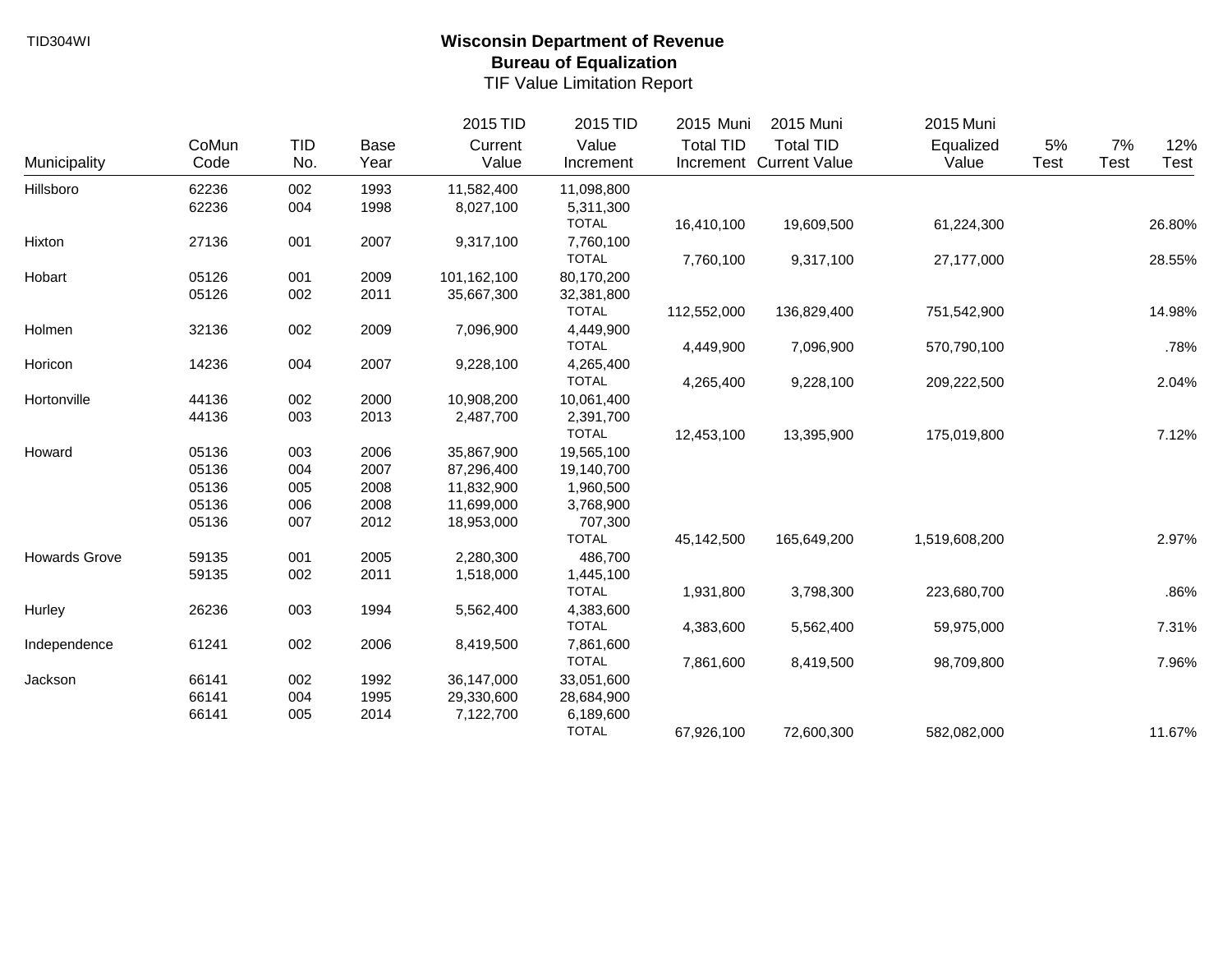TID304WI

# Wisconsin Department of Revenue
## Bureau of Equalization
### TIF Value Limitation Report

| Municipality | CoMun Code | TID No. | Base Year | 2015 TID Current Value | 2015 TID Value Increment | 2015 Muni Total TID Increment | 2015 Muni Total TID Current Value | 2015 Muni Equalized Value | 5% Test | 7% Test | 12% Test |
|---|---|---|---|---|---|---|---|---|---|---|---|
| Hillsboro | 62236 | 002 | 1993 | 11,582,400 | 11,098,800 | | | | | | |
| | 62236 | 004 | 1998 | 8,027,100 | 5,311,300 | | | | | | |
| | | | | | TOTAL | 16,410,100 | 19,609,500 | 61,224,300 | | | 26.80% |
| Hixton | 27136 | 001 | 2007 | 9,317,100 | 7,760,100 | | | | | | |
| | | | | | TOTAL | 7,760,100 | 9,317,100 | 27,177,000 | | | 28.55% |
| Hobart | 05126 | 001 | 2009 | 101,162,100 | 80,170,200 | | | | | | |
| | 05126 | 002 | 2011 | 35,667,300 | 32,381,800 | | | | | | |
| | | | | | TOTAL | 112,552,000 | 136,829,400 | 751,542,900 | | | 14.98% |
| Holmen | 32136 | 002 | 2009 | 7,096,900 | 4,449,900 | | | | | | |
| | | | | | TOTAL | 4,449,900 | 7,096,900 | 570,790,100 | | | .78% |
| Horicon | 14236 | 004 | 2007 | 9,228,100 | 4,265,400 | | | | | | |
| | | | | | TOTAL | 4,265,400 | 9,228,100 | 209,222,500 | | | 2.04% |
| Hortonville | 44136 | 002 | 2000 | 10,908,200 | 10,061,400 | | | | | | |
| | 44136 | 003 | 2013 | 2,487,700 | 2,391,700 | | | | | | |
| | | | | | TOTAL | 12,453,100 | 13,395,900 | 175,019,800 | | | 7.12% |
| Howard | 05136 | 003 | 2006 | 35,867,900 | 19,565,100 | | | | | | |
| | 05136 | 004 | 2007 | 87,296,400 | 19,140,700 | | | | | | |
| | 05136 | 005 | 2008 | 11,832,900 | 1,960,500 | | | | | | |
| | 05136 | 006 | 2008 | 11,699,000 | 3,768,900 | | | | | | |
| | 05136 | 007 | 2012 | 18,953,000 | 707,300 | | | | | | |
| | | | | | TOTAL | 45,142,500 | 165,649,200 | 1,519,608,200 | | | 2.97% |
| Howards Grove | 59135 | 001 | 2005 | 2,280,300 | 486,700 | | | | | | |
| | 59135 | 002 | 2011 | 1,518,000 | 1,445,100 | | | | | | |
| | | | | | TOTAL | 1,931,800 | 3,798,300 | 223,680,700 | | | .86% |
| Hurley | 26236 | 003 | 1994 | 5,562,400 | 4,383,600 | | | | | | |
| | | | | | TOTAL | 4,383,600 | 5,562,400 | 59,975,000 | | | 7.31% |
| Independence | 61241 | 002 | 2006 | 8,419,500 | 7,861,600 | | | | | | |
| | | | | | TOTAL | 7,861,600 | 8,419,500 | 98,709,800 | | | 7.96% |
| Jackson | 66141 | 002 | 1992 | 36,147,000 | 33,051,600 | | | | | | |
| | 66141 | 004 | 1995 | 29,330,600 | 28,684,900 | | | | | | |
| | 66141 | 005 | 2014 | 7,122,700 | 6,189,600 | | | | | | |
| | | | | | TOTAL | 67,926,100 | 72,600,300 | 582,082,000 | | | 11.67% |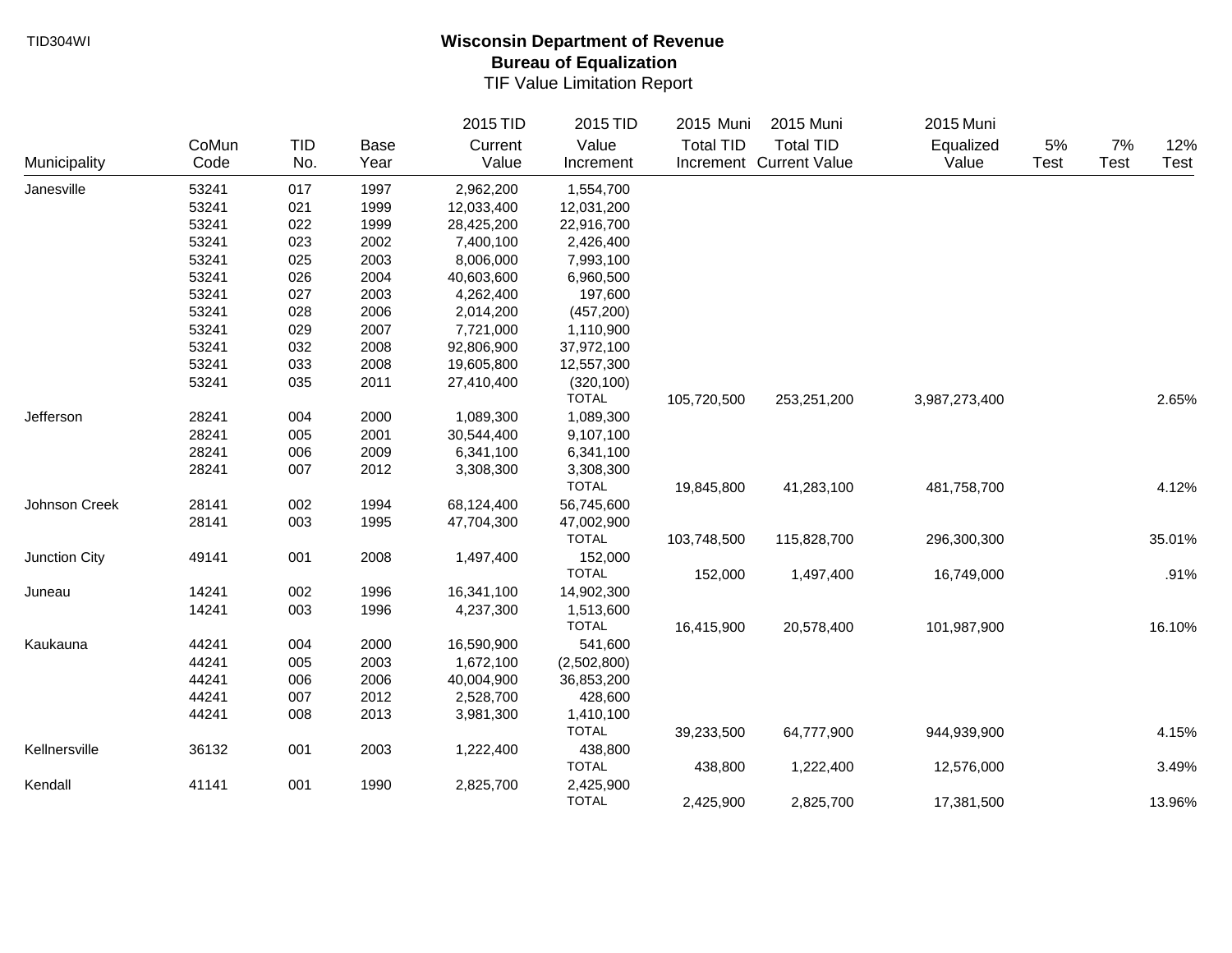TID304WI

# Wisconsin Department of Revenue
## Bureau of Equalization
### TIF Value Limitation Report

| Municipality | CoMun Code | TID No. | Base Year | 2015 TID Current Value | 2015 TID Value Increment | 2015 Muni Total TID Increment | 2015 Muni Total TID Current Value | 2015 Muni Equalized Value | 5% Test | 7% Test | 12% Test |
|---|---|---|---|---|---|---|---|---|---|---|---|
| Janesville | 53241 | 017 | 1997 | 2,962,200 | 1,554,700 | | | | | | |
| | 53241 | 021 | 1999 | 12,033,400 | 12,031,200 | | | | | | |
| | 53241 | 022 | 1999 | 28,425,200 | 22,916,700 | | | | | | |
| | 53241 | 023 | 2002 | 7,400,100 | 2,426,400 | | | | | | |
| | 53241 | 025 | 2003 | 8,006,000 | 7,993,100 | | | | | | |
| | 53241 | 026 | 2004 | 40,603,600 | 6,960,500 | | | | | | |
| | 53241 | 027 | 2003 | 4,262,400 | 197,600 | | | | | | |
| | 53241 | 028 | 2006 | 2,014,200 | (457,200) | | | | | | |
| | 53241 | 029 | 2007 | 7,721,000 | 1,110,900 | | | | | | |
| | 53241 | 032 | 2008 | 92,806,900 | 37,972,100 | | | | | | |
| | 53241 | 033 | 2008 | 19,605,800 | 12,557,300 | | | | | | |
| | 53241 | 035 | 2011 | 27,410,400 | (320,100) | | | | | | |
| | | | | | TOTAL | 105,720,500 | 253,251,200 | 3,987,273,400 | | | 2.65% |
| Jefferson | 28241 | 004 | 2000 | 1,089,300 | 1,089,300 | | | | | | |
| | 28241 | 005 | 2001 | 30,544,400 | 9,107,100 | | | | | | |
| | 28241 | 006 | 2009 | 6,341,100 | 6,341,100 | | | | | | |
| | 28241 | 007 | 2012 | 3,308,300 | 3,308,300 | | | | | | |
| | | | | | TOTAL | 19,845,800 | 41,283,100 | 481,758,700 | | | 4.12% |
| Johnson Creek | 28141 | 002 | 1994 | 68,124,400 | 56,745,600 | | | | | | |
| | 28141 | 003 | 1995 | 47,704,300 | 47,002,900 | | | | | | |
| | | | | | TOTAL | 103,748,500 | 115,828,700 | 296,300,300 | | | 35.01% |
| Junction City | 49141 | 001 | 2008 | 1,497,400 | 152,000 | | | | | | |
| | | | | | TOTAL | 152,000 | 1,497,400 | 16,749,000 | | | .91% |
| Juneau | 14241 | 002 | 1996 | 16,341,100 | 14,902,300 | | | | | | |
| | 14241 | 003 | 1996 | 4,237,300 | 1,513,600 | | | | | | |
| | | | | | TOTAL | 16,415,900 | 20,578,400 | 101,987,900 | | | 16.10% |
| Kaukauna | 44241 | 004 | 2000 | 16,590,900 | 541,600 | | | | | | |
| | 44241 | 005 | 2003 | 1,672,100 | (2,502,800) | | | | | | |
| | 44241 | 006 | 2006 | 40,004,900 | 36,853,200 | | | | | | |
| | 44241 | 007 | 2012 | 2,528,700 | 428,600 | | | | | | |
| | 44241 | 008 | 2013 | 3,981,300 | 1,410,100 | | | | | | |
| | | | | | TOTAL | 39,233,500 | 64,777,900 | 944,939,900 | | | 4.15% |
| Kellnersville | 36132 | 001 | 2003 | 1,222,400 | 438,800 | | | | | | |
| | | | | | TOTAL | 438,800 | 1,222,400 | 12,576,000 | | | 3.49% |
| Kendall | 41141 | 001 | 1990 | 2,825,700 | 2,425,900 | | | | | | |
| | | | | | TOTAL | 2,425,900 | 2,825,700 | 17,381,500 | | | 13.96% |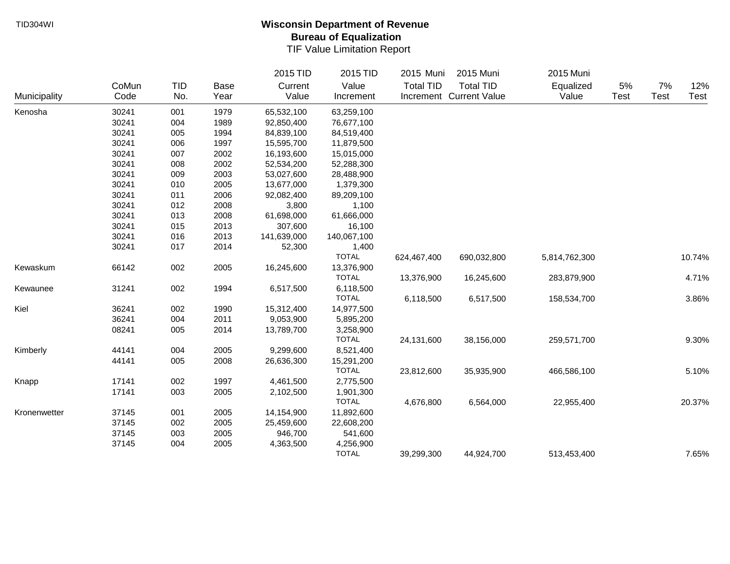TID304WI

# Wisconsin Department of Revenue
## Bureau of Equalization
TIF Value Limitation Report

| Municipality | CoMun Code | TID No. | Base Year | 2015 TID Current Value | 2015 TID Value Increment | 2015 Muni Total TID Increment | 2015 Muni Total TID Current Value | 2015 Muni Equalized Value | 5% Test | 7% Test | 12% Test |
|---|---|---|---|---|---|---|---|---|---|---|---|
| Kenosha | 30241 | 001 | 1979 | 65,532,100 | 63,259,100 | | | | | | |
| | 30241 | 004 | 1989 | 92,850,400 | 76,677,100 | | | | | | |
| | 30241 | 005 | 1994 | 84,839,100 | 84,519,400 | | | | | | |
| | 30241 | 006 | 1997 | 15,595,700 | 11,879,500 | | | | | | |
| | 30241 | 007 | 2002 | 16,193,600 | 15,015,000 | | | | | | |
| | 30241 | 008 | 2002 | 52,534,200 | 52,288,300 | | | | | | |
| | 30241 | 009 | 2003 | 53,027,600 | 28,488,900 | | | | | | |
| | 30241 | 010 | 2005 | 13,677,000 | 1,379,300 | | | | | | |
| | 30241 | 011 | 2006 | 92,082,400 | 89,209,100 | | | | | | |
| | 30241 | 012 | 2008 | 3,800 | 1,100 | | | | | | |
| | 30241 | 013 | 2008 | 61,698,000 | 61,666,000 | | | | | | |
| | 30241 | 015 | 2013 | 307,600 | 16,100 | | | | | | |
| | 30241 | 016 | 2013 | 141,639,000 | 140,067,100 | | | | | | |
| | 30241 | 017 | 2014 | 52,300 | 1,400 | | | | | | |
| | | | | | TOTAL | 624,467,400 | 690,032,800 | 5,814,762,300 | | | 10.74% |
| Kewaskum | 66142 | 002 | 2005 | 16,245,600 | 13,376,900 | | | | | | |
| | | | | | TOTAL | 13,376,900 | 16,245,600 | 283,879,900 | | | 4.71% |
| Kewaunee | 31241 | 002 | 1994 | 6,517,500 | 6,118,500 | | | | | | |
| | | | | | TOTAL | 6,118,500 | 6,517,500 | 158,534,700 | | | 3.86% |
| Kiel | 36241 | 002 | 1990 | 15,312,400 | 14,977,500 | | | | | | |
| | 36241 | 004 | 2011 | 9,053,900 | 5,895,200 | | | | | | |
| | 08241 | 005 | 2014 | 13,789,700 | 3,258,900 | | | | | | |
| | | | | | TOTAL | 24,131,600 | 38,156,000 | 259,571,700 | | | 9.30% |
| Kimberly | 44141 | 004 | 2005 | 9,299,600 | 8,521,400 | | | | | | |
| | 44141 | 005 | 2008 | 26,636,300 | 15,291,200 | | | | | | |
| | | | | | TOTAL | 23,812,600 | 35,935,900 | 466,586,100 | | | 5.10% |
| Knapp | 17141 | 002 | 1997 | 4,461,500 | 2,775,500 | | | | | | |
| | 17141 | 003 | 2005 | 2,102,500 | 1,901,300 | | | | | | |
| | | | | | TOTAL | 4,676,800 | 6,564,000 | 22,955,400 | | | 20.37% |
| Kronenwetter | 37145 | 001 | 2005 | 14,154,900 | 11,892,600 | | | | | | |
| | 37145 | 002 | 2005 | 25,459,600 | 22,608,200 | | | | | | |
| | 37145 | 003 | 2005 | 946,700 | 541,600 | | | | | | |
| | 37145 | 004 | 2005 | 4,363,500 | 4,256,900 | | | | | | |
| | | | | | TOTAL | 39,299,300 | 44,924,700 | 513,453,400 | | | 7.65% |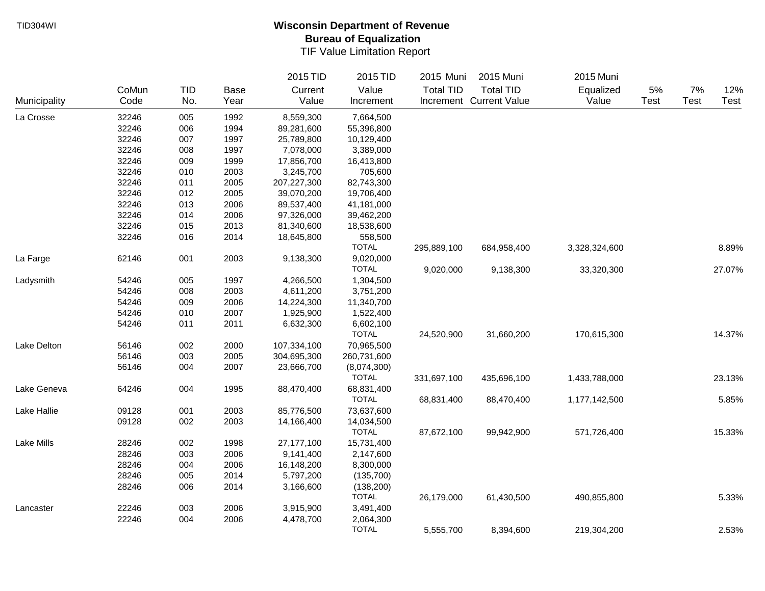TID304WI

# Wisconsin Department of Revenue
## Bureau of Equalization
### TIF Value Limitation Report

| Municipality | CoMun Code | TID No. | Base Year | 2015 TID Current Value | 2015 TID Value Increment | 2015 Muni Total TID Increment | 2015 Muni Total TID Current Value | 2015 Muni Equalized Value | 5% Test | 7% Test | 12% Test |
|---|---|---|---|---|---|---|---|---|---|---|---|
| La Crosse | 32246 | 005 | 1992 | 8,559,300 | 7,664,500 | | | | | | |
| | 32246 | 006 | 1994 | 89,281,600 | 55,396,800 | | | | | | |
| | 32246 | 007 | 1997 | 25,789,800 | 10,129,400 | | | | | | |
| | 32246 | 008 | 1997 | 7,078,000 | 3,389,000 | | | | | | |
| | 32246 | 009 | 1999 | 17,856,700 | 16,413,800 | | | | | | |
| | 32246 | 010 | 2003 | 3,245,700 | 705,600 | | | | | | |
| | 32246 | 011 | 2005 | 207,227,300 | 82,743,300 | | | | | | |
| | 32246 | 012 | 2005 | 39,070,200 | 19,706,400 | | | | | | |
| | 32246 | 013 | 2006 | 89,537,400 | 41,181,000 | | | | | | |
| | 32246 | 014 | 2006 | 97,326,000 | 39,462,200 | | | | | | |
| | 32246 | 015 | 2013 | 81,340,600 | 18,538,600 | | | | | | |
| | 32246 | 016 | 2014 | 18,645,800 | 558,500 | | | | | | |
| | | | | | TOTAL | 295,889,100 | 684,958,400 | 3,328,324,600 | | | 8.89% |
| La Farge | 62146 | 001 | 2003 | 9,138,300 | 9,020,000 | | | | | | |
| | | | | | TOTAL | 9,020,000 | 9,138,300 | 33,320,300 | | | 27.07% |
| Ladysmith | 54246 | 005 | 1997 | 4,266,500 | 1,304,500 | | | | | | |
| | 54246 | 008 | 2003 | 4,611,200 | 3,751,200 | | | | | | |
| | 54246 | 009 | 2006 | 14,224,300 | 11,340,700 | | | | | | |
| | 54246 | 010 | 2007 | 1,925,900 | 1,522,400 | | | | | | |
| | 54246 | 011 | 2011 | 6,632,300 | 6,602,100 | | | | | | |
| | | | | | TOTAL | 24,520,900 | 31,660,200 | 170,615,300 | | | 14.37% |
| Lake Delton | 56146 | 002 | 2000 | 107,334,100 | 70,965,500 | | | | | | |
| | 56146 | 003 | 2005 | 304,695,300 | 260,731,600 | | | | | | |
| | 56146 | 004 | 2007 | 23,666,700 | (8,074,300) | | | | | | |
| | | | | | TOTAL | 331,697,100 | 435,696,100 | 1,433,788,000 | | | 23.13% |
| Lake Geneva | 64246 | 004 | 1995 | 88,470,400 | 68,831,400 | | | | | | |
| | | | | | TOTAL | 68,831,400 | 88,470,400 | 1,177,142,500 | | | 5.85% |
| Lake Hallie | 09128 | 001 | 2003 | 85,776,500 | 73,637,600 | | | | | | |
| | 09128 | 002 | 2003 | 14,166,400 | 14,034,500 | | | | | | |
| | | | | | TOTAL | 87,672,100 | 99,942,900 | 571,726,400 | | | 15.33% |
| Lake Mills | 28246 | 002 | 1998 | 27,177,100 | 15,731,400 | | | | | | |
| | 28246 | 003 | 2006 | 9,141,400 | 2,147,600 | | | | | | |
| | 28246 | 004 | 2006 | 16,148,200 | 8,300,000 | | | | | | |
| | 28246 | 005 | 2014 | 5,797,200 | (135,700) | | | | | | |
| | 28246 | 006 | 2014 | 3,166,600 | (138,200) | | | | | | |
| | | | | | TOTAL | 26,179,000 | 61,430,500 | 490,855,800 | | | 5.33% |
| Lancaster | 22246 | 003 | 2006 | 3,915,900 | 3,491,400 | | | | | | |
| | 22246 | 004 | 2006 | 4,478,700 | 2,064,300 | | | | | | |
| | | | | | TOTAL | 5,555,700 | 8,394,600 | 219,304,200 | | | 2.53% |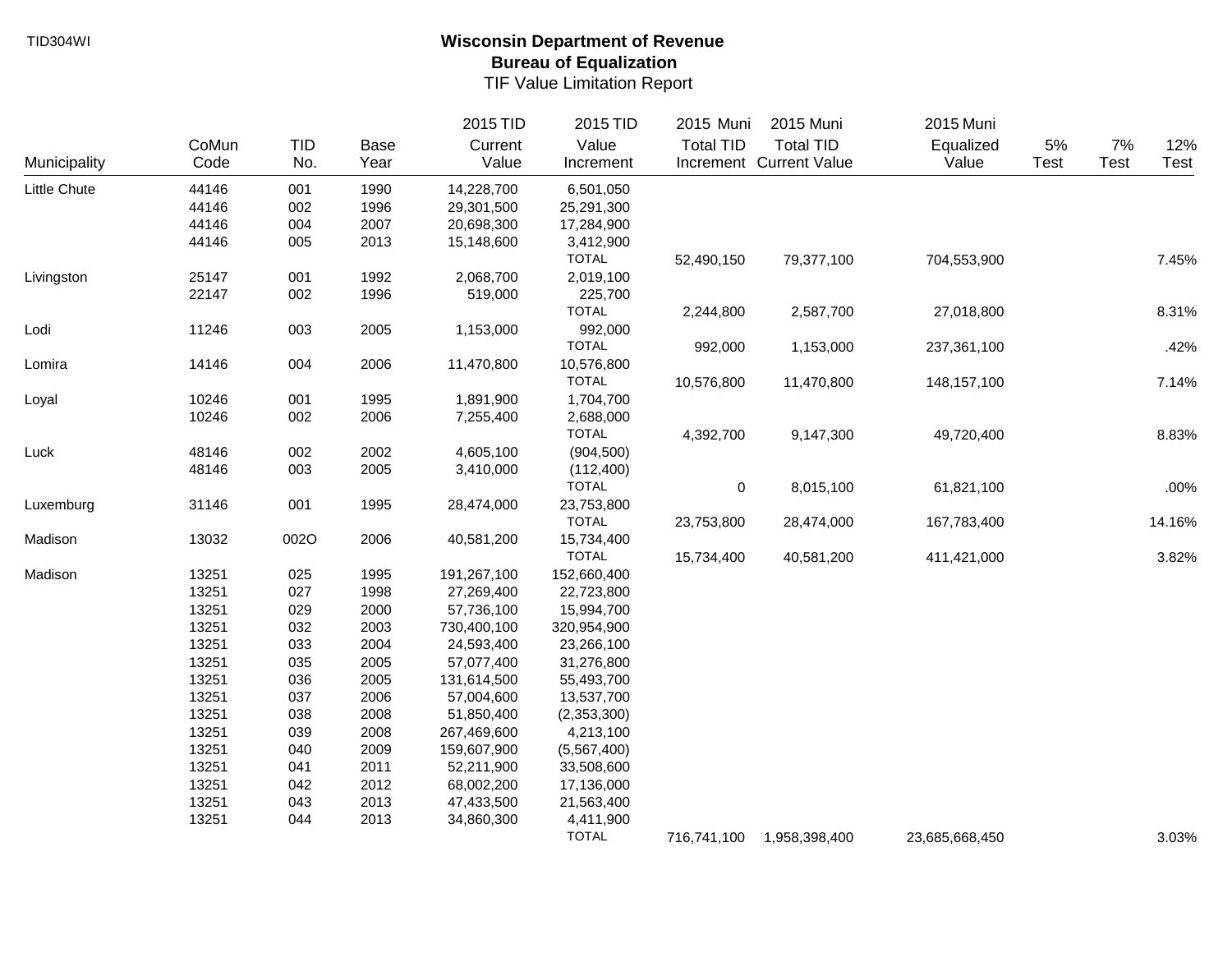TID304WI

# Wisconsin Department of Revenue
## Bureau of Equalization
TIF Value Limitation Report

| Municipality | CoMun Code | TID No. | Base Year | 2015 TID Current Value | 2015 TID Value Increment | 2015 Muni Total TID Increment | 2015 Muni Total TID Current Value | 2015 Muni Equalized Value | 5% Test | 7% Test | 12% Test |
|---|---|---|---|---|---|---|---|---|---|---|---|
| Little Chute | 44146 | 001 | 1990 | 14,228,700 | 6,501,050 | | | | | | |
| | 44146 | 002 | 1996 | 29,301,500 | 25,291,300 | | | | | | |
| | 44146 | 004 | 2007 | 20,698,300 | 17,284,900 | | | | | | |
| | 44146 | 005 | 2013 | 15,148,600 | 3,412,900 | | | | | | |
| | | | | | TOTAL | 52,490,150 | 79,377,100 | 704,553,900 | | | 7.45% |
| Livingston | 25147 | 001 | 1992 | 2,068,700 | 2,019,100 | | | | | | |
| | 22147 | 002 | 1996 | 519,000 | 225,700 | | | | | | |
| | | | | | TOTAL | 2,244,800 | 2,587,700 | 27,018,800 | | | 8.31% |
| Lodi | 11246 | 003 | 2005 | 1,153,000 | 992,000 | | | | | | |
| | | | | | TOTAL | 992,000 | 1,153,000 | 237,361,100 | | | .42% |
| Lomira | 14146 | 004 | 2006 | 11,470,800 | 10,576,800 | | | | | | |
| | | | | | TOTAL | 10,576,800 | 11,470,800 | 148,157,100 | | | 7.14% |
| Loyal | 10246 | 001 | 1995 | 1,891,900 | 1,704,700 | | | | | | |
| | 10246 | 002 | 2006 | 7,255,400 | 2,688,000 | | | | | | |
| | | | | | TOTAL | 4,392,700 | 9,147,300 | 49,720,400 | | | 8.83% |
| Luck | 48146 | 002 | 2002 | 4,605,100 | (904,500) | | | | | | |
| | 48146 | 003 | 2005 | 3,410,000 | (112,400) | | | | | | |
| | | | | | TOTAL | 0 | 8,015,100 | 61,821,100 | | | .00% |
| Luxemburg | 31146 | 001 | 1995 | 28,474,000 | 23,753,800 | | | | | | |
| | | | | | TOTAL | 23,753,800 | 28,474,000 | 167,783,400 | | | 14.16% |
| Madison | 13032 | 002O | 2006 | 40,581,200 | 15,734,400 | | | | | | |
| | | | | | TOTAL | 15,734,400 | 40,581,200 | 411,421,000 | | | 3.82% |
| Madison | 13251 | 025 | 1995 | 191,267,100 | 152,660,400 | | | | | | |
| | 13251 | 027 | 1998 | 27,269,400 | 22,723,800 | | | | | | |
| | 13251 | 029 | 2000 | 57,736,100 | 15,994,700 | | | | | | |
| | 13251 | 032 | 2003 | 730,400,100 | 320,954,900 | | | | | | |
| | 13251 | 033 | 2004 | 24,593,400 | 23,266,100 | | | | | | |
| | 13251 | 035 | 2005 | 57,077,400 | 31,276,800 | | | | | | |
| | 13251 | 036 | 2005 | 131,614,500 | 55,493,700 | | | | | | |
| | 13251 | 037 | 2006 | 57,004,600 | 13,537,700 | | | | | | |
| | 13251 | 038 | 2008 | 51,850,400 | (2,353,300) | | | | | | |
| | 13251 | 039 | 2008 | 267,469,600 | 4,213,100 | | | | | | |
| | 13251 | 040 | 2009 | 159,607,900 | (5,567,400) | | | | | | |
| | 13251 | 041 | 2011 | 52,211,900 | 33,508,600 | | | | | | |
| | 13251 | 042 | 2012 | 68,002,200 | 17,136,000 | | | | | | |
| | 13251 | 043 | 2013 | 47,433,500 | 21,563,400 | | | | | | |
| | 13251 | 044 | 2013 | 34,860,300 | 4,411,900 | | | | | | |
| | | | | | TOTAL | 716,741,100 | 1,958,398,400 | 23,685,668,450 | | | 3.03% |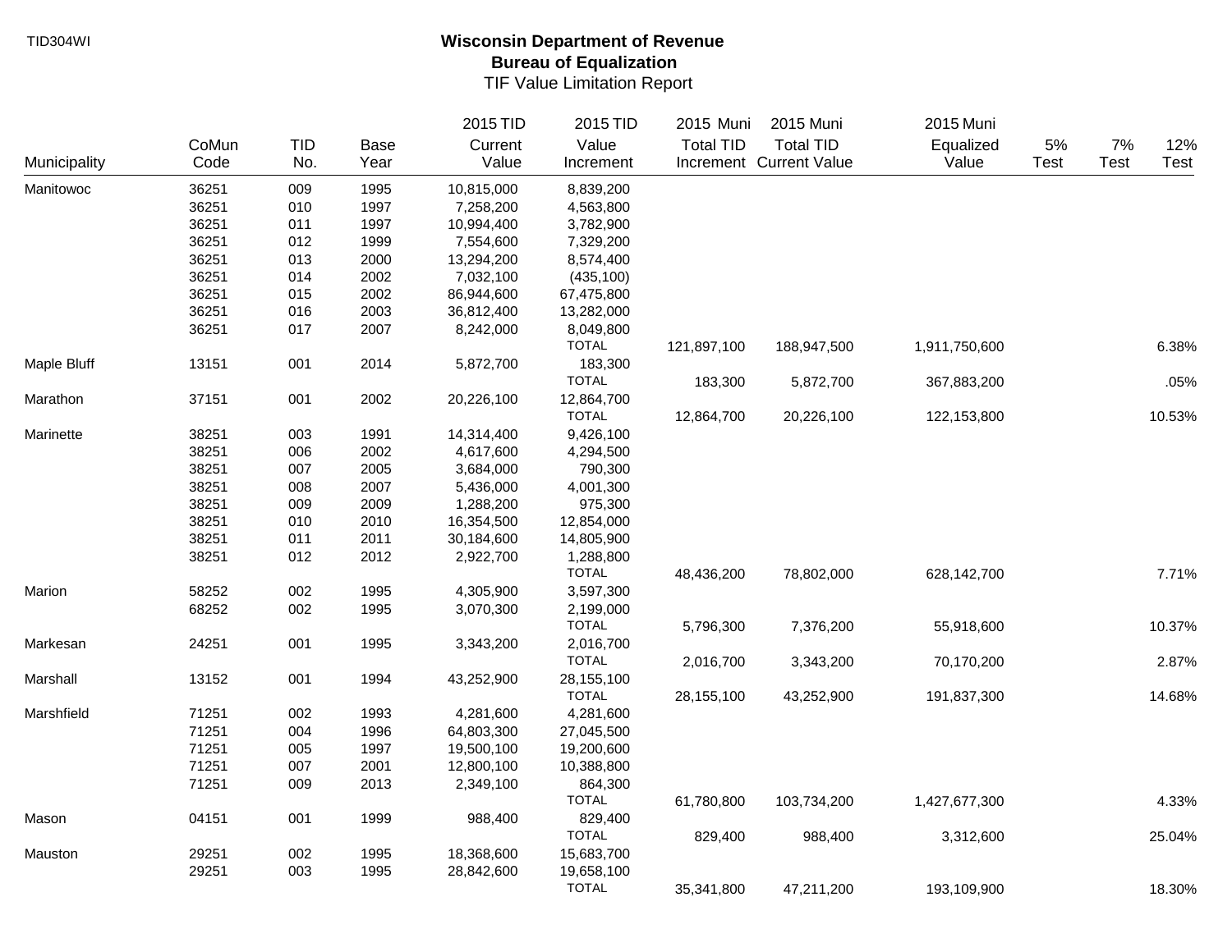TID304WI

# Wisconsin Department of Revenue
## Bureau of Equalization
### TIF Value Limitation Report

| Municipality | CoMun Code | TID No. | Base Year | 2015 TID Current Value | 2015 TID Value Increment | 2015 Muni Total TID Increment | 2015 Muni Total TID Current Value | 2015 Muni Equalized Value | 5% Test | 7% Test | 12% Test |
|---|---|---|---|---|---|---|---|---|---|---|---|
| Manitowoc | 36251 | 009 | 1995 | 10,815,000 | 8,839,200 | | | | | | |
| | 36251 | 010 | 1997 | 7,258,200 | 4,563,800 | | | | | | |
| | 36251 | 011 | 1997 | 10,994,400 | 3,782,900 | | | | | | |
| | 36251 | 012 | 1999 | 7,554,600 | 7,329,200 | | | | | | |
| | 36251 | 013 | 2000 | 13,294,200 | 8,574,400 | | | | | | |
| | 36251 | 014 | 2002 | 7,032,100 | (435,100) | | | | | | |
| | 36251 | 015 | 2002 | 86,944,600 | 67,475,800 | | | | | | |
| | 36251 | 016 | 2003 | 36,812,400 | 13,282,000 | | | | | | |
| | 36251 | 017 | 2007 | 8,242,000 | 8,049,800 | | | | | | |
| | | | | | TOTAL | 121,897,100 | 188,947,500 | 1,911,750,600 | | | 6.38% |
| Maple Bluff | 13151 | 001 | 2014 | 5,872,700 | 183,300 | | | | | | |
| | | | | | TOTAL | 183,300 | 5,872,700 | 367,883,200 | | | .05% |
| Marathon | 37151 | 001 | 2002 | 20,226,100 | 12,864,700 | | | | | | |
| | | | | | TOTAL | 12,864,700 | 20,226,100 | 122,153,800 | | | 10.53% |
| Marinette | 38251 | 003 | 1991 | 14,314,400 | 9,426,100 | | | | | | |
| | 38251 | 006 | 2002 | 4,617,600 | 4,294,500 | | | | | | |
| | 38251 | 007 | 2005 | 3,684,000 | 790,300 | | | | | | |
| | 38251 | 008 | 2007 | 5,436,000 | 4,001,300 | | | | | | |
| | 38251 | 009 | 2009 | 1,288,200 | 975,300 | | | | | | |
| | 38251 | 010 | 2010 | 16,354,500 | 12,854,000 | | | | | | |
| | 38251 | 011 | 2011 | 30,184,600 | 14,805,900 | | | | | | |
| | 38251 | 012 | 2012 | 2,922,700 | 1,288,800 | | | | | | |
| | | | | | TOTAL | 48,436,200 | 78,802,000 | 628,142,700 | | | 7.71% |
| Marion | 58252 | 002 | 1995 | 4,305,900 | 3,597,300 | | | | | | |
| | 68252 | 002 | 1995 | 3,070,300 | 2,199,000 | | | | | | |
| | | | | | TOTAL | 5,796,300 | 7,376,200 | 55,918,600 | | | 10.37% |
| Markesan | 24251 | 001 | 1995 | 3,343,200 | 2,016,700 | | | | | | |
| | | | | | TOTAL | 2,016,700 | 3,343,200 | 70,170,200 | | | 2.87% |
| Marshall | 13152 | 001 | 1994 | 43,252,900 | 28,155,100 | | | | | | |
| | | | | | TOTAL | 28,155,100 | 43,252,900 | 191,837,300 | | | 14.68% |
| Marshfield | 71251 | 002 | 1993 | 4,281,600 | 4,281,600 | | | | | | |
| | 71251 | 004 | 1996 | 64,803,300 | 27,045,500 | | | | | | |
| | 71251 | 005 | 1997 | 19,500,100 | 19,200,600 | | | | | | |
| | 71251 | 007 | 2001 | 12,800,100 | 10,388,800 | | | | | | |
| | 71251 | 009 | 2013 | 2,349,100 | 864,300 | | | | | | |
| | | | | | TOTAL | 61,780,800 | 103,734,200 | 1,427,677,300 | | | 4.33% |
| Mason | 04151 | 001 | 1999 | 988,400 | 829,400 | | | | | | |
| | | | | | TOTAL | 829,400 | 988,400 | 3,312,600 | | | 25.04% |
| Mauston | 29251 | 002 | 1995 | 18,368,600 | 15,683,700 | | | | | | |
| | 29251 | 003 | 1995 | 28,842,600 | 19,658,100 | | | | | | |
| | | | | | TOTAL | 35,341,800 | 47,211,200 | 193,109,900 | | | 18.30% |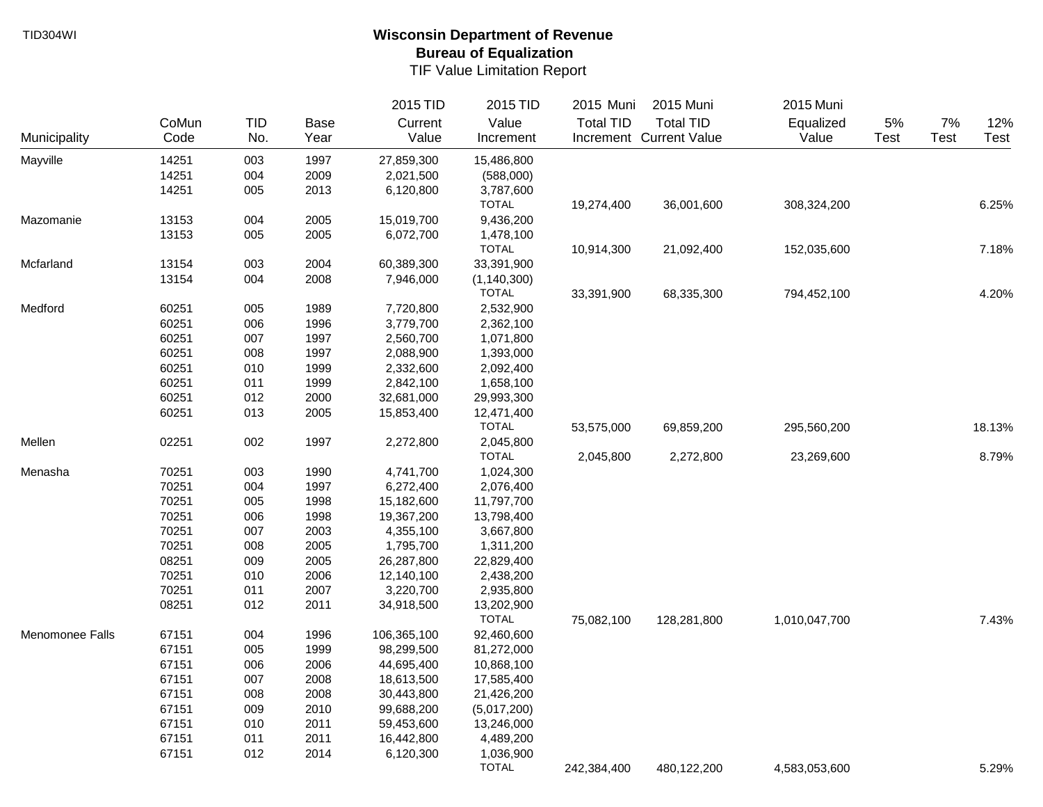TID304WI

# Wisconsin Department of Revenue
## Bureau of Equalization
### TIF Value Limitation Report

| Municipality | CoMun Code | TID No. | Base Year | 2015 TID Current Value | 2015 TID Value Increment | 2015 Muni Total TID Increment | 2015 Muni Total TID Current Value | 2015 Muni Equalized Value | 5% Test | 7% Test | 12% Test |
|---|---|---|---|---|---|---|---|---|---|---|---|
| Mayville | 14251 | 003 | 1997 | 27,859,300 | 15,486,800 | | | | | | |
| | 14251 | 004 | 2009 | 2,021,500 | (588,000) | | | | | | |
| | 14251 | 005 | 2013 | 6,120,800 | 3,787,600 | | | | | | |
| | | | | | TOTAL | 19,274,400 | 36,001,600 | 308,324,200 | | | 6.25% |
| Mazomanie | 13153 | 004 | 2005 | 15,019,700 | 9,436,200 | | | | | | |
| | 13153 | 005 | 2005 | 6,072,700 | 1,478,100 | | | | | | |
| | | | | | TOTAL | 10,914,300 | 21,092,400 | 152,035,600 | | | 7.18% |
| Mcfarland | 13154 | 003 | 2004 | 60,389,300 | 33,391,900 | | | | | | |
| | 13154 | 004 | 2008 | 7,946,000 | (1,140,300) | | | | | | |
| | | | | | TOTAL | 33,391,900 | 68,335,300 | 794,452,100 | | | 4.20% |
| Medford | 60251 | 005 | 1989 | 7,720,800 | 2,532,900 | | | | | | |
| | 60251 | 006 | 1996 | 3,779,700 | 2,362,100 | | | | | | |
| | 60251 | 007 | 1997 | 2,560,700 | 1,071,800 | | | | | | |
| | 60251 | 008 | 1997 | 2,088,900 | 1,393,000 | | | | | | |
| | 60251 | 010 | 1999 | 2,332,600 | 2,092,400 | | | | | | |
| | 60251 | 011 | 1999 | 2,842,100 | 1,658,100 | | | | | | |
| | 60251 | 012 | 2000 | 32,681,000 | 29,993,300 | | | | | | |
| | 60251 | 013 | 2005 | 15,853,400 | 12,471,400 | | | | | | |
| | | | | | TOTAL | 53,575,000 | 69,859,200 | 295,560,200 | | | 18.13% |
| Mellen | 02251 | 002 | 1997 | 2,272,800 | 2,045,800 | | | | | | |
| | | | | | TOTAL | 2,045,800 | 2,272,800 | 23,269,600 | | | 8.79% |
| Menasha | 70251 | 003 | 1990 | 4,741,700 | 1,024,300 | | | | | | |
| | 70251 | 004 | 1997 | 6,272,400 | 2,076,400 | | | | | | |
| | 70251 | 005 | 1998 | 15,182,600 | 11,797,700 | | | | | | |
| | 70251 | 006 | 1998 | 19,367,200 | 13,798,400 | | | | | | |
| | 70251 | 007 | 2003 | 4,355,100 | 3,667,800 | | | | | | |
| | 70251 | 008 | 2005 | 1,795,700 | 1,311,200 | | | | | | |
| | 08251 | 009 | 2005 | 26,287,800 | 22,829,400 | | | | | | |
| | 70251 | 010 | 2006 | 12,140,100 | 2,438,200 | | | | | | |
| | 70251 | 011 | 2007 | 3,220,700 | 2,935,800 | | | | | | |
| | 08251 | 012 | 2011 | 34,918,500 | 13,202,900 | | | | | | |
| | | | | | TOTAL | 75,082,100 | 128,281,800 | 1,010,047,700 | | | 7.43% |
| Menomonee Falls | 67151 | 004 | 1996 | 106,365,100 | 92,460,600 | | | | | | |
| | 67151 | 005 | 1999 | 98,299,500 | 81,272,000 | | | | | | |
| | 67151 | 006 | 2006 | 44,695,400 | 10,868,100 | | | | | | |
| | 67151 | 007 | 2008 | 18,613,500 | 17,585,400 | | | | | | |
| | 67151 | 008 | 2008 | 30,443,800 | 21,426,200 | | | | | | |
| | 67151 | 009 | 2010 | 99,688,200 | (5,017,200) | | | | | | |
| | 67151 | 010 | 2011 | 59,453,600 | 13,246,000 | | | | | | |
| | 67151 | 011 | 2011 | 16,442,800 | 4,489,200 | | | | | | |
| | 67151 | 012 | 2014 | 6,120,300 | 1,036,900 | | | | | | |
| | | | | | TOTAL | 242,384,400 | 480,122,200 | 4,583,053,600 | | | 5.29% |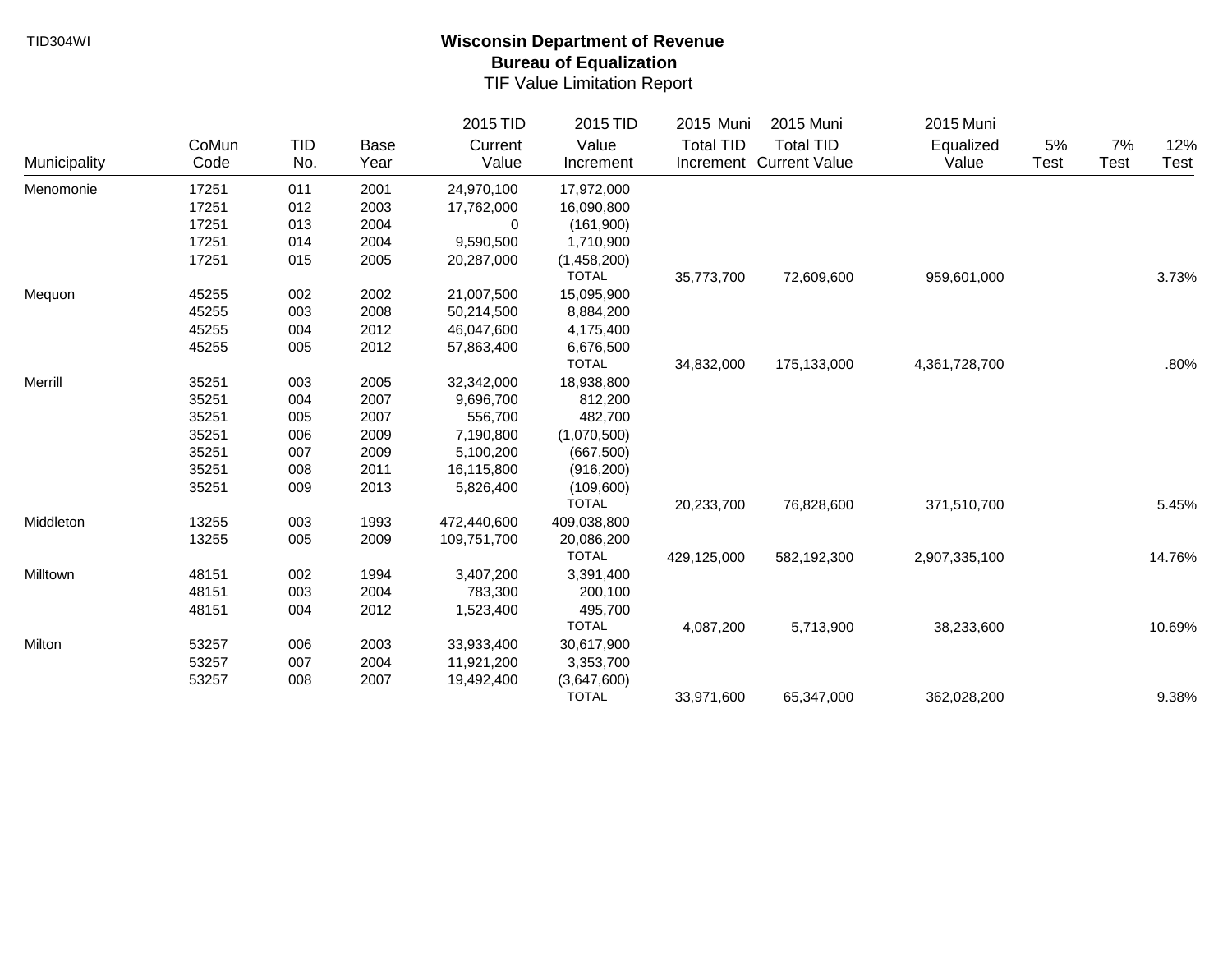TID304WI

# Wisconsin Department of Revenue
## Bureau of Equalization
### TIF Value Limitation Report

| Municipality | CoMun Code | TID No. | Base Year | 2015 TID Current Value | 2015 TID Value Increment | 2015 Muni Total TID Increment | 2015 Muni Total TID Current Value | 2015 Muni Equalized Value | 5% Test | 7% Test | 12% Test |
|---|---|---|---|---|---|---|---|---|---|---|---|
| Menomonie | 17251 | 011 | 2001 | 24,970,100 | 17,972,000 | | | | | | |
| | 17251 | 012 | 2003 | 17,762,000 | 16,090,800 | | | | | | |
| | 17251 | 013 | 2004 | 0 | (161,900) | | | | | | |
| | 17251 | 014 | 2004 | 9,590,500 | 1,710,900 | | | | | | |
| | 17251 | 015 | 2005 | 20,287,000 | (1,458,200) | | | | | | |
| | | | | | TOTAL | 35,773,700 | 72,609,600 | 959,601,000 | | | 3.73% |
| Mequon | 45255 | 002 | 2002 | 21,007,500 | 15,095,900 | | | | | | |
| | 45255 | 003 | 2008 | 50,214,500 | 8,884,200 | | | | | | |
| | 45255 | 004 | 2012 | 46,047,600 | 4,175,400 | | | | | | |
| | 45255 | 005 | 2012 | 57,863,400 | 6,676,500 | | | | | | |
| | | | | | TOTAL | 34,832,000 | 175,133,000 | 4,361,728,700 | | | .80% |
| Merrill | 35251 | 003 | 2005 | 32,342,000 | 18,938,800 | | | | | | |
| | 35251 | 004 | 2007 | 9,696,700 | 812,200 | | | | | | |
| | 35251 | 005 | 2007 | 556,700 | 482,700 | | | | | | |
| | 35251 | 006 | 2009 | 7,190,800 | (1,070,500) | | | | | | |
| | 35251 | 007 | 2009 | 5,100,200 | (667,500) | | | | | | |
| | 35251 | 008 | 2011 | 16,115,800 | (916,200) | | | | | | |
| | 35251 | 009 | 2013 | 5,826,400 | (109,600) | | | | | | |
| | | | | | TOTAL | 20,233,700 | 76,828,600 | 371,510,700 | | | 5.45% |
| Middleton | 13255 | 003 | 1993 | 472,440,600 | 409,038,800 | | | | | | |
| | 13255 | 005 | 2009 | 109,751,700 | 20,086,200 | | | | | | |
| | | | | | TOTAL | 429,125,000 | 582,192,300 | 2,907,335,100 | | | 14.76% |
| Milltown | 48151 | 002 | 1994 | 3,407,200 | 3,391,400 | | | | | | |
| | 48151 | 003 | 2004 | 783,300 | 200,100 | | | | | | |
| | 48151 | 004 | 2012 | 1,523,400 | 495,700 | | | | | | |
| | | | | | TOTAL | 4,087,200 | 5,713,900 | 38,233,600 | | | 10.69% |
| Milton | 53257 | 006 | 2003 | 33,933,400 | 30,617,900 | | | | | | |
| | 53257 | 007 | 2004 | 11,921,200 | 3,353,700 | | | | | | |
| | 53257 | 008 | 2007 | 19,492,400 | (3,647,600) | | | | | | |
| | | | | | TOTAL | 33,971,600 | 65,347,000 | 362,028,200 | | | 9.38% |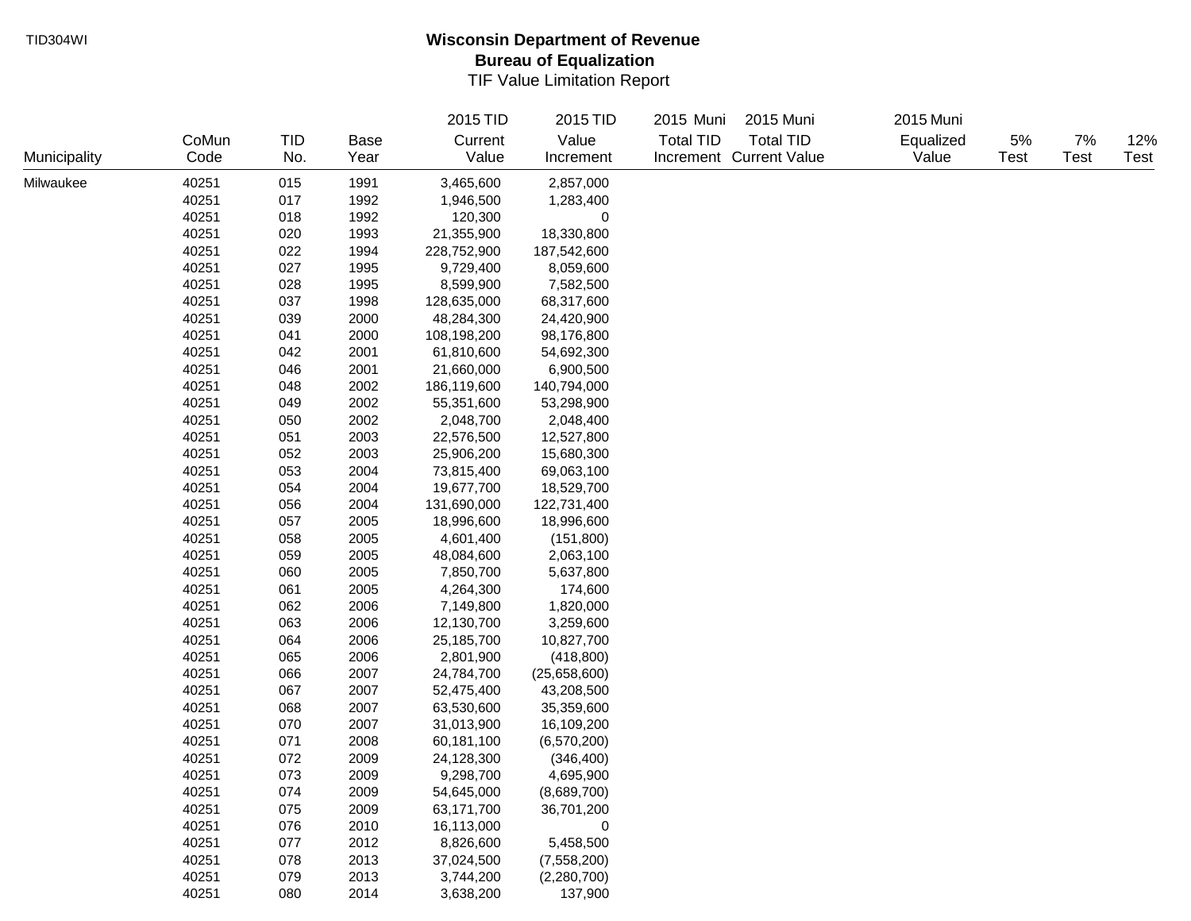TID304WI

# Wisconsin Department of Revenue
## Bureau of Equalization
### TIF Value Limitation Report

| Municipality | CoMun Code | TID No. | Base Year | 2015 TID Current Value | 2015 TID Value Increment | 2015 Muni Total TID Increment | 2015 Muni Total TID Current Value | 2015 Muni Equalized Value | 5% Test | 7% Test | 12% Test |
|---|---|---|---|---|---|---|---|---|---|---|---|
| Milwaukee | 40251 | 015 | 1991 | 3,465,600 | 2,857,000 | | | | | | |
| | 40251 | 017 | 1992 | 1,946,500 | 1,283,400 | | | | | | |
| | 40251 | 018 | 1992 | 120,300 | 0 | | | | | | |
| | 40251 | 020 | 1993 | 21,355,900 | 18,330,800 | | | | | | |
| | 40251 | 022 | 1994 | 228,752,900 | 187,542,600 | | | | | | |
| | 40251 | 027 | 1995 | 9,729,400 | 8,059,600 | | | | | | |
| | 40251 | 028 | 1995 | 8,599,900 | 7,582,500 | | | | | | |
| | 40251 | 037 | 1998 | 128,635,000 | 68,317,600 | | | | | | |
| | 40251 | 039 | 2000 | 48,284,300 | 24,420,900 | | | | | | |
| | 40251 | 041 | 2000 | 108,198,200 | 98,176,800 | | | | | | |
| | 40251 | 042 | 2001 | 61,810,600 | 54,692,300 | | | | | | |
| | 40251 | 046 | 2001 | 21,660,000 | 6,900,500 | | | | | | |
| | 40251 | 048 | 2002 | 186,119,600 | 140,794,000 | | | | | | |
| | 40251 | 049 | 2002 | 55,351,600 | 53,298,900 | | | | | | |
| | 40251 | 050 | 2002 | 2,048,700 | 2,048,400 | | | | | | |
| | 40251 | 051 | 2003 | 22,576,500 | 12,527,800 | | | | | | |
| | 40251 | 052 | 2003 | 25,906,200 | 15,680,300 | | | | | | |
| | 40251 | 053 | 2004 | 73,815,400 | 69,063,100 | | | | | | |
| | 40251 | 054 | 2004 | 19,677,700 | 18,529,700 | | | | | | |
| | 40251 | 056 | 2004 | 131,690,000 | 122,731,400 | | | | | | |
| | 40251 | 057 | 2005 | 18,996,600 | 18,996,600 | | | | | | |
| | 40251 | 058 | 2005 | 4,601,400 | (151,800) | | | | | | |
| | 40251 | 059 | 2005 | 48,084,600 | 2,063,100 | | | | | | |
| | 40251 | 060 | 2005 | 7,850,700 | 5,637,800 | | | | | | |
| | 40251 | 061 | 2005 | 4,264,300 | 174,600 | | | | | | |
| | 40251 | 062 | 2006 | 7,149,800 | 1,820,000 | | | | | | |
| | 40251 | 063 | 2006 | 12,130,700 | 3,259,600 | | | | | | |
| | 40251 | 064 | 2006 | 25,185,700 | 10,827,700 | | | | | | |
| | 40251 | 065 | 2006 | 2,801,900 | (418,800) | | | | | | |
| | 40251 | 066 | 2007 | 24,784,700 | (25,658,600) | | | | | | |
| | 40251 | 067 | 2007 | 52,475,400 | 43,208,500 | | | | | | |
| | 40251 | 068 | 2007 | 63,530,600 | 35,359,600 | | | | | | |
| | 40251 | 070 | 2007 | 31,013,900 | 16,109,200 | | | | | | |
| | 40251 | 071 | 2008 | 60,181,100 | (6,570,200) | | | | | | |
| | 40251 | 072 | 2009 | 24,128,300 | (346,400) | | | | | | |
| | 40251 | 073 | 2009 | 9,298,700 | 4,695,900 | | | | | | |
| | 40251 | 074 | 2009 | 54,645,000 | (8,689,700) | | | | | | |
| | 40251 | 075 | 2009 | 63,171,700 | 36,701,200 | | | | | | |
| | 40251 | 076 | 2010 | 16,113,000 | 0 | | | | | | |
| | 40251 | 077 | 2012 | 8,826,600 | 5,458,500 | | | | | | |
| | 40251 | 078 | 2013 | 37,024,500 | (7,558,200) | | | | | | |
| | 40251 | 079 | 2013 | 3,744,200 | (2,280,700) | | | | | | |
| | 40251 | 080 | 2014 | 3,638,200 | 137,900 | | | | | | |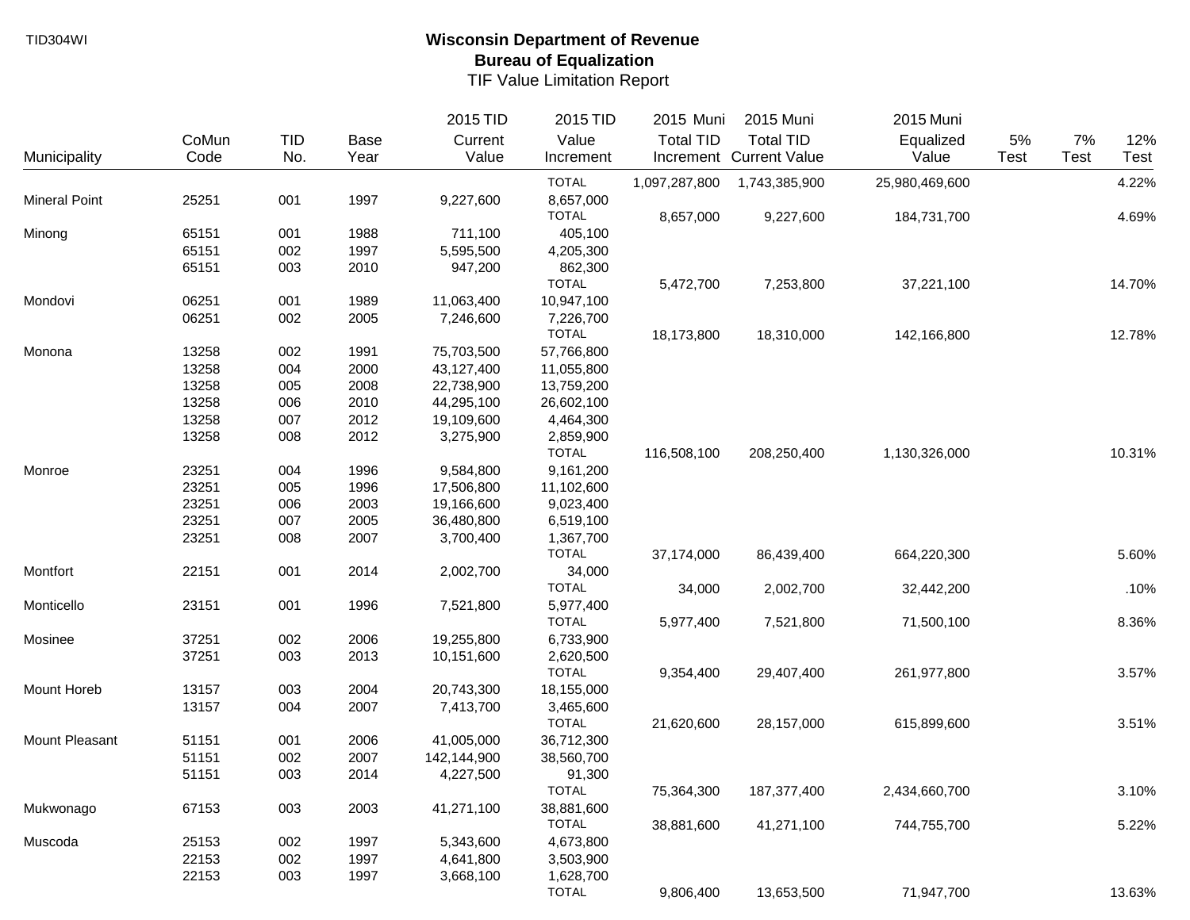TID304WI

# Wisconsin Department of Revenue
## Bureau of Equalization
### TIF Value Limitation Report

| Municipality | CoMun Code | TID No. | Base Year | 2015 TID Current Value | 2015 TID Value Increment | 2015 Muni Total TID Increment | 2015 Muni Total TID Current Value | 2015 Muni Equalized Value | 5% Test | 7% Test | 12% Test |
|---|---|---|---|---|---|---|---|---|---|---|---|
| | | | | | TOTAL | 1,097,287,800 | 1,743,385,900 | 25,980,469,600 | | | 4.22% |
| Mineral Point | 25251 | 001 | 1997 | 9,227,600 | 8,657,000 | | | | | | |
| | | | | | TOTAL | 8,657,000 | 9,227,600 | 184,731,700 | | | 4.69% |
| Minong | 65151 | 001 | 1988 | 711,100 | 405,100 | | | | | | |
| | 65151 | 002 | 1997 | 5,595,500 | 4,205,300 | | | | | | |
| | 65151 | 003 | 2010 | 947,200 | 862,300 | | | | | | |
| | | | | | TOTAL | 5,472,700 | 7,253,800 | 37,221,100 | | | 14.70% |
| Mondovi | 06251 | 001 | 1989 | 11,063,400 | 10,947,100 | | | | | | |
| | 06251 | 002 | 2005 | 7,246,600 | 7,226,700 | | | | | | |
| | | | | | TOTAL | 18,173,800 | 18,310,000 | 142,166,800 | | | 12.78% |
| Monona | 13258 | 002 | 1991 | 75,703,500 | 57,766,800 | | | | | | |
| | 13258 | 004 | 2000 | 43,127,400 | 11,055,800 | | | | | | |
| | 13258 | 005 | 2008 | 22,738,900 | 13,759,200 | | | | | | |
| | 13258 | 006 | 2010 | 44,295,100 | 26,602,100 | | | | | | |
| | 13258 | 007 | 2012 | 19,109,600 | 4,464,300 | | | | | | |
| | 13258 | 008 | 2012 | 3,275,900 | 2,859,900 | | | | | | |
| | | | | | TOTAL | 116,508,100 | 208,250,400 | 1,130,326,000 | | | 10.31% |
| Monroe | 23251 | 004 | 1996 | 9,584,800 | 9,161,200 | | | | | | |
| | 23251 | 005 | 1996 | 17,506,800 | 11,102,600 | | | | | | |
| | 23251 | 006 | 2003 | 19,166,600 | 9,023,400 | | | | | | |
| | 23251 | 007 | 2005 | 36,480,800 | 6,519,100 | | | | | | |
| | 23251 | 008 | 2007 | 3,700,400 | 1,367,700 | | | | | | |
| | | | | | TOTAL | 37,174,000 | 86,439,400 | 664,220,300 | | | 5.60% |
| Montfort | 22151 | 001 | 2014 | 2,002,700 | 34,000 | | | | | | |
| | | | | | TOTAL | 34,000 | 2,002,700 | 32,442,200 | | | .10% |
| Monticello | 23151 | 001 | 1996 | 7,521,800 | 5,977,400 | | | | | | |
| | | | | | TOTAL | 5,977,400 | 7,521,800 | 71,500,100 | | | 8.36% |
| Mosinee | 37251 | 002 | 2006 | 19,255,800 | 6,733,900 | | | | | | |
| | 37251 | 003 | 2013 | 10,151,600 | 2,620,500 | | | | | | |
| | | | | | TOTAL | 9,354,400 | 29,407,400 | 261,977,800 | | | 3.57% |
| Mount Horeb | 13157 | 003 | 2004 | 20,743,300 | 18,155,000 | | | | | | |
| | 13157 | 004 | 2007 | 7,413,700 | 3,465,600 | | | | | | |
| | | | | | TOTAL | 21,620,600 | 28,157,000 | 615,899,600 | | | 3.51% |
| Mount Pleasant | 51151 | 001 | 2006 | 41,005,000 | 36,712,300 | | | | | | |
| | 51151 | 002 | 2007 | 142,144,900 | 38,560,700 | | | | | | |
| | 51151 | 003 | 2014 | 4,227,500 | 91,300 | | | | | | |
| | | | | | TOTAL | 75,364,300 | 187,377,400 | 2,434,660,700 | | | 3.10% |
| Mukwonago | 67153 | 003 | 2003 | 41,271,100 | 38,881,600 | | | | | | |
| | | | | | TOTAL | 38,881,600 | 41,271,100 | 744,755,700 | | | 5.22% |
| Muscoda | 25153 | 002 | 1997 | 5,343,600 | 4,673,800 | | | | | | |
| | 22153 | 002 | 1997 | 4,641,800 | 3,503,900 | | | | | | |
| | 22153 | 003 | 1997 | 3,668,100 | 1,628,700 | | | | | | |
| | | | | | TOTAL | 9,806,400 | 13,653,500 | 71,947,700 | | | 13.63% |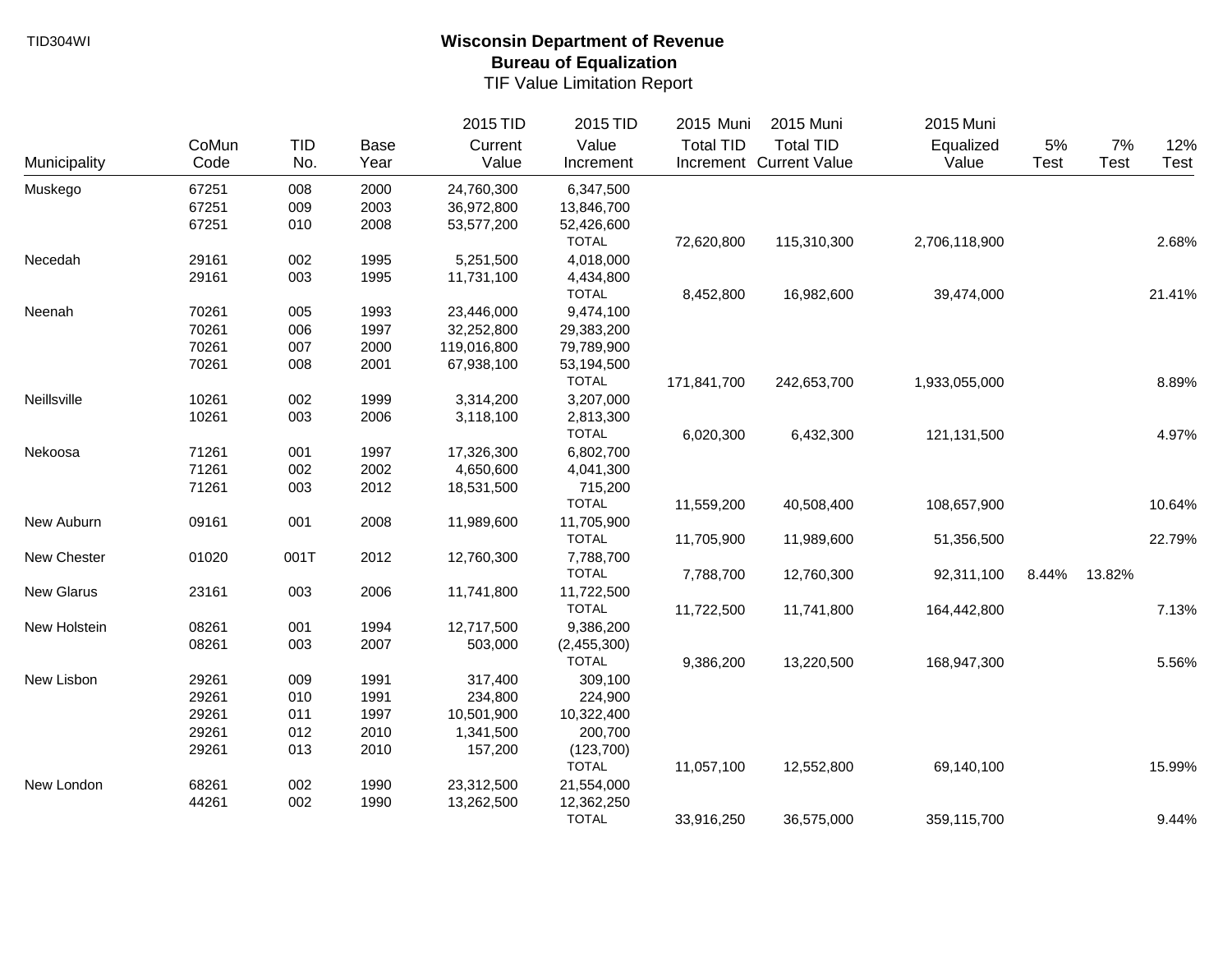TID304WI

# Wisconsin Department of Revenue
## Bureau of Equalization
### TIF Value Limitation Report

| Municipality | CoMun Code | TID No. | Base Year | 2015 TID Current Value | 2015 TID Value Increment | 2015 Muni Total TID Increment | 2015 Muni Total TID Current Value | 2015 Muni Equalized Value | 5% Test | 7% Test | 12% Test |
|---|---|---|---|---|---|---|---|---|---|---|---|
| Muskego | 67251 | 008 | 2000 | 24,760,300 | 6,347,500 | | | | | | |
| | 67251 | 009 | 2003 | 36,972,800 | 13,846,700 | | | | | | |
| | 67251 | 010 | 2008 | 53,577,200 | 52,426,600 | | | | | | |
| | | | | | TOTAL | 72,620,800 | 115,310,300 | 2,706,118,900 | | | 2.68% |
| Necedah | 29161 | 002 | 1995 | 5,251,500 | 4,018,000 | | | | | | |
| | 29161 | 003 | 1995 | 11,731,100 | 4,434,800 | | | | | | |
| | | | | | TOTAL | 8,452,800 | 16,982,600 | 39,474,000 | | | 21.41% |
| Neenah | 70261 | 005 | 1993 | 23,446,000 | 9,474,100 | | | | | | |
| | 70261 | 006 | 1997 | 32,252,800 | 29,383,200 | | | | | | |
| | 70261 | 007 | 2000 | 119,016,800 | 79,789,900 | | | | | | |
| | 70261 | 008 | 2001 | 67,938,100 | 53,194,500 | | | | | | |
| | | | | | TOTAL | 171,841,700 | 242,653,700 | 1,933,055,000 | | | 8.89% |
| Neillsville | 10261 | 002 | 1999 | 3,314,200 | 3,207,000 | | | | | | |
| | 10261 | 003 | 2006 | 3,118,100 | 2,813,300 | | | | | | |
| | | | | | TOTAL | 6,020,300 | 6,432,300 | 121,131,500 | | | 4.97% |
| Nekoosa | 71261 | 001 | 1997 | 17,326,300 | 6,802,700 | | | | | | |
| | 71261 | 002 | 2002 | 4,650,600 | 4,041,300 | | | | | | |
| | 71261 | 003 | 2012 | 18,531,500 | 715,200 | | | | | | |
| | | | | | TOTAL | 11,559,200 | 40,508,400 | 108,657,900 | | | 10.64% |
| New Auburn | 09161 | 001 | 2008 | 11,989,600 | 11,705,900 | | | | | | |
| | | | | | TOTAL | 11,705,900 | 11,989,600 | 51,356,500 | | | 22.79% |
| New Chester | 01020 | 001T | 2012 | 12,760,300 | 7,788,700 | | | | | | |
| | | | | | TOTAL | 7,788,700 | 12,760,300 | 92,311,100 | 8.44% | 13.82% | |
| New Glarus | 23161 | 003 | 2006 | 11,741,800 | 11,722,500 | | | | | | |
| | | | | | TOTAL | 11,722,500 | 11,741,800 | 164,442,800 | | | 7.13% |
| New Holstein | 08261 | 001 | 1994 | 12,717,500 | 9,386,200 | | | | | | |
| | 08261 | 003 | 2007 | 503,000 | (2,455,300) | | | | | | |
| | | | | | TOTAL | 9,386,200 | 13,220,500 | 168,947,300 | | | 5.56% |
| New Lisbon | 29261 | 009 | 1991 | 317,400 | 309,100 | | | | | | |
| | 29261 | 010 | 1991 | 234,800 | 224,900 | | | | | | |
| | 29261 | 011 | 1997 | 10,501,900 | 10,322,400 | | | | | | |
| | 29261 | 012 | 2010 | 1,341,500 | 200,700 | | | | | | |
| | 29261 | 013 | 2010 | 157,200 | (123,700) | | | | | | |
| | | | | | TOTAL | 11,057,100 | 12,552,800 | 69,140,100 | | | 15.99% |
| New London | 68261 | 002 | 1990 | 23,312,500 | 21,554,000 | | | | | | |
| | 44261 | 002 | 1990 | 13,262,500 | 12,362,250 | | | | | | |
| | | | | | TOTAL | 33,916,250 | 36,575,000 | 359,115,700 | | | 9.44% |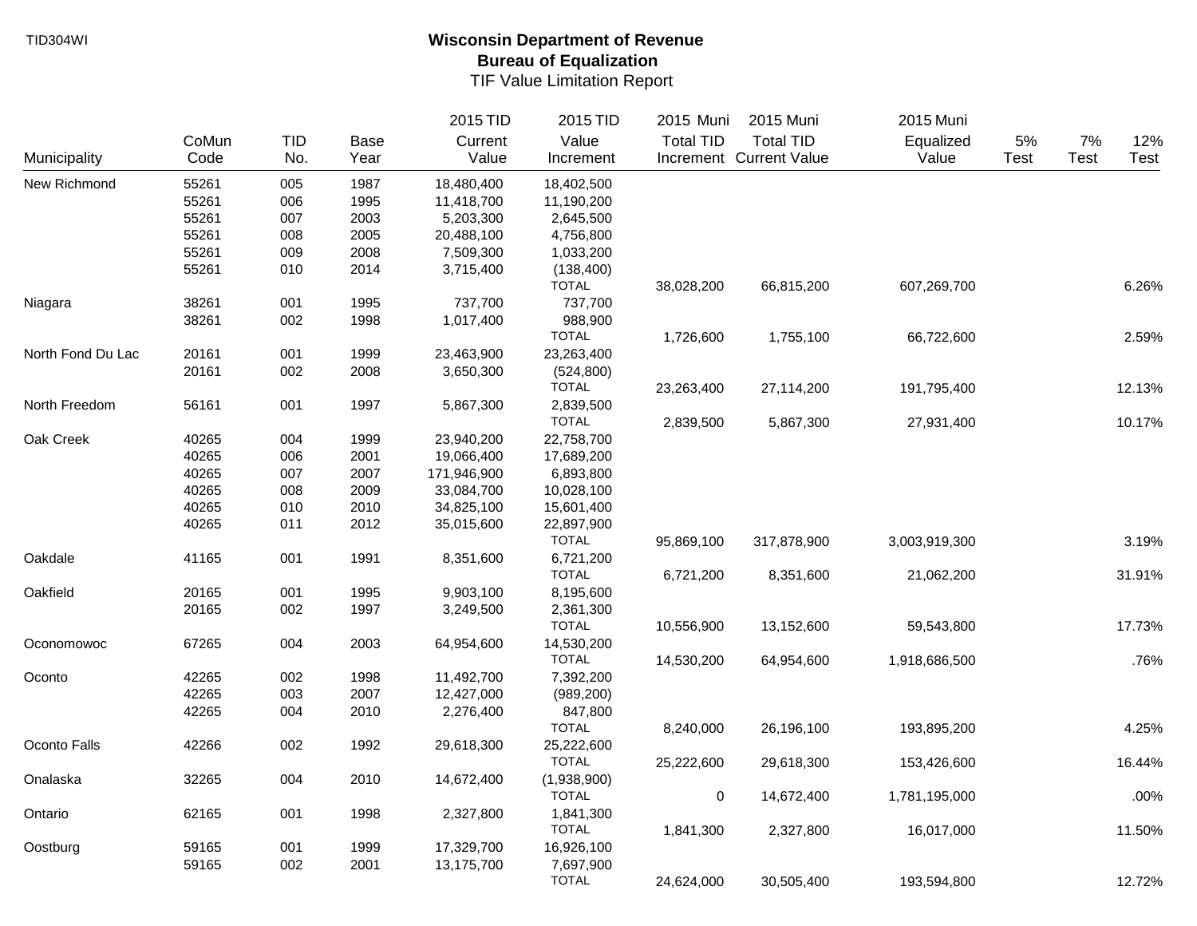TID304WI

# Wisconsin Department of Revenue
## Bureau of Equalization
### TIF Value Limitation Report

| Municipality | CoMun Code | TID No. | Base Year | 2015 TID Current Value | 2015 TID Value Increment | 2015 Muni Total TID Increment | 2015 Muni Total TID Current Value | 2015 Muni Equalized Value | 5% Test | 7% Test | 12% Test |
|---|---|---|---|---|---|---|---|---|---|---|---|
| New Richmond | 55261 | 005 | 1987 | 18,480,400 | 18,402,500 | | | | | | |
| | 55261 | 006 | 1995 | 11,418,700 | 11,190,200 | | | | | | |
| | 55261 | 007 | 2003 | 5,203,300 | 2,645,500 | | | | | | |
| | 55261 | 008 | 2005 | 20,488,100 | 4,756,800 | | | | | | |
| | 55261 | 009 | 2008 | 7,509,300 | 1,033,200 | | | | | | |
| | 55261 | 010 | 2014 | 3,715,400 | (138,400) | | | | | | |
| | | | | | TOTAL | 38,028,200 | 66,815,200 | 607,269,700 | | | 6.26% |
| Niagara | 38261 | 001 | 1995 | 737,700 | 737,700 | | | | | | |
| | 38261 | 002 | 1998 | 1,017,400 | 988,900 | | | | | | |
| | | | | | TOTAL | 1,726,600 | 1,755,100 | 66,722,600 | | | 2.59% |
| North Fond Du Lac | 20161 | 001 | 1999 | 23,463,900 | 23,263,400 | | | | | | |
| | 20161 | 002 | 2008 | 3,650,300 | (524,800) | | | | | | |
| | | | | | TOTAL | 23,263,400 | 27,114,200 | 191,795,400 | | | 12.13% |
| North Freedom | 56161 | 001 | 1997 | 5,867,300 | 2,839,500 | | | | | | |
| | | | | | TOTAL | 2,839,500 | 5,867,300 | 27,931,400 | | | 10.17% |
| Oak Creek | 40265 | 004 | 1999 | 23,940,200 | 22,758,700 | | | | | | |
| | 40265 | 006 | 2001 | 19,066,400 | 17,689,200 | | | | | | |
| | 40265 | 007 | 2007 | 171,946,900 | 6,893,800 | | | | | | |
| | 40265 | 008 | 2009 | 33,084,700 | 10,028,100 | | | | | | |
| | 40265 | 010 | 2010 | 34,825,100 | 15,601,400 | | | | | | |
| | 40265 | 011 | 2012 | 35,015,600 | 22,897,900 | | | | | | |
| | | | | | TOTAL | 95,869,100 | 317,878,900 | 3,003,919,300 | | | 3.19% |
| Oakdale | 41165 | 001 | 1991 | 8,351,600 | 6,721,200 | | | | | | |
| | | | | | TOTAL | 6,721,200 | 8,351,600 | 21,062,200 | | | 31.91% |
| Oakfield | 20165 | 001 | 1995 | 9,903,100 | 8,195,600 | | | | | | |
| | 20165 | 002 | 1997 | 3,249,500 | 2,361,300 | | | | | | |
| | | | | | TOTAL | 10,556,900 | 13,152,600 | 59,543,800 | | | 17.73% |
| Oconomowoc | 67265 | 004 | 2003 | 64,954,600 | 14,530,200 | | | | | | |
| | | | | | TOTAL | 14,530,200 | 64,954,600 | 1,918,686,500 | | | .76% |
| Oconto | 42265 | 002 | 1998 | 11,492,700 | 7,392,200 | | | | | | |
| | 42265 | 003 | 2007 | 12,427,000 | (989,200) | | | | | | |
| | 42265 | 004 | 2010 | 2,276,400 | 847,800 | | | | | | |
| | | | | | TOTAL | 8,240,000 | 26,196,100 | 193,895,200 | | | 4.25% |
| Oconto Falls | 42266 | 002 | 1992 | 29,618,300 | 25,222,600 | | | | | | |
| | | | | | TOTAL | 25,222,600 | 29,618,300 | 153,426,600 | | | 16.44% |
| Onalaska | 32265 | 004 | 2010 | 14,672,400 | (1,938,900) | | | | | | |
| | | | | | TOTAL | 0 | 14,672,400 | 1,781,195,000 | | | .00% |
| Ontario | 62165 | 001 | 1998 | 2,327,800 | 1,841,300 | | | | | | |
| | | | | | TOTAL | 1,841,300 | 2,327,800 | 16,017,000 | | | 11.50% |
| Oostburg | 59165 | 001 | 1999 | 17,329,700 | 16,926,100 | | | | | | |
| | 59165 | 002 | 2001 | 13,175,700 | 7,697,900 | | | | | | |
| | | | | | TOTAL | 24,624,000 | 30,505,400 | 193,594,800 | | | 12.72% |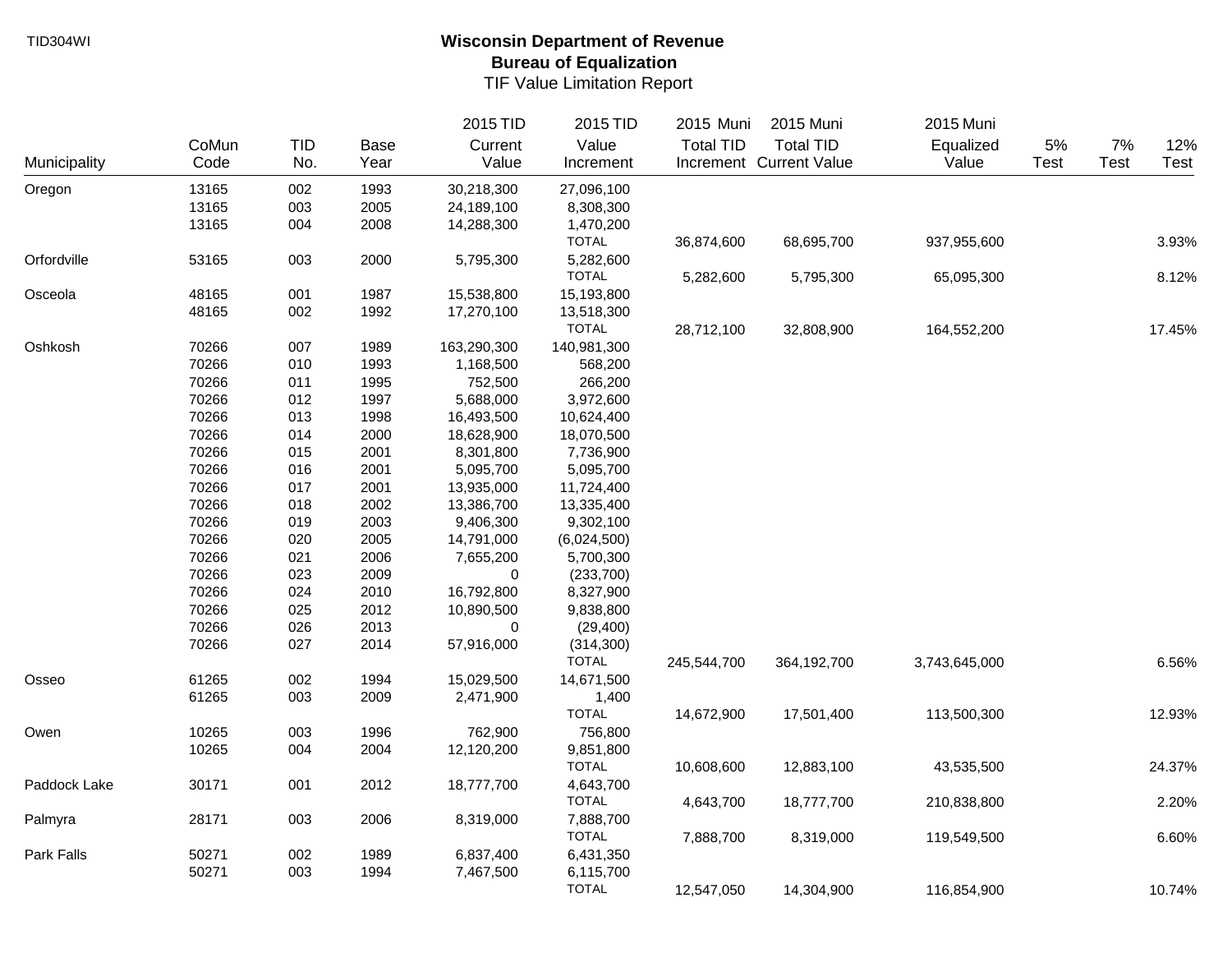TID304WI

# Wisconsin Department of Revenue
## Bureau of Equalization
### TIF Value Limitation Report

| Municipality | CoMun Code | TID No. | Base Year | 2015 TID Current Value | 2015 TID Value Increment | 2015 Muni Total TID Increment | 2015 Muni Total TID Current Value | 2015 Muni Equalized Value | 5% Test | 7% Test | 12% Test |
|---|---|---|---|---|---|---|---|---|---|---|---|
| Oregon | 13165 | 002 | 1993 | 30,218,300 | 27,096,100 | | | | | | |
| | 13165 | 003 | 2005 | 24,189,100 | 8,308,300 | | | | | | |
| | 13165 | 004 | 2008 | 14,288,300 | 1,470,200 | | | | | | |
| | | | | | TOTAL | 36,874,600 | 68,695,700 | 937,955,600 | | | 3.93% |
| Orfordville | 53165 | 003 | 2000 | 5,795,300 | 5,282,600 | | | | | | |
| | | | | | TOTAL | 5,282,600 | 5,795,300 | 65,095,300 | | | 8.12% |
| Osceola | 48165 | 001 | 1987 | 15,538,800 | 15,193,800 | | | | | | |
| | 48165 | 002 | 1992 | 17,270,100 | 13,518,300 | | | | | | |
| | | | | | TOTAL | 28,712,100 | 32,808,900 | 164,552,200 | | | 17.45% |
| Oshkosh | 70266 | 007 | 1989 | 163,290,300 | 140,981,300 | | | | | | |
| | 70266 | 010 | 1993 | 1,168,500 | 568,200 | | | | | | |
| | 70266 | 011 | 1995 | 752,500 | 266,200 | | | | | | |
| | 70266 | 012 | 1997 | 5,688,000 | 3,972,600 | | | | | | |
| | 70266 | 013 | 1998 | 16,493,500 | 10,624,400 | | | | | | |
| | 70266 | 014 | 2000 | 18,628,900 | 18,070,500 | | | | | | |
| | 70266 | 015 | 2001 | 8,301,800 | 7,736,900 | | | | | | |
| | 70266 | 016 | 2001 | 5,095,700 | 5,095,700 | | | | | | |
| | 70266 | 017 | 2001 | 13,935,000 | 11,724,400 | | | | | | |
| | 70266 | 018 | 2002 | 13,386,700 | 13,335,400 | | | | | | |
| | 70266 | 019 | 2003 | 9,406,300 | 9,302,100 | | | | | | |
| | 70266 | 020 | 2005 | 14,791,000 | (6,024,500) | | | | | | |
| | 70266 | 021 | 2006 | 7,655,200 | 5,700,300 | | | | | | |
| | 70266 | 023 | 2009 | 0 | (233,700) | | | | | | |
| | 70266 | 024 | 2010 | 16,792,800 | 8,327,900 | | | | | | |
| | 70266 | 025 | 2012 | 10,890,500 | 9,838,800 | | | | | | |
| | 70266 | 026 | 2013 | 0 | (29,400) | | | | | | |
| | 70266 | 027 | 2014 | 57,916,000 | (314,300) | | | | | | |
| | | | | | TOTAL | 245,544,700 | 364,192,700 | 3,743,645,000 | | | 6.56% |
| Osseo | 61265 | 002 | 1994 | 15,029,500 | 14,671,500 | | | | | | |
| | 61265 | 003 | 2009 | 2,471,900 | 1,400 | | | | | | |
| | | | | | TOTAL | 14,672,900 | 17,501,400 | 113,500,300 | | | 12.93% |
| Owen | 10265 | 003 | 1996 | 762,900 | 756,800 | | | | | | |
| | 10265 | 004 | 2004 | 12,120,200 | 9,851,800 | | | | | | |
| | | | | | TOTAL | 10,608,600 | 12,883,100 | 43,535,500 | | | 24.37% |
| Paddock Lake | 30171 | 001 | 2012 | 18,777,700 | 4,643,700 | | | | | | |
| | | | | | TOTAL | 4,643,700 | 18,777,700 | 210,838,800 | | | 2.20% |
| Palmyra | 28171 | 003 | 2006 | 8,319,000 | 7,888,700 | | | | | | |
| | | | | | TOTAL | 7,888,700 | 8,319,000 | 119,549,500 | | | 6.60% |
| Park Falls | 50271 | 002 | 1989 | 6,837,400 | 6,431,350 | | | | | | |
| | 50271 | 003 | 1994 | 7,467,500 | 6,115,700 | | | | | | |
| | | | | | TOTAL | 12,547,050 | 14,304,900 | 116,854,900 | | | 10.74% |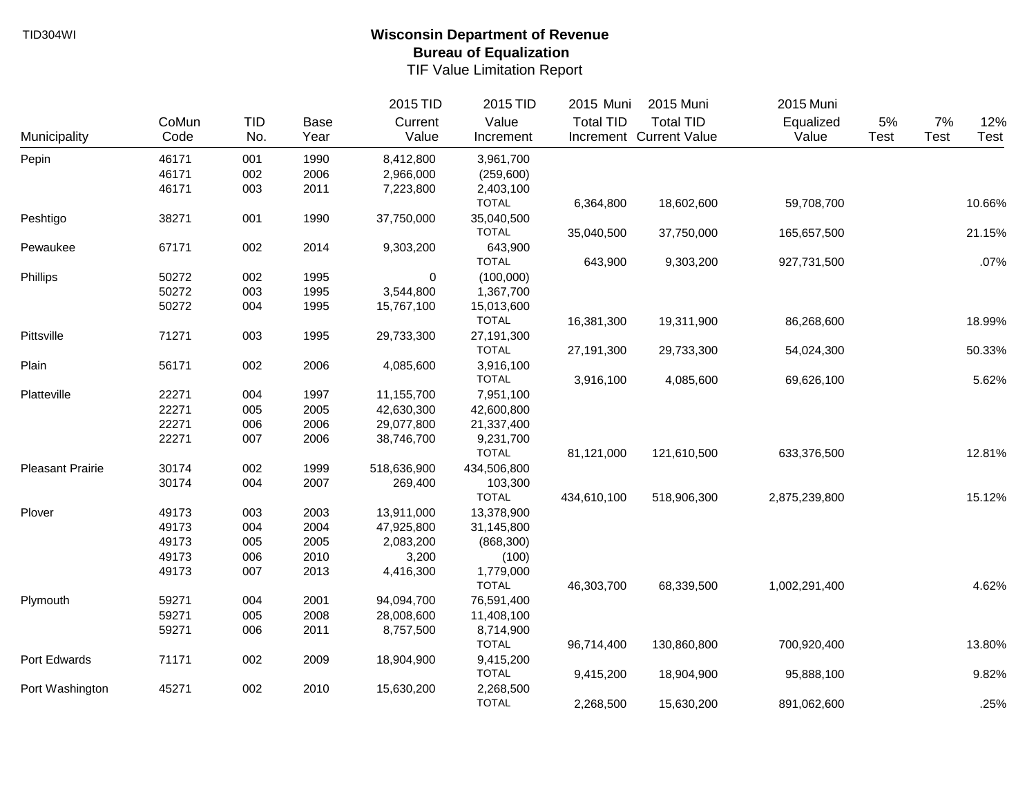TID304WI

# Wisconsin Department of Revenue
## Bureau of Equalization
### TIF Value Limitation Report

| Municipality | CoMun Code | TID No. | Base Year | 2015 TID Current Value | 2015 TID Value Increment | 2015 Muni Total TID Increment | 2015 Muni Total TID Current Value | 2015 Muni Equalized Value | 5% Test | 7% Test | 12% Test |
|---|---|---|---|---|---|---|---|---|---|---|---|
| Pepin | 46171 | 001 | 1990 | 8,412,800 | 3,961,700 | | | | | | |
| | 46171 | 002 | 2006 | 2,966,000 | (259,600) | | | | | | |
| | 46171 | 003 | 2011 | 7,223,800 | 2,403,100 | | | | | | |
| | | | | | TOTAL | 6,364,800 | 18,602,600 | 59,708,700 | | | 10.66% |
| Peshtigo | 38271 | 001 | 1990 | 37,750,000 | 35,040,500 | | | | | | |
| | | | | | TOTAL | 35,040,500 | 37,750,000 | 165,657,500 | | | 21.15% |
| Pewaukee | 67171 | 002 | 2014 | 9,303,200 | 643,900 | | | | | | |
| | | | | | TOTAL | 643,900 | 9,303,200 | 927,731,500 | | | .07% |
| Phillips | 50272 | 002 | 1995 | 0 | (100,000) | | | | | | |
| | 50272 | 003 | 1995 | 3,544,800 | 1,367,700 | | | | | | |
| | 50272 | 004 | 1995 | 15,767,100 | 15,013,600 | | | | | | |
| | | | | | TOTAL | 16,381,300 | 19,311,900 | 86,268,600 | | | 18.99% |
| Pittsville | 71271 | 003 | 1995 | 29,733,300 | 27,191,300 | | | | | | |
| | | | | | TOTAL | 27,191,300 | 29,733,300 | 54,024,300 | | | 50.33% |
| Plain | 56171 | 002 | 2006 | 4,085,600 | 3,916,100 | | | | | | |
| | | | | | TOTAL | 3,916,100 | 4,085,600 | 69,626,100 | | | 5.62% |
| Platteville | 22271 | 004 | 1997 | 11,155,700 | 7,951,100 | | | | | | |
| | 22271 | 005 | 2005 | 42,630,300 | 42,600,800 | | | | | | |
| | 22271 | 006 | 2006 | 29,077,800 | 21,337,400 | | | | | | |
| | 22271 | 007 | 2006 | 38,746,700 | 9,231,700 | | | | | | |
| | | | | | TOTAL | 81,121,000 | 121,610,500 | 633,376,500 | | | 12.81% |
| Pleasant Prairie | 30174 | 002 | 1999 | 518,636,900 | 434,506,800 | | | | | | |
| | 30174 | 004 | 2007 | 269,400 | 103,300 | | | | | | |
| | | | | | TOTAL | 434,610,100 | 518,906,300 | 2,875,239,800 | | | 15.12% |
| Plover | 49173 | 003 | 2003 | 13,911,000 | 13,378,900 | | | | | | |
| | 49173 | 004 | 2004 | 47,925,800 | 31,145,800 | | | | | | |
| | 49173 | 005 | 2005 | 2,083,200 | (868,300) | | | | | | |
| | 49173 | 006 | 2010 | 3,200 | (100) | | | | | | |
| | 49173 | 007 | 2013 | 4,416,300 | 1,779,000 | | | | | | |
| | | | | | TOTAL | 46,303,700 | 68,339,500 | 1,002,291,400 | | | 4.62% |
| Plymouth | 59271 | 004 | 2001 | 94,094,700 | 76,591,400 | | | | | | |
| | 59271 | 005 | 2008 | 28,008,600 | 11,408,100 | | | | | | |
| | 59271 | 006 | 2011 | 8,757,500 | 8,714,900 | | | | | | |
| | | | | | TOTAL | 96,714,400 | 130,860,800 | 700,920,400 | | | 13.80% |
| Port Edwards | 71171 | 002 | 2009 | 18,904,900 | 9,415,200 | | | | | | |
| | | | | | TOTAL | 9,415,200 | 18,904,900 | 95,888,100 | | | 9.82% |
| Port Washington | 45271 | 002 | 2010 | 15,630,200 | 2,268,500 | | | | | | |
| | | | | | TOTAL | 2,268,500 | 15,630,200 | 891,062,600 | | | .25% |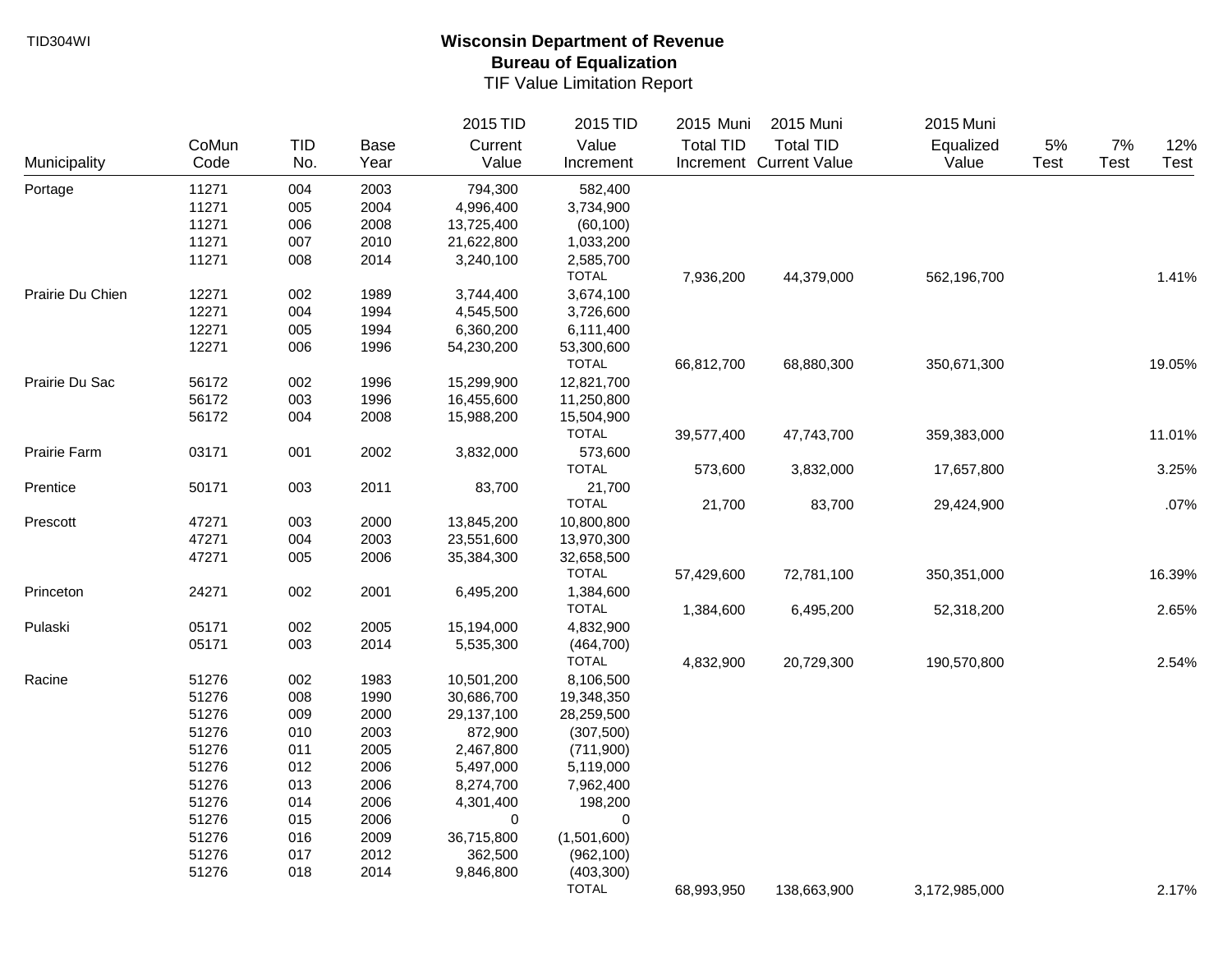TID304WI

# Wisconsin Department of Revenue
## Bureau of Equalization
### TIF Value Limitation Report

| Municipality | CoMun Code | TID No. | Base Year | 2015 TID Current Value | 2015 TID Value Increment | 2015 Muni Total TID Increment | 2015 Muni Total TID Current Value | 2015 Muni Equalized Value | 5% Test | 7% Test | 12% Test |
|---|---|---|---|---|---|---|---|---|---|---|---|
| Portage | 11271 | 004 | 2003 | 794,300 | 582,400 | | | | | | |
| | 11271 | 005 | 2004 | 4,996,400 | 3,734,900 | | | | | | |
| | 11271 | 006 | 2008 | 13,725,400 | (60,100) | | | | | | |
| | 11271 | 007 | 2010 | 21,622,800 | 1,033,200 | | | | | | |
| | 11271 | 008 | 2014 | 3,240,100 | 2,585,700 | | | | | | |
| | | | | | TOTAL | 7,936,200 | 44,379,000 | 562,196,700 | | | 1.41% |
| Prairie Du Chien | 12271 | 002 | 1989 | 3,744,400 | 3,674,100 | | | | | | |
| | 12271 | 004 | 1994 | 4,545,500 | 3,726,600 | | | | | | |
| | 12271 | 005 | 1994 | 6,360,200 | 6,111,400 | | | | | | |
| | 12271 | 006 | 1996 | 54,230,200 | 53,300,600 | | | | | | |
| | | | | | TOTAL | 66,812,700 | 68,880,300 | 350,671,300 | | | 19.05% |
| Prairie Du Sac | 56172 | 002 | 1996 | 15,299,900 | 12,821,700 | | | | | | |
| | 56172 | 003 | 1996 | 16,455,600 | 11,250,800 | | | | | | |
| | 56172 | 004 | 2008 | 15,988,200 | 15,504,900 | | | | | | |
| | | | | | TOTAL | 39,577,400 | 47,743,700 | 359,383,000 | | | 11.01% |
| Prairie Farm | 03171 | 001 | 2002 | 3,832,000 | 573,600 | | | | | | |
| | | | | | TOTAL | 573,600 | 3,832,000 | 17,657,800 | | | 3.25% |
| Prentice | 50171 | 003 | 2011 | 83,700 | 21,700 | | | | | | |
| | | | | | TOTAL | 21,700 | 83,700 | 29,424,900 | | | .07% |
| Prescott | 47271 | 003 | 2000 | 13,845,200 | 10,800,800 | | | | | | |
| | 47271 | 004 | 2003 | 23,551,600 | 13,970,300 | | | | | | |
| | 47271 | 005 | 2006 | 35,384,300 | 32,658,500 | | | | | | |
| | | | | | TOTAL | 57,429,600 | 72,781,100 | 350,351,000 | | | 16.39% |
| Princeton | 24271 | 002 | 2001 | 6,495,200 | 1,384,600 | | | | | | |
| | | | | | TOTAL | 1,384,600 | 6,495,200 | 52,318,200 | | | 2.65% |
| Pulaski | 05171 | 002 | 2005 | 15,194,000 | 4,832,900 | | | | | | |
| | 05171 | 003 | 2014 | 5,535,300 | (464,700) | | | | | | |
| | | | | | TOTAL | 4,832,900 | 20,729,300 | 190,570,800 | | | 2.54% |
| Racine | 51276 | 002 | 1983 | 10,501,200 | 8,106,500 | | | | | | |
| | 51276 | 008 | 1990 | 30,686,700 | 19,348,350 | | | | | | |
| | 51276 | 009 | 2000 | 29,137,100 | 28,259,500 | | | | | | |
| | 51276 | 010 | 2003 | 872,900 | (307,500) | | | | | | |
| | 51276 | 011 | 2005 | 2,467,800 | (711,900) | | | | | | |
| | 51276 | 012 | 2006 | 5,497,000 | 5,119,000 | | | | | | |
| | 51276 | 013 | 2006 | 8,274,700 | 7,962,400 | | | | | | |
| | 51276 | 014 | 2006 | 4,301,400 | 198,200 | | | | | | |
| | 51276 | 015 | 2006 | 0 | 0 | | | | | | |
| | 51276 | 016 | 2009 | 36,715,800 | (1,501,600) | | | | | | |
| | 51276 | 017 | 2012 | 362,500 | (962,100) | | | | | | |
| | 51276 | 018 | 2014 | 9,846,800 | (403,300) | | | | | | |
| | | | | | TOTAL | 68,993,950 | 138,663,900 | 3,172,985,000 | | | 2.17% |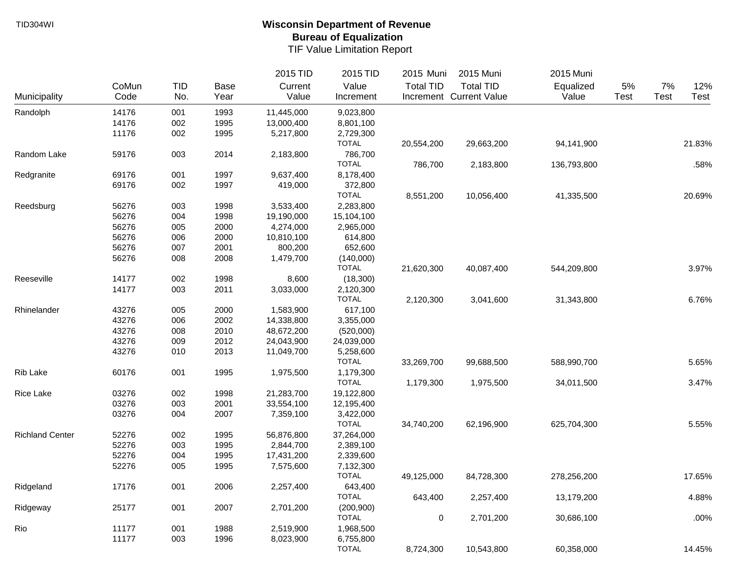TID304WI

# Wisconsin Department of Revenue
## Bureau of Equalization
### TIF Value Limitation Report

| Municipality | CoMun Code | TID No. | Base Year | 2015 TID Current Value | 2015 TID Value Increment | 2015 Muni Total TID Increment | 2015 Muni Total TID Current Value | 2015 Muni Equalized Value | 5% Test | 7% Test | 12% Test |
|---|---|---|---|---|---|---|---|---|---|---|---|
| Randolph | 14176 | 001 | 1993 | 11,445,000 | 9,023,800 | | | | | | |
| | 14176 | 002 | 1995 | 13,000,400 | 8,801,100 | | | | | | |
| | 11176 | 002 | 1995 | 5,217,800 | 2,729,300 | | | | | | |
| | | | | | TOTAL | 20,554,200 | 29,663,200 | 94,141,900 | | | 21.83% |
| Random Lake | 59176 | 003 | 2014 | 2,183,800 | 786,700 | | | | | | |
| | | | | | TOTAL | 786,700 | 2,183,800 | 136,793,800 | | | .58% |
| Redgranite | 69176 | 001 | 1997 | 9,637,400 | 8,178,400 | | | | | | |
| | 69176 | 002 | 1997 | 419,000 | 372,800 | | | | | | |
| | | | | | TOTAL | 8,551,200 | 10,056,400 | 41,335,500 | | | 20.69% |
| Reedsburg | 56276 | 003 | 1998 | 3,533,400 | 2,283,800 | | | | | | |
| | 56276 | 004 | 1998 | 19,190,000 | 15,104,100 | | | | | | |
| | 56276 | 005 | 2000 | 4,274,000 | 2,965,000 | | | | | | |
| | 56276 | 006 | 2000 | 10,810,100 | 614,800 | | | | | | |
| | 56276 | 007 | 2001 | 800,200 | 652,600 | | | | | | |
| | 56276 | 008 | 2008 | 1,479,700 | (140,000) | | | | | | |
| | | | | | TOTAL | 21,620,300 | 40,087,400 | 544,209,800 | | | 3.97% |
| Reeseville | 14177 | 002 | 1998 | 8,600 | (18,300) | | | | | | |
| | 14177 | 003 | 2011 | 3,033,000 | 2,120,300 | | | | | | |
| | | | | | TOTAL | 2,120,300 | 3,041,600 | 31,343,800 | | | 6.76% |
| Rhinelander | 43276 | 005 | 2000 | 1,583,900 | 617,100 | | | | | | |
| | 43276 | 006 | 2002 | 14,338,800 | 3,355,000 | | | | | | |
| | 43276 | 008 | 2010 | 48,672,200 | (520,000) | | | | | | |
| | 43276 | 009 | 2012 | 24,043,900 | 24,039,000 | | | | | | |
| | 43276 | 010 | 2013 | 11,049,700 | 5,258,600 | | | | | | |
| | | | | | TOTAL | 33,269,700 | 99,688,500 | 588,990,700 | | | 5.65% |
| Rib Lake | 60176 | 001 | 1995 | 1,975,500 | 1,179,300 | | | | | | |
| | | | | | TOTAL | 1,179,300 | 1,975,500 | 34,011,500 | | | 3.47% |
| Rice Lake | 03276 | 002 | 1998 | 21,283,700 | 19,122,800 | | | | | | |
| | 03276 | 003 | 2001 | 33,554,100 | 12,195,400 | | | | | | |
| | 03276 | 004 | 2007 | 7,359,100 | 3,422,000 | | | | | | |
| | | | | | TOTAL | 34,740,200 | 62,196,900 | 625,704,300 | | | 5.55% |
| Richland Center | 52276 | 002 | 1995 | 56,876,800 | 37,264,000 | | | | | | |
| | 52276 | 003 | 1995 | 2,844,700 | 2,389,100 | | | | | | |
| | 52276 | 004 | 1995 | 17,431,200 | 2,339,600 | | | | | | |
| | 52276 | 005 | 1995 | 7,575,600 | 7,132,300 | | | | | | |
| | | | | | TOTAL | 49,125,000 | 84,728,300 | 278,256,200 | | | 17.65% |
| Ridgeland | 17176 | 001 | 2006 | 2,257,400 | 643,400 | | | | | | |
| | | | | | TOTAL | 643,400 | 2,257,400 | 13,179,200 | | | 4.88% |
| Ridgeway | 25177 | 001 | 2007 | 2,701,200 | (200,900) | | | | | | |
| | | | | | TOTAL | 0 | 2,701,200 | 30,686,100 | | | .00% |
| Rio | 11177 | 001 | 1988 | 2,519,900 | 1,968,500 | | | | | | |
| | 11177 | 003 | 1996 | 8,023,900 | 6,755,800 | | | | | | |
| | | | | | TOTAL | 8,724,300 | 10,543,800 | 60,358,000 | | | 14.45% |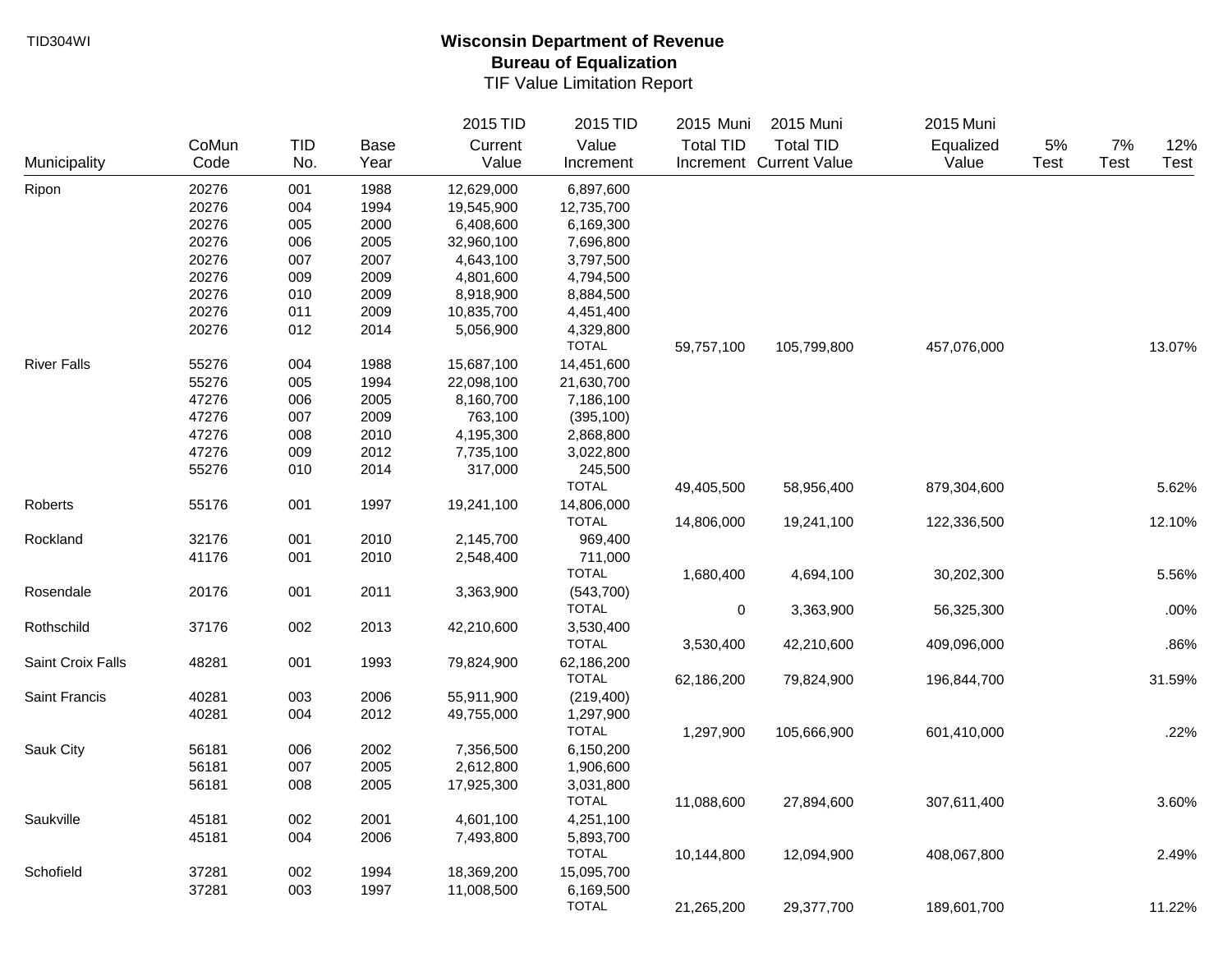**Wisconsin Department of Revenue**
**Bureau of Equalization**
TIF Value Limitation Report

| Municipality | CoMun Code | TID No. | Base Year | 2015 TID Current Value | 2015 TID Value Increment | 2015 Muni Total TID Increment | 2015 Muni Total TID Current Value | 2015 Muni Equalized Value | 5% Test | 7% Test | 12% Test |
|---|---|---|---|---|---|---|---|---|---|---|---|
| Ripon | 20276 | 001 | 1988 | 12,629,000 | 6,897,600 | | | | | | |
| | 20276 | 004 | 1994 | 19,545,900 | 12,735,700 | | | | | | |
| | 20276 | 005 | 2000 | 6,408,600 | 6,169,300 | | | | | | |
| | 20276 | 006 | 2005 | 32,960,100 | 7,696,800 | | | | | | |
| | 20276 | 007 | 2007 | 4,643,100 | 3,797,500 | | | | | | |
| | 20276 | 009 | 2009 | 4,801,600 | 4,794,500 | | | | | | |
| | 20276 | 010 | 2009 | 8,918,900 | 8,884,500 | | | | | | |
| | 20276 | 011 | 2009 | 10,835,700 | 4,451,400 | | | | | | |
| | 20276 | 012 | 2014 | 5,056,900 | 4,329,800 | | | | | | |
| | | | | | TOTAL | 59,757,100 | 105,799,800 | 457,076,000 | | | 13.07% |
| River Falls | 55276 | 004 | 1988 | 15,687,100 | 14,451,600 | | | | | | |
| | 55276 | 005 | 1994 | 22,098,100 | 21,630,700 | | | | | | |
| | 47276 | 006 | 2005 | 8,160,700 | 7,186,100 | | | | | | |
| | 47276 | 007 | 2009 | 763,100 | (395,100) | | | | | | |
| | 47276 | 008 | 2010 | 4,195,300 | 2,868,800 | | | | | | |
| | 47276 | 009 | 2012 | 7,735,100 | 3,022,800 | | | | | | |
| | 55276 | 010 | 2014 | 317,000 | 245,500 | | | | | | |
| | | | | | TOTAL | 49,405,500 | 58,956,400 | 879,304,600 | | | 5.62% |
| Roberts | 55176 | 001 | 1997 | 19,241,100 | 14,806,000 | | | | | | |
| | | | | | TOTAL | 14,806,000 | 19,241,100 | 122,336,500 | | | 12.10% |
| Rockland | 32176 | 001 | 2010 | 2,145,700 | 969,400 | | | | | | |
| | 41176 | 001 | 2010 | 2,548,400 | 711,000 | | | | | | |
| | | | | | TOTAL | 1,680,400 | 4,694,100 | 30,202,300 | | | 5.56% |
| Rosendale | 20176 | 001 | 2011 | 3,363,900 | (543,700) | | | | | | |
| | | | | | TOTAL | 0 | 3,363,900 | 56,325,300 | | | .00% |
| Rothschild | 37176 | 002 | 2013 | 42,210,600 | 3,530,400 | | | | | | |
| | | | | | TOTAL | 3,530,400 | 42,210,600 | 409,096,000 | | | .86% |
| Saint Croix Falls | 48281 | 001 | 1993 | 79,824,900 | 62,186,200 | | | | | | |
| | | | | | TOTAL | 62,186,200 | 79,824,900 | 196,844,700 | | | 31.59% |
| Saint Francis | 40281 | 003 | 2006 | 55,911,900 | (219,400) | | | | | | |
| | 40281 | 004 | 2012 | 49,755,000 | 1,297,900 | | | | | | |
| | | | | | TOTAL | 1,297,900 | 105,666,900 | 601,410,000 | | | .22% |
| Sauk City | 56181 | 006 | 2002 | 7,356,500 | 6,150,200 | | | | | | |
| | 56181 | 007 | 2005 | 2,612,800 | 1,906,600 | | | | | | |
| | 56181 | 008 | 2005 | 17,925,300 | 3,031,800 | | | | | | |
| | | | | | TOTAL | 11,088,600 | 27,894,600 | 307,611,400 | | | 3.60% |
| Saukville | 45181 | 002 | 2001 | 4,601,100 | 4,251,100 | | | | | | |
| | 45181 | 004 | 2006 | 7,493,800 | 5,893,700 | | | | | | |
| | | | | | TOTAL | 10,144,800 | 12,094,900 | 408,067,800 | | | 2.49% |
| Schofield | 37281 | 002 | 1994 | 18,369,200 | 15,095,700 | | | | | | |
| | 37281 | 003 | 1997 | 11,008,500 | 6,169,500 | | | | | | |
| | | | | | TOTAL | 21,265,200 | 29,377,700 | 189,601,700 | | | 11.22% |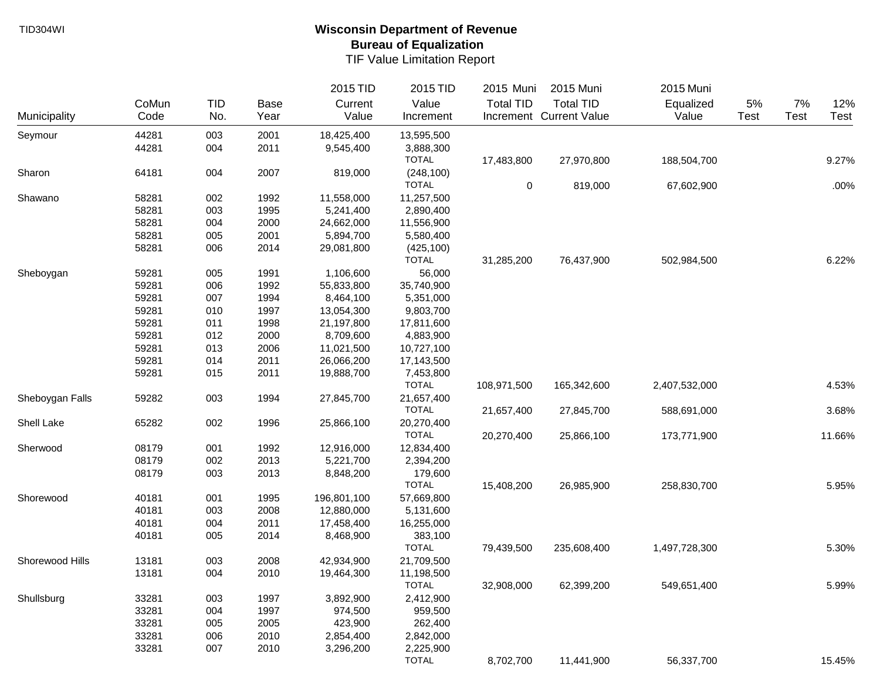TID304WI

# Wisconsin Department of Revenue
## Bureau of Equalization
### TIF Value Limitation Report

| Municipality | CoMun Code | TID No. | Base Year | 2015 TID Current Value | 2015 TID Value Increment | 2015 Muni Total TID Increment | 2015 Muni Total TID Current Value | 2015 Muni Equalized Value | 5% Test | 7% Test | 12% Test |
|---|---|---|---|---|---|---|---|---|---|---|---|
| Seymour | 44281 | 003 | 2001 | 18,425,400 | 13,595,500 | | | | | | |
| | 44281 | 004 | 2011 | 9,545,400 | 3,888,300 | | | | | | |
| | | | | | TOTAL | 17,483,800 | 27,970,800 | 188,504,700 | | | 9.27% |
| Sharon | 64181 | 004 | 2007 | 819,000 | (248,100) | | | | | | |
| | | | | | TOTAL | 0 | 819,000 | 67,602,900 | | | .00% |
| Shawano | 58281 | 002 | 1992 | 11,558,000 | 11,257,500 | | | | | | |
| | 58281 | 003 | 1995 | 5,241,400 | 2,890,400 | | | | | | |
| | 58281 | 004 | 2000 | 24,662,000 | 11,556,900 | | | | | | |
| | 58281 | 005 | 2001 | 5,894,700 | 5,580,400 | | | | | | |
| | 58281 | 006 | 2014 | 29,081,800 | (425,100) | | | | | | |
| | | | | | TOTAL | 31,285,200 | 76,437,900 | 502,984,500 | | | 6.22% |
| Sheboygan | 59281 | 005 | 1991 | 1,106,600 | 56,000 | | | | | | |
| | 59281 | 006 | 1992 | 55,833,800 | 35,740,900 | | | | | | |
| | 59281 | 007 | 1994 | 8,464,100 | 5,351,000 | | | | | | |
| | 59281 | 010 | 1997 | 13,054,300 | 9,803,700 | | | | | | |
| | 59281 | 011 | 1998 | 21,197,800 | 17,811,600 | | | | | | |
| | 59281 | 012 | 2000 | 8,709,600 | 4,883,900 | | | | | | |
| | 59281 | 013 | 2006 | 11,021,500 | 10,727,100 | | | | | | |
| | 59281 | 014 | 2011 | 26,066,200 | 17,143,500 | | | | | | |
| | 59281 | 015 | 2011 | 19,888,700 | 7,453,800 | | | | | | |
| | | | | | TOTAL | 108,971,500 | 165,342,600 | 2,407,532,000 | | | 4.53% |
| Sheboygan Falls | 59282 | 003 | 1994 | 27,845,700 | 21,657,400 | | | | | | |
| | | | | | TOTAL | 21,657,400 | 27,845,700 | 588,691,000 | | | 3.68% |
| Shell Lake | 65282 | 002 | 1996 | 25,866,100 | 20,270,400 | | | | | | |
| | | | | | TOTAL | 20,270,400 | 25,866,100 | 173,771,900 | | | 11.66% |
| Sherwood | 08179 | 001 | 1992 | 12,916,000 | 12,834,400 | | | | | | |
| | 08179 | 002 | 2013 | 5,221,700 | 2,394,200 | | | | | | |
| | 08179 | 003 | 2013 | 8,848,200 | 179,600 | | | | | | |
| | | | | | TOTAL | 15,408,200 | 26,985,900 | 258,830,700 | | | 5.95% |
| Shorewood | 40181 | 001 | 1995 | 196,801,100 | 57,669,800 | | | | | | |
| | 40181 | 003 | 2008 | 12,880,000 | 5,131,600 | | | | | | |
| | 40181 | 004 | 2011 | 17,458,400 | 16,255,000 | | | | | | |
| | 40181 | 005 | 2014 | 8,468,900 | 383,100 | | | | | | |
| | | | | | TOTAL | 79,439,500 | 235,608,400 | 1,497,728,300 | | | 5.30% |
| Shorewood Hills | 13181 | 003 | 2008 | 42,934,900 | 21,709,500 | | | | | | |
| | 13181 | 004 | 2010 | 19,464,300 | 11,198,500 | | | | | | |
| | | | | | TOTAL | 32,908,000 | 62,399,200 | 549,651,400 | | | 5.99% |
| Shullsburg | 33281 | 003 | 1997 | 3,892,900 | 2,412,900 | | | | | | |
| | 33281 | 004 | 1997 | 974,500 | 959,500 | | | | | | |
| | 33281 | 005 | 2005 | 423,900 | 262,400 | | | | | | |
| | 33281 | 006 | 2010 | 2,854,400 | 2,842,000 | | | | | | |
| | 33281 | 007 | 2010 | 3,296,200 | 2,225,900 | | | | | | |
| | | | | | TOTAL | 8,702,700 | 11,441,900 | 56,337,700 | | | 15.45% |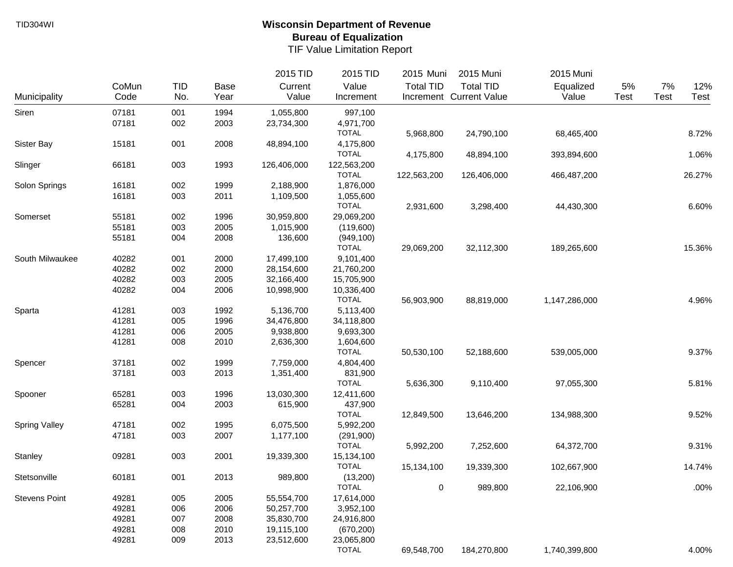TID304WI

# Wisconsin Department of Revenue
## Bureau of Equalization
### TIF Value Limitation Report

| Municipality | CoMun Code | TID No. | Base Year | 2015 TID Current Value | 2015 TID Value Increment | 2015 Muni Total TID Increment | 2015 Muni Total TID Current Value | 2015 Muni Equalized Value | 5% Test | 7% Test | 12% Test |
|---|---|---|---|---|---|---|---|---|---|---|---|
| Siren | 07181 | 001 | 1994 | 1,055,800 | 997,100 | | | | | | |
| | 07181 | 002 | 2003 | 23,734,300 | 4,971,700 | | | | | | |
| | | | | | TOTAL | 5,968,800 | 24,790,100 | 68,465,400 | | | 8.72% |
| Sister Bay | 15181 | 001 | 2008 | 48,894,100 | 4,175,800 | | | | | | |
| | | | | | TOTAL | 4,175,800 | 48,894,100 | 393,894,600 | | | 1.06% |
| Slinger | 66181 | 003 | 1993 | 126,406,000 | 122,563,200 | | | | | | |
| | | | | | TOTAL | 122,563,200 | 126,406,000 | 466,487,200 | | | 26.27% |
| Solon Springs | 16181 | 002 | 1999 | 2,188,900 | 1,876,000 | | | | | | |
| | 16181 | 003 | 2011 | 1,109,500 | 1,055,600 | | | | | | |
| | | | | | TOTAL | 2,931,600 | 3,298,400 | 44,430,300 | | | 6.60% |
| Somerset | 55181 | 002 | 1996 | 30,959,800 | 29,069,200 | | | | | | |
| | 55181 | 003 | 2005 | 1,015,900 | (119,600) | | | | | | |
| | 55181 | 004 | 2008 | 136,600 | (949,100) | | | | | | |
| | | | | | TOTAL | 29,069,200 | 32,112,300 | 189,265,600 | | | 15.36% |
| South Milwaukee | 40282 | 001 | 2000 | 17,499,100 | 9,101,400 | | | | | | |
| | 40282 | 002 | 2000 | 28,154,600 | 21,760,200 | | | | | | |
| | 40282 | 003 | 2005 | 32,166,400 | 15,705,900 | | | | | | |
| | 40282 | 004 | 2006 | 10,998,900 | 10,336,400 | | | | | | |
| | | | | | TOTAL | 56,903,900 | 88,819,000 | 1,147,286,000 | | | 4.96% |
| Sparta | 41281 | 003 | 1992 | 5,136,700 | 5,113,400 | | | | | | |
| | 41281 | 005 | 1996 | 34,476,800 | 34,118,800 | | | | | | |
| | 41281 | 006 | 2005 | 9,938,800 | 9,693,300 | | | | | | |
| | 41281 | 008 | 2010 | 2,636,300 | 1,604,600 | | | | | | |
| | | | | | TOTAL | 50,530,100 | 52,188,600 | 539,005,000 | | | 9.37% |
| Spencer | 37181 | 002 | 1999 | 7,759,000 | 4,804,400 | | | | | | |
| | 37181 | 003 | 2013 | 1,351,400 | 831,900 | | | | | | |
| | | | | | TOTAL | 5,636,300 | 9,110,400 | 97,055,300 | | | 5.81% |
| Spooner | 65281 | 003 | 1996 | 13,030,300 | 12,411,600 | | | | | | |
| | 65281 | 004 | 2003 | 615,900 | 437,900 | | | | | | |
| | | | | | TOTAL | 12,849,500 | 13,646,200 | 134,988,300 | | | 9.52% |
| Spring Valley | 47181 | 002 | 1995 | 6,075,500 | 5,992,200 | | | | | | |
| | 47181 | 003 | 2007 | 1,177,100 | (291,900) | | | | | | |
| | | | | | TOTAL | 5,992,200 | 7,252,600 | 64,372,700 | | | 9.31% |
| Stanley | 09281 | 003 | 2001 | 19,339,300 | 15,134,100 | | | | | | |
| | | | | | TOTAL | 15,134,100 | 19,339,300 | 102,667,900 | | | 14.74% |
| Stetsonville | 60181 | 001 | 2013 | 989,800 | (13,200) | | | | | | |
| | | | | | TOTAL | 0 | 989,800 | 22,106,900 | | | .00% |
| Stevens Point | 49281 | 005 | 2005 | 55,554,700 | 17,614,000 | | | | | | |
| | 49281 | 006 | 2006 | 50,257,700 | 3,952,100 | | | | | | |
| | 49281 | 007 | 2008 | 35,830,700 | 24,916,800 | | | | | | |
| | 49281 | 008 | 2010 | 19,115,100 | (670,200) | | | | | | |
| | 49281 | 009 | 2013 | 23,512,600 | 23,065,800 | | | | | | |
| | | | | | TOTAL | 69,548,700 | 184,270,800 | 1,740,399,800 | | | 4.00% |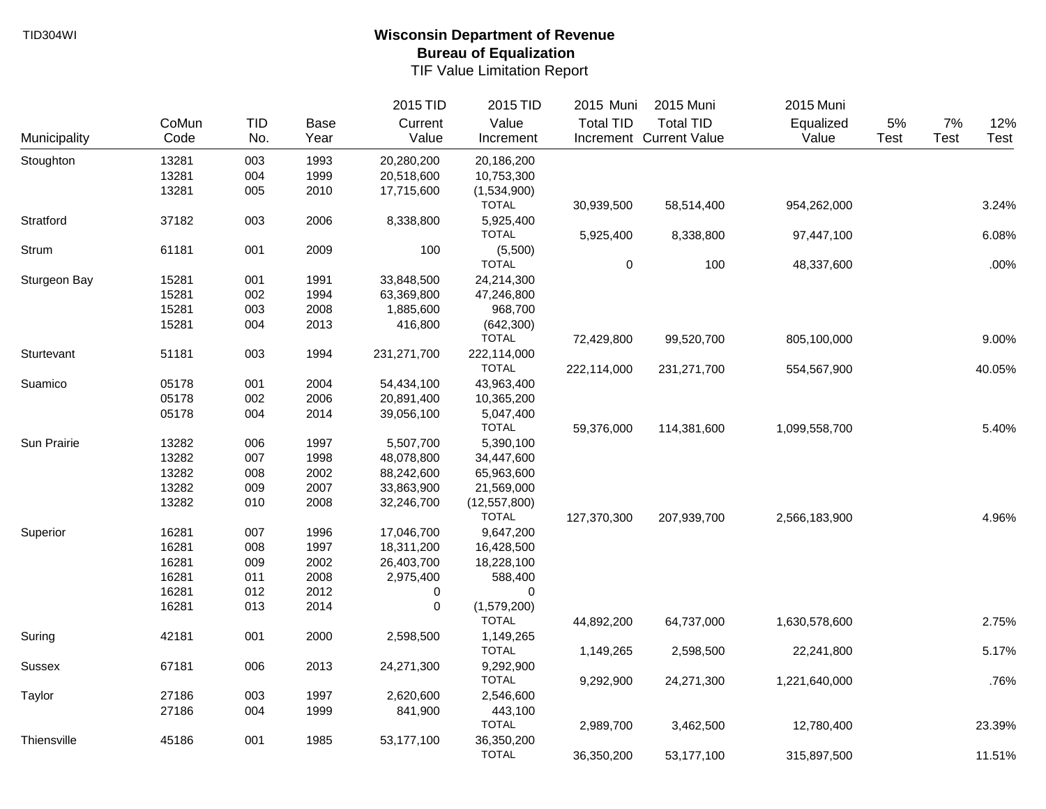TID304WI

# Wisconsin Department of Revenue
## Bureau of Equalization
### TIF Value Limitation Report

| Municipality | CoMun Code | TID No. | Base Year | 2015 TID Current Value | 2015 TID Value Increment | 2015 Muni Total TID Increment | 2015 Muni Total TID Current Value | 2015 Muni Equalized Value | 5% Test | 7% Test | 12% Test |
|---|---|---|---|---|---|---|---|---|---|---|---|
| Stoughton | 13281 | 003 | 1993 | 20,280,200 | 20,186,200 | | | | | | |
| | 13281 | 004 | 1999 | 20,518,600 | 10,753,300 | | | | | | |
| | 13281 | 005 | 2010 | 17,715,600 | (1,534,900) | | | | | | |
| | | | | | TOTAL | 30,939,500 | 58,514,400 | 954,262,000 | | | 3.24% |
| Stratford | 37182 | 003 | 2006 | 8,338,800 | 5,925,400 | | | | | | |
| | | | | | TOTAL | 5,925,400 | 8,338,800 | 97,447,100 | | | 6.08% |
| Strum | 61181 | 001 | 2009 | 100 | (5,500) | | | | | | |
| | | | | | TOTAL | 0 | 100 | 48,337,600 | | | .00% |
| Sturgeon Bay | 15281 | 001 | 1991 | 33,848,500 | 24,214,300 | | | | | | |
| | 15281 | 002 | 1994 | 63,369,800 | 47,246,800 | | | | | | |
| | 15281 | 003 | 2008 | 1,885,600 | 968,700 | | | | | | |
| | 15281 | 004 | 2013 | 416,800 | (642,300) | | | | | | |
| | | | | | TOTAL | 72,429,800 | 99,520,700 | 805,100,000 | | | 9.00% |
| Sturtevant | 51181 | 003 | 1994 | 231,271,700 | 222,114,000 | | | | | | |
| | | | | | TOTAL | 222,114,000 | 231,271,700 | 554,567,900 | | | 40.05% |
| Suamico | 05178 | 001 | 2004 | 54,434,100 | 43,963,400 | | | | | | |
| | 05178 | 002 | 2006 | 20,891,400 | 10,365,200 | | | | | | |
| | 05178 | 004 | 2014 | 39,056,100 | 5,047,400 | | | | | | |
| | | | | | TOTAL | 59,376,000 | 114,381,600 | 1,099,558,700 | | | 5.40% |
| Sun Prairie | 13282 | 006 | 1997 | 5,507,700 | 5,390,100 | | | | | | |
| | 13282 | 007 | 1998 | 48,078,800 | 34,447,600 | | | | | | |
| | 13282 | 008 | 2002 | 88,242,600 | 65,963,600 | | | | | | |
| | 13282 | 009 | 2007 | 33,863,900 | 21,569,000 | | | | | | |
| | 13282 | 010 | 2008 | 32,246,700 | (12,557,800) | | | | | | |
| | | | | | TOTAL | 127,370,300 | 207,939,700 | 2,566,183,900 | | | 4.96% |
| Superior | 16281 | 007 | 1996 | 17,046,700 | 9,647,200 | | | | | | |
| | 16281 | 008 | 1997 | 18,311,200 | 16,428,500 | | | | | | |
| | 16281 | 009 | 2002 | 26,403,700 | 18,228,100 | | | | | | |
| | 16281 | 011 | 2008 | 2,975,400 | 588,400 | | | | | | |
| | 16281 | 012 | 2012 | 0 | 0 | | | | | | |
| | 16281 | 013 | 2014 | 0 | (1,579,200) | | | | | | |
| | | | | | TOTAL | 44,892,200 | 64,737,000 | 1,630,578,600 | | | 2.75% |
| Suring | 42181 | 001 | 2000 | 2,598,500 | 1,149,265 | | | | | | |
| | | | | | TOTAL | 1,149,265 | 2,598,500 | 22,241,800 | | | 5.17% |
| Sussex | 67181 | 006 | 2013 | 24,271,300 | 9,292,900 | | | | | | |
| | | | | | TOTAL | 9,292,900 | 24,271,300 | 1,221,640,000 | | | .76% |
| Taylor | 27186 | 003 | 1997 | 2,620,600 | 2,546,600 | | | | | | |
| | 27186 | 004 | 1999 | 841,900 | 443,100 | | | | | | |
| | | | | | TOTAL | 2,989,700 | 3,462,500 | 12,780,400 | | | 23.39% |
| Thiensville | 45186 | 001 | 1985 | 53,177,100 | 36,350,200 | | | | | | |
| | | | | | TOTAL | 36,350,200 | 53,177,100 | 315,897,500 | | | 11.51% |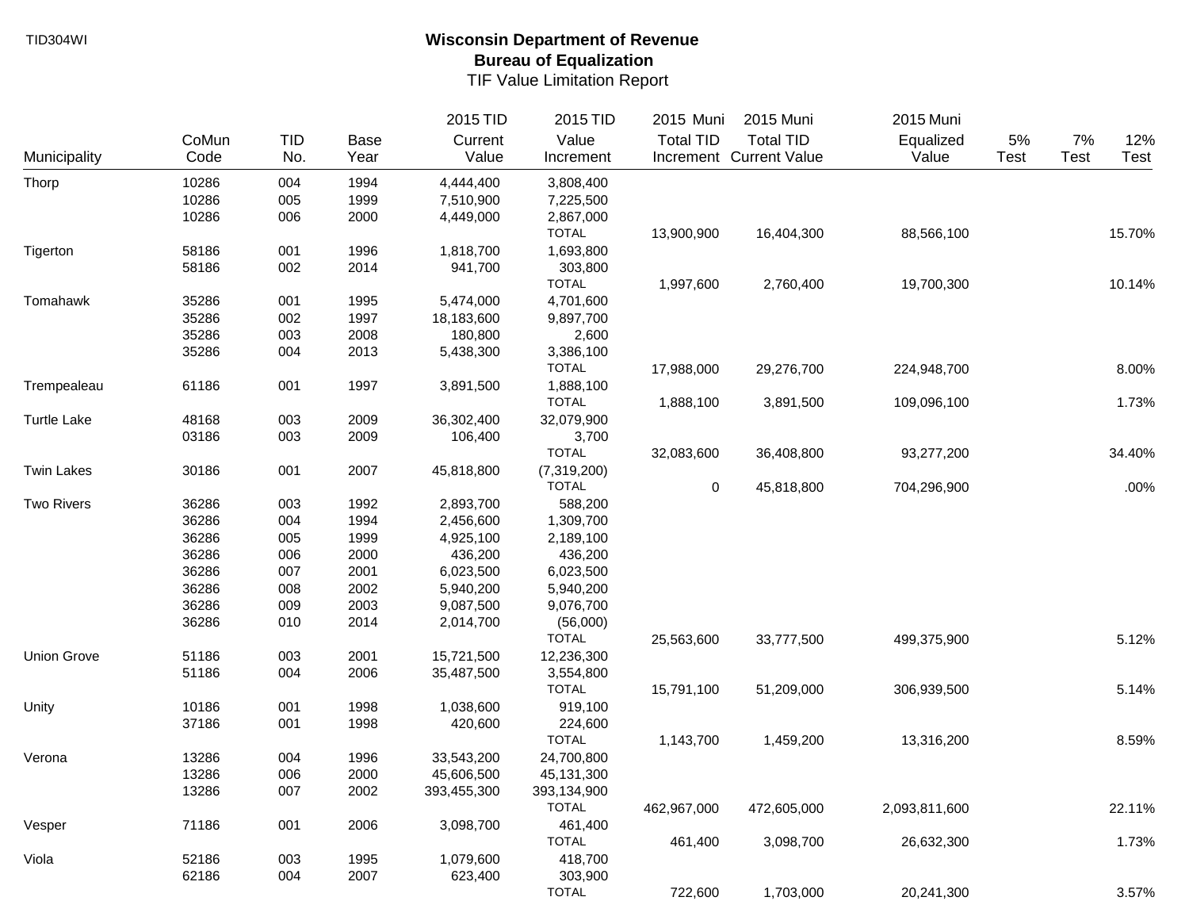TID304WI

# Wisconsin Department of Revenue
## Bureau of Equalization
### TIF Value Limitation Report

| Municipality | CoMun Code | TID No. | Base Year | 2015 TID Current Value | 2015 TID Value Increment | 2015 Muni Total TID Increment | 2015 Muni Total TID Current Value | 2015 Muni Equalized Value | 5% Test | 7% Test | 12% Test |
|---|---|---|---|---|---|---|---|---|---|---|---|
| Thorp | 10286 | 004 | 1994 | 4,444,400 | 3,808,400 | | | | | | |
| | 10286 | 005 | 1999 | 7,510,900 | 7,225,500 | | | | | | |
| | 10286 | 006 | 2000 | 4,449,000 | 2,867,000 | | | | | | |
| | | | | | TOTAL | 13,900,900 | 16,404,300 | 88,566,100 | | | 15.70% |
| Tigerton | 58186 | 001 | 1996 | 1,818,700 | 1,693,800 | | | | | | |
| | 58186 | 002 | 2014 | 941,700 | 303,800 | | | | | | |
| | | | | | TOTAL | 1,997,600 | 2,760,400 | 19,700,300 | | | 10.14% |
| Tomahawk | 35286 | 001 | 1995 | 5,474,000 | 4,701,600 | | | | | | |
| | 35286 | 002 | 1997 | 18,183,600 | 9,897,700 | | | | | | |
| | 35286 | 003 | 2008 | 180,800 | 2,600 | | | | | | |
| | 35286 | 004 | 2013 | 5,438,300 | 3,386,100 | | | | | | |
| | | | | | TOTAL | 17,988,000 | 29,276,700 | 224,948,700 | | | 8.00% |
| Trempealeau | 61186 | 001 | 1997 | 3,891,500 | 1,888,100 | | | | | | |
| | | | | | TOTAL | 1,888,100 | 3,891,500 | 109,096,100 | | | 1.73% |
| Turtle Lake | 48168 | 003 | 2009 | 36,302,400 | 32,079,900 | | | | | | |
| | 03186 | 003 | 2009 | 106,400 | 3,700 | | | | | | |
| | | | | | TOTAL | 32,083,600 | 36,408,800 | 93,277,200 | | | 34.40% |
| Twin Lakes | 30186 | 001 | 2007 | 45,818,800 | (7,319,200) | | | | | | |
| | | | | | TOTAL | 0 | 45,818,800 | 704,296,900 | | | .00% |
| Two Rivers | 36286 | 003 | 1992 | 2,893,700 | 588,200 | | | | | | |
| | 36286 | 004 | 1994 | 2,456,600 | 1,309,700 | | | | | | |
| | 36286 | 005 | 1999 | 4,925,100 | 2,189,100 | | | | | | |
| | 36286 | 006 | 2000 | 436,200 | 436,200 | | | | | | |
| | 36286 | 007 | 2001 | 6,023,500 | 6,023,500 | | | | | | |
| | 36286 | 008 | 2002 | 5,940,200 | 5,940,200 | | | | | | |
| | 36286 | 009 | 2003 | 9,087,500 | 9,076,700 | | | | | | |
| | 36286 | 010 | 2014 | 2,014,700 | (56,000) | | | | | | |
| | | | | | TOTAL | 25,563,600 | 33,777,500 | 499,375,900 | | | 5.12% |
| Union Grove | 51186 | 003 | 2001 | 15,721,500 | 12,236,300 | | | | | | |
| | 51186 | 004 | 2006 | 35,487,500 | 3,554,800 | | | | | | |
| | | | | | TOTAL | 15,791,100 | 51,209,000 | 306,939,500 | | | 5.14% |
| Unity | 10186 | 001 | 1998 | 1,038,600 | 919,100 | | | | | | |
| | 37186 | 001 | 1998 | 420,600 | 224,600 | | | | | | |
| | | | | | TOTAL | 1,143,700 | 1,459,200 | 13,316,200 | | | 8.59% |
| Verona | 13286 | 004 | 1996 | 33,543,200 | 24,700,800 | | | | | | |
| | 13286 | 006 | 2000 | 45,606,500 | 45,131,300 | | | | | | |
| | 13286 | 007 | 2002 | 393,455,300 | 393,134,900 | | | | | | |
| | | | | | TOTAL | 462,967,000 | 472,605,000 | 2,093,811,600 | | | 22.11% |
| Vesper | 71186 | 001 | 2006 | 3,098,700 | 461,400 | | | | | | |
| | | | | | TOTAL | 461,400 | 3,098,700 | 26,632,300 | | | 1.73% |
| Viola | 52186 | 003 | 1995 | 1,079,600 | 418,700 | | | | | | |
| | 62186 | 004 | 2007 | 623,400 | 303,900 | | | | | | |
| | | | | | TOTAL | 722,600 | 1,703,000 | 20,241,300 | | | 3.57% |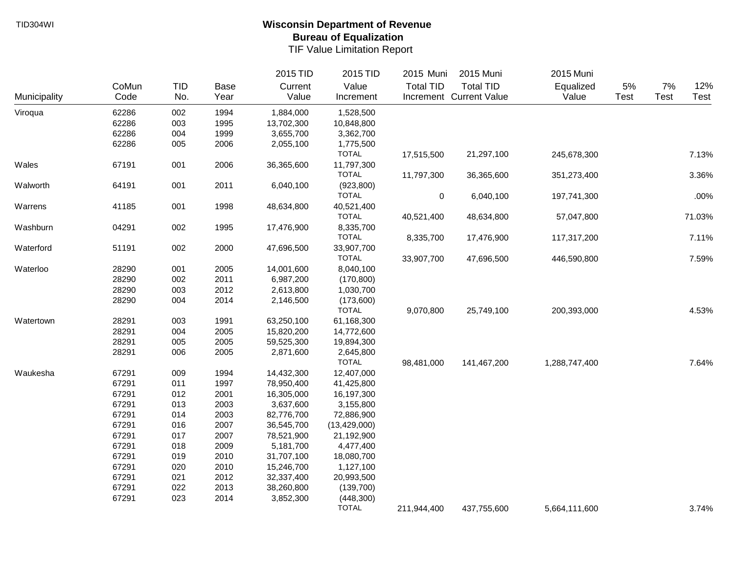TID304WI

# Wisconsin Department of Revenue
## Bureau of Equalization
### TIF Value Limitation Report

| Municipality | CoMun Code | TID No. | Base Year | 2015 TID Current Value | 2015 TID Value Increment | 2015 Muni Total TID Increment | 2015 Muni Total TID Current Value | 2015 Muni Equalized Value | 5% Test | 7% Test | 12% Test |
|---|---|---|---|---|---|---|---|---|---|---|---|
| Viroqua | 62286 | 002 | 1994 | 1,884,000 | 1,528,500 | | | | | | |
| | 62286 | 003 | 1995 | 13,702,300 | 10,848,800 | | | | | | |
| | 62286 | 004 | 1999 | 3,655,700 | 3,362,700 | | | | | | |
| | 62286 | 005 | 2006 | 2,055,100 | 1,775,500 | | | | | | |
| | | | | | TOTAL | 17,515,500 | 21,297,100 | 245,678,300 | | | 7.13% |
| Wales | 67191 | 001 | 2006 | 36,365,600 | 11,797,300 | | | | | | |
| | | | | | TOTAL | 11,797,300 | 36,365,600 | 351,273,400 | | | 3.36% |
| Walworth | 64191 | 001 | 2011 | 6,040,100 | (923,800) | | | | | | |
| | | | | | TOTAL | 0 | 6,040,100 | 197,741,300 | | | .00% |
| Warrens | 41185 | 001 | 1998 | 48,634,800 | 40,521,400 | | | | | | |
| | | | | | TOTAL | 40,521,400 | 48,634,800 | 57,047,800 | | | 71.03% |
| Washburn | 04291 | 002 | 1995 | 17,476,900 | 8,335,700 | | | | | | |
| | | | | | TOTAL | 8,335,700 | 17,476,900 | 117,317,200 | | | 7.11% |
| Waterford | 51191 | 002 | 2000 | 47,696,500 | 33,907,700 | | | | | | |
| | | | | | TOTAL | 33,907,700 | 47,696,500 | 446,590,800 | | | 7.59% |
| Waterloo | 28290 | 001 | 2005 | 14,001,600 | 8,040,100 | | | | | | |
| | 28290 | 002 | 2011 | 6,987,200 | (170,800) | | | | | | |
| | 28290 | 003 | 2012 | 2,613,800 | 1,030,700 | | | | | | |
| | 28290 | 004 | 2014 | 2,146,500 | (173,600) | | | | | | |
| | | | | | TOTAL | 9,070,800 | 25,749,100 | 200,393,000 | | | 4.53% |
| Watertown | 28291 | 003 | 1991 | 63,250,100 | 61,168,300 | | | | | | |
| | 28291 | 004 | 2005 | 15,820,200 | 14,772,600 | | | | | | |
| | 28291 | 005 | 2005 | 59,525,300 | 19,894,300 | | | | | | |
| | 28291 | 006 | 2005 | 2,871,600 | 2,645,800 | | | | | | |
| | | | | | TOTAL | 98,481,000 | 141,467,200 | 1,288,747,400 | | | 7.64% |
| Waukesha | 67291 | 009 | 1994 | 14,432,300 | 12,407,000 | | | | | | |
| | 67291 | 011 | 1997 | 78,950,400 | 41,425,800 | | | | | | |
| | 67291 | 012 | 2001 | 16,305,000 | 16,197,300 | | | | | | |
| | 67291 | 013 | 2003 | 3,637,600 | 3,155,800 | | | | | | |
| | 67291 | 014 | 2003 | 82,776,700 | 72,886,900 | | | | | | |
| | 67291 | 016 | 2007 | 36,545,700 | (13,429,000) | | | | | | |
| | 67291 | 017 | 2007 | 78,521,900 | 21,192,900 | | | | | | |
| | 67291 | 018 | 2009 | 5,181,700 | 4,477,400 | | | | | | |
| | 67291 | 019 | 2010 | 31,707,100 | 18,080,700 | | | | | | |
| | 67291 | 020 | 2010 | 15,246,700 | 1,127,100 | | | | | | |
| | 67291 | 021 | 2012 | 32,337,400 | 20,993,500 | | | | | | |
| | 67291 | 022 | 2013 | 38,260,800 | (139,700) | | | | | | |
| | 67291 | 023 | 2014 | 3,852,300 | (448,300) | | | | | | |
| | | | | | TOTAL | 211,944,400 | 437,755,600 | 5,664,111,600 | | | 3.74% |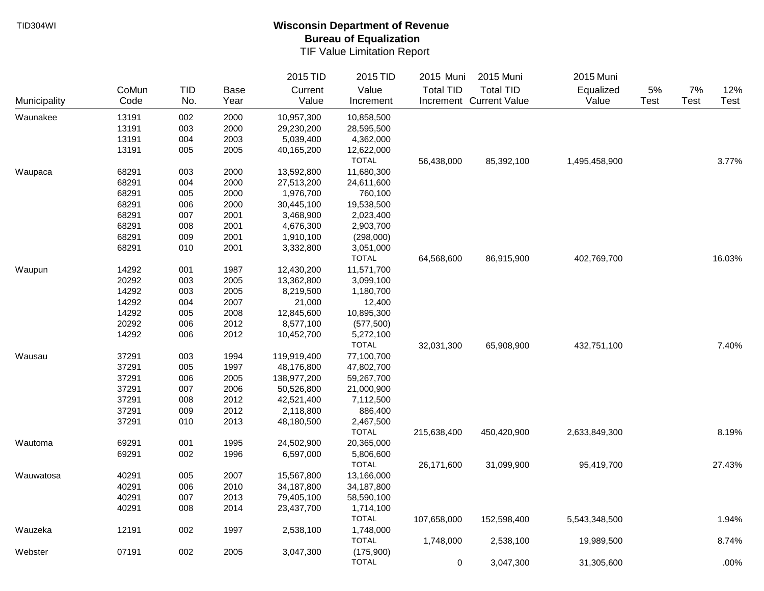TID304WI

# Wisconsin Department of Revenue
## Bureau of Equalization
### TIF Value Limitation Report

| Municipality | CoMun Code | TID No. | Base Year | 2015 TID Current Value | 2015 TID Value Increment | 2015 Muni Total TID Increment | 2015 Muni Total TID Current Value | 2015 Muni Equalized Value | 5% Test | 7% Test | 12% Test |
|---|---|---|---|---|---|---|---|---|---|---|---|
| Waunakee | 13191 | 002 | 2000 | 10,957,300 | 10,858,500 | | | | | | |
| | 13191 | 003 | 2000 | 29,230,200 | 28,595,500 | | | | | | |
| | 13191 | 004 | 2003 | 5,039,400 | 4,362,000 | | | | | | |
| | 13191 | 005 | 2005 | 40,165,200 | 12,622,000 | | | | | | |
| | | | | | TOTAL | 56,438,000 | 85,392,100 | 1,495,458,900 | | | 3.77% |
| Waupaca | 68291 | 003 | 2000 | 13,592,800 | 11,680,300 | | | | | | |
| | 68291 | 004 | 2000 | 27,513,200 | 24,611,600 | | | | | | |
| | 68291 | 005 | 2000 | 1,976,700 | 760,100 | | | | | | |
| | 68291 | 006 | 2000 | 30,445,100 | 19,538,500 | | | | | | |
| | 68291 | 007 | 2001 | 3,468,900 | 2,023,400 | | | | | | |
| | 68291 | 008 | 2001 | 4,676,300 | 2,903,700 | | | | | | |
| | 68291 | 009 | 2001 | 1,910,100 | (298,000) | | | | | | |
| | 68291 | 010 | 2001 | 3,332,800 | 3,051,000 | | | | | | |
| | | | | | TOTAL | 64,568,600 | 86,915,900 | 402,769,700 | | | 16.03% |
| Waupun | 14292 | 001 | 1987 | 12,430,200 | 11,571,700 | | | | | | |
| | 20292 | 003 | 2005 | 13,362,800 | 3,099,100 | | | | | | |
| | 14292 | 003 | 2005 | 8,219,500 | 1,180,700 | | | | | | |
| | 14292 | 004 | 2007 | 21,000 | 12,400 | | | | | | |
| | 14292 | 005 | 2008 | 12,845,600 | 10,895,300 | | | | | | |
| | 20292 | 006 | 2012 | 8,577,100 | (577,500) | | | | | | |
| | 14292 | 006 | 2012 | 10,452,700 | 5,272,100 | | | | | | |
| | | | | | TOTAL | 32,031,300 | 65,908,900 | 432,751,100 | | | 7.40% |
| Wausau | 37291 | 003 | 1994 | 119,919,400 | 77,100,700 | | | | | | |
| | 37291 | 005 | 1997 | 48,176,800 | 47,802,700 | | | | | | |
| | 37291 | 006 | 2005 | 138,977,200 | 59,267,700 | | | | | | |
| | 37291 | 007 | 2006 | 50,526,800 | 21,000,900 | | | | | | |
| | 37291 | 008 | 2012 | 42,521,400 | 7,112,500 | | | | | | |
| | 37291 | 009 | 2012 | 2,118,800 | 886,400 | | | | | | |
| | 37291 | 010 | 2013 | 48,180,500 | 2,467,500 | | | | | | |
| | | | | | TOTAL | 215,638,400 | 450,420,900 | 2,633,849,300 | | | 8.19% |
| Wautoma | 69291 | 001 | 1995 | 24,502,900 | 20,365,000 | | | | | | |
| | 69291 | 002 | 1996 | 6,597,000 | 5,806,600 | | | | | | |
| | | | | | TOTAL | 26,171,600 | 31,099,900 | 95,419,700 | | | 27.43% |
| Wauwatosa | 40291 | 005 | 2007 | 15,567,800 | 13,166,000 | | | | | | |
| | 40291 | 006 | 2010 | 34,187,800 | 34,187,800 | | | | | | |
| | 40291 | 007 | 2013 | 79,405,100 | 58,590,100 | | | | | | |
| | 40291 | 008 | 2014 | 23,437,700 | 1,714,100 | | | | | | |
| | | | | | TOTAL | 107,658,000 | 152,598,400 | 5,543,348,500 | | | 1.94% |
| Wauzeka | 12191 | 002 | 1997 | 2,538,100 | 1,748,000 | | | | | | |
| | | | | | TOTAL | 1,748,000 | 2,538,100 | 19,989,500 | | | 8.74% |
| Webster | 07191 | 002 | 2005 | 3,047,300 | (175,900) | | | | | | |
| | | | | | TOTAL | 0 | 3,047,300 | 31,305,600 | | | .00% |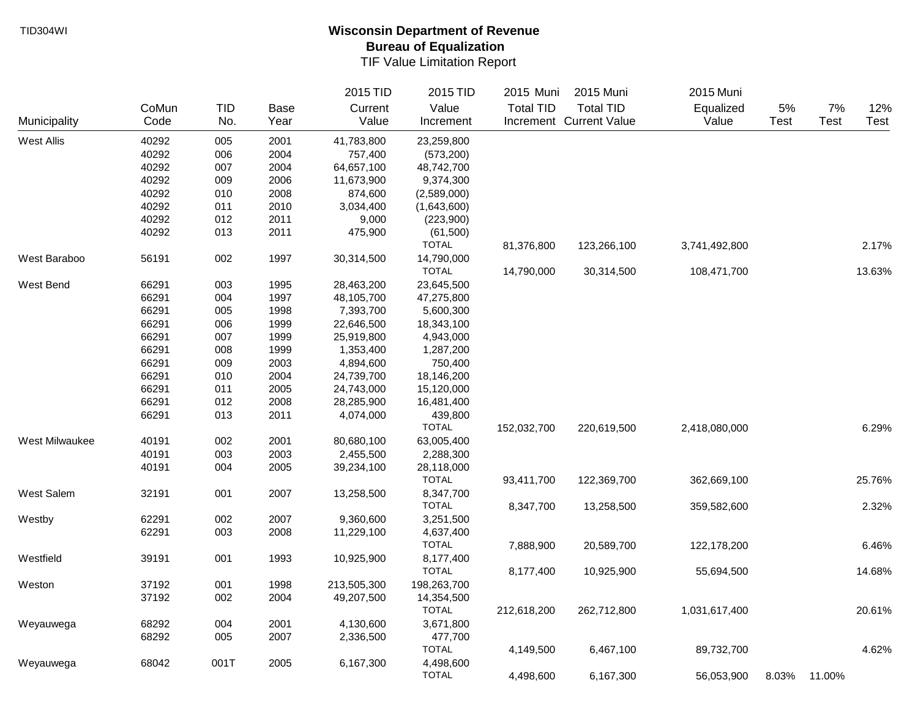TID304WI

# Wisconsin Department of Revenue
## Bureau of Equalization
### TIF Value Limitation Report

| Municipality | CoMun Code | TID No. | Base Year | 2015 TID Current Value | 2015 TID Value Increment | 2015 Muni Total TID Increment | 2015 Muni Total TID Current Value | 2015 Muni Equalized Value | 5% Test | 7% Test | 12% Test |
|---|---|---|---|---|---|---|---|---|---|---|---|
| West Allis | 40292 | 005 | 2001 | 41,783,800 | 23,259,800 | | | | | | |
| | 40292 | 006 | 2004 | 757,400 | (573,200) | | | | | | |
| | 40292 | 007 | 2004 | 64,657,100 | 48,742,700 | | | | | | |
| | 40292 | 009 | 2006 | 11,673,900 | 9,374,300 | | | | | | |
| | 40292 | 010 | 2008 | 874,600 | (2,589,000) | | | | | | |
| | 40292 | 011 | 2010 | 3,034,400 | (1,643,600) | | | | | | |
| | 40292 | 012 | 2011 | 9,000 | (223,900) | | | | | | |
| | 40292 | 013 | 2011 | 475,900 | (61,500) | | | | | | |
| | | | | | TOTAL | 81,376,800 | 123,266,100 | 3,741,492,800 | | | 2.17% |
| West Baraboo | 56191 | 002 | 1997 | 30,314,500 | 14,790,000 | | | | | | |
| | | | | | TOTAL | 14,790,000 | 30,314,500 | 108,471,700 | | | 13.63% |
| West Bend | 66291 | 003 | 1995 | 28,463,200 | 23,645,500 | | | | | | |
| | 66291 | 004 | 1997 | 48,105,700 | 47,275,800 | | | | | | |
| | 66291 | 005 | 1998 | 7,393,700 | 5,600,300 | | | | | | |
| | 66291 | 006 | 1999 | 22,646,500 | 18,343,100 | | | | | | |
| | 66291 | 007 | 1999 | 25,919,800 | 4,943,000 | | | | | | |
| | 66291 | 008 | 1999 | 1,353,400 | 1,287,200 | | | | | | |
| | 66291 | 009 | 2003 | 4,894,600 | 750,400 | | | | | | |
| | 66291 | 010 | 2004 | 24,739,700 | 18,146,200 | | | | | | |
| | 66291 | 011 | 2005 | 24,743,000 | 15,120,000 | | | | | | |
| | 66291 | 012 | 2008 | 28,285,900 | 16,481,400 | | | | | | |
| | 66291 | 013 | 2011 | 4,074,000 | 439,800 | | | | | | |
| | | | | | TOTAL | 152,032,700 | 220,619,500 | 2,418,080,000 | | | 6.29% |
| West Milwaukee | 40191 | 002 | 2001 | 80,680,100 | 63,005,400 | | | | | | |
| | 40191 | 003 | 2003 | 2,455,500 | 2,288,300 | | | | | | |
| | 40191 | 004 | 2005 | 39,234,100 | 28,118,000 | | | | | | |
| | | | | | TOTAL | 93,411,700 | 122,369,700 | 362,669,100 | | | 25.76% |
| West Salem | 32191 | 001 | 2007 | 13,258,500 | 8,347,700 | | | | | | |
| | | | | | TOTAL | 8,347,700 | 13,258,500 | 359,582,600 | | | 2.32% |
| Westby | 62291 | 002 | 2007 | 9,360,600 | 3,251,500 | | | | | | |
| | 62291 | 003 | 2008 | 11,229,100 | 4,637,400 | | | | | | |
| | | | | | TOTAL | 7,888,900 | 20,589,700 | 122,178,200 | | | 6.46% |
| Westfield | 39191 | 001 | 1993 | 10,925,900 | 8,177,400 | | | | | | |
| | | | | | TOTAL | 8,177,400 | 10,925,900 | 55,694,500 | | | 14.68% |
| Weston | 37192 | 001 | 1998 | 213,505,300 | 198,263,700 | | | | | | |
| | 37192 | 002 | 2004 | 49,207,500 | 14,354,500 | | | | | | |
| | | | | | TOTAL | 212,618,200 | 262,712,800 | 1,031,617,400 | | | 20.61% |
| Weyauwega | 68292 | 004 | 2001 | 4,130,600 | 3,671,800 | | | | | | |
| | 68292 | 005 | 2007 | 2,336,500 | 477,700 | | | | | | |
| | | | | | TOTAL | 4,149,500 | 6,467,100 | 89,732,700 | | | 4.62% |
| Weyauwega | 68042 | 001T | 2005 | 6,167,300 | 4,498,600 | | | | | | |
| | | | | | TOTAL | 4,498,600 | 6,167,300 | 56,053,900 | 8.03% | 11.00% | |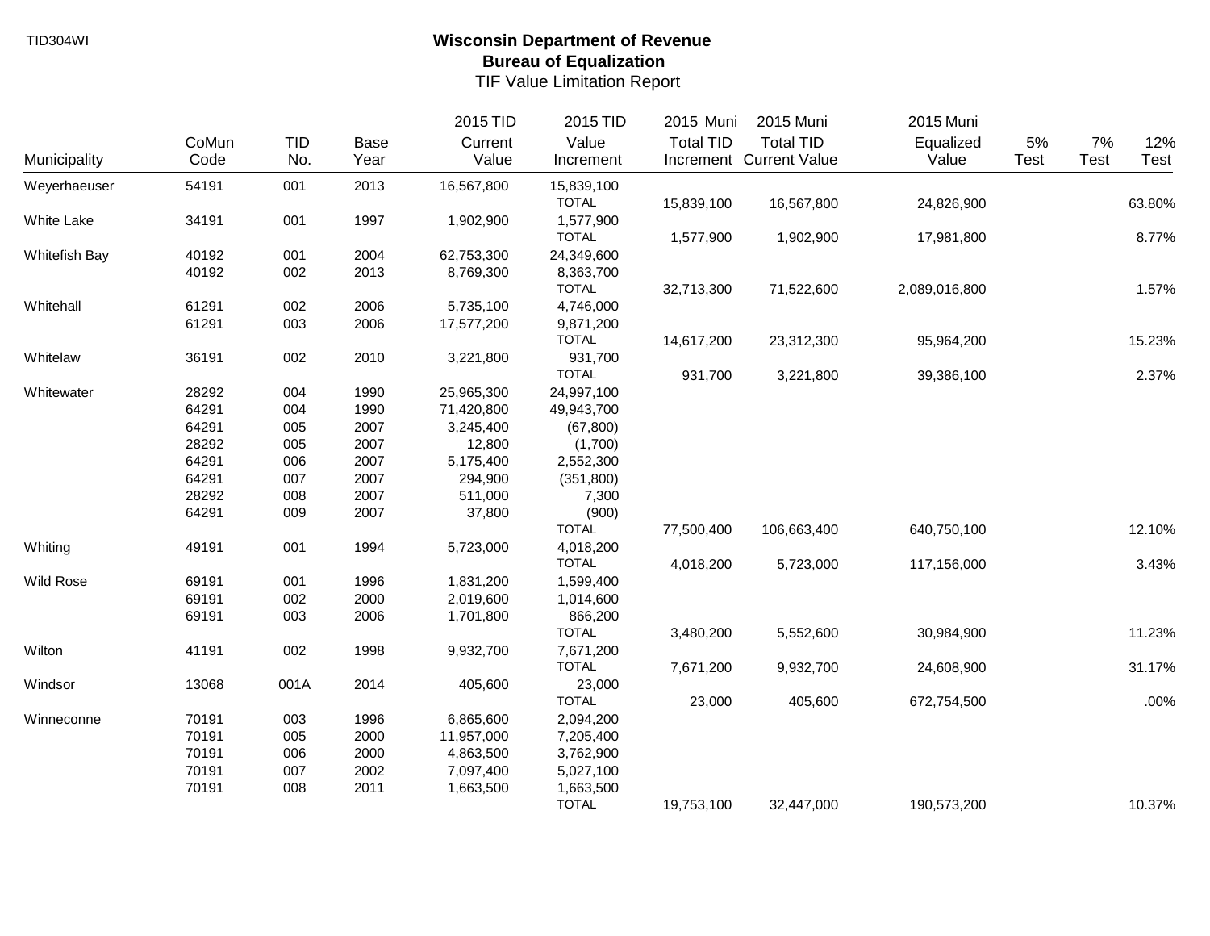TID304WI

# Wisconsin Department of Revenue
## Bureau of Equalization
### TIF Value Limitation Report

| Municipality | CoMun Code | TID No. | Base Year | 2015 TID Current Value | 2015 TID Value Increment | 2015 Muni Total TID Increment | 2015 Muni Total TID Current Value | 2015 Muni Equalized Value | 5% Test | 7% Test | 12% Test |
|---|---|---|---|---|---|---|---|---|---|---|---|
| Weyerhaeuser | 54191 | 001 | 2013 | 16,567,800 | 15,839,100 | | | | | | |
| | | | | | TOTAL | 15,839,100 | 16,567,800 | 24,826,900 | | | 63.80% |
| White Lake | 34191 | 001 | 1997 | 1,902,900 | 1,577,900 | | | | | | |
| | | | | | TOTAL | 1,577,900 | 1,902,900 | 17,981,800 | | | 8.77% |
| Whitefish Bay | 40192 | 001 | 2004 | 62,753,300 | 24,349,600 | | | | | | |
| | 40192 | 002 | 2013 | 8,769,300 | 8,363,700 | | | | | | |
| | | | | | TOTAL | 32,713,300 | 71,522,600 | 2,089,016,800 | | | 1.57% |
| Whitehall | 61291 | 002 | 2006 | 5,735,100 | 4,746,000 | | | | | | |
| | 61291 | 003 | 2006 | 17,577,200 | 9,871,200 | | | | | | |
| | | | | | TOTAL | 14,617,200 | 23,312,300 | 95,964,200 | | | 15.23% |
| Whitelaw | 36191 | 002 | 2010 | 3,221,800 | 931,700 | | | | | | |
| | | | | | TOTAL | 931,700 | 3,221,800 | 39,386,100 | | | 2.37% |
| Whitewater | 28292 | 004 | 1990 | 25,965,300 | 24,997,100 | | | | | | |
| | 64291 | 004 | 1990 | 71,420,800 | 49,943,700 | | | | | | |
| | 64291 | 005 | 2007 | 3,245,400 | (67,800) | | | | | | |
| | 28292 | 005 | 2007 | 12,800 | (1,700) | | | | | | |
| | 64291 | 006 | 2007 | 5,175,400 | 2,552,300 | | | | | | |
| | 64291 | 007 | 2007 | 294,900 | (351,800) | | | | | | |
| | 28292 | 008 | 2007 | 511,000 | 7,300 | | | | | | |
| | 64291 | 009 | 2007 | 37,800 | (900) | | | | | | |
| | | | | | TOTAL | 77,500,400 | 106,663,400 | 640,750,100 | | | 12.10% |
| Whiting | 49191 | 001 | 1994 | 5,723,000 | 4,018,200 | | | | | | |
| | | | | | TOTAL | 4,018,200 | 5,723,000 | 117,156,000 | | | 3.43% |
| Wild Rose | 69191 | 001 | 1996 | 1,831,200 | 1,599,400 | | | | | | |
| | 69191 | 002 | 2000 | 2,019,600 | 1,014,600 | | | | | | |
| | 69191 | 003 | 2006 | 1,701,800 | 866,200 | | | | | | |
| | | | | | TOTAL | 3,480,200 | 5,552,600 | 30,984,900 | | | 11.23% |
| Wilton | 41191 | 002 | 1998 | 9,932,700 | 7,671,200 | | | | | | |
| | | | | | TOTAL | 7,671,200 | 9,932,700 | 24,608,900 | | | 31.17% |
| Windsor | 13068 | 001A | 2014 | 405,600 | 23,000 | | | | | | |
| | | | | | TOTAL | 23,000 | 405,600 | 672,754,500 | | | .00% |
| Winneconne | 70191 | 003 | 1996 | 6,865,600 | 2,094,200 | | | | | | |
| | 70191 | 005 | 2000 | 11,957,000 | 7,205,400 | | | | | | |
| | 70191 | 006 | 2000 | 4,863,500 | 3,762,900 | | | | | | |
| | 70191 | 007 | 2002 | 7,097,400 | 5,027,100 | | | | | | |
| | 70191 | 008 | 2011 | 1,663,500 | 1,663,500 | | | | | | |
| | | | | | TOTAL | 19,753,100 | 32,447,000 | 190,573,200 | | | 10.37% |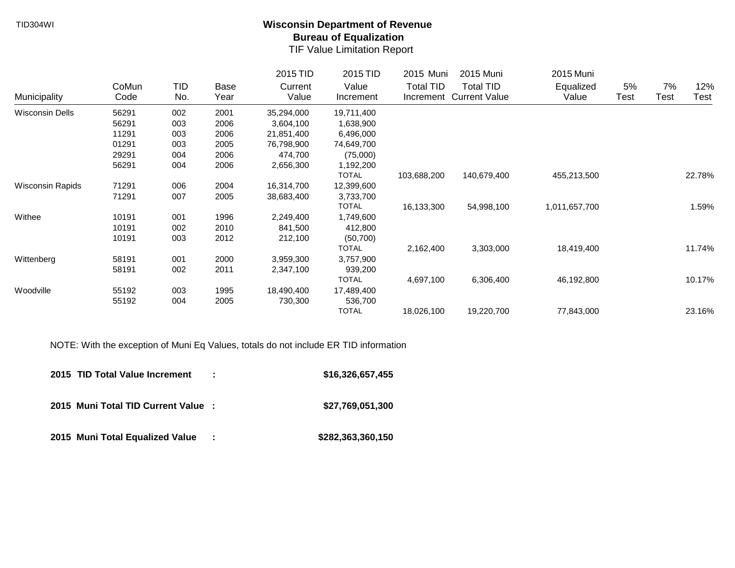TID304WI

# Wisconsin Department of Revenue
## Bureau of Equalization
### TIF Value Limitation Report

| Municipality | CoMun Code | TID No. | Base Year | 2015 TID Current Value | 2015 TID Value Increment | 2015 Muni Total TID Increment | 2015 Muni Total TID Current Value | 2015 Muni Equalized Value | 5% Test | 7% Test | 12% Test |
|---|---|---|---|---|---|---|---|---|---|---|---|
| Wisconsin Dells | 56291 | 002 | 2001 | 35,294,000 | 19,711,400 | | | | | | |
| | 56291 | 003 | 2006 | 3,604,100 | 1,638,900 | | | | | | |
| | 11291 | 003 | 2006 | 21,851,400 | 6,496,000 | | | | | | |
| | 01291 | 003 | 2005 | 76,798,900 | 74,649,700 | | | | | | |
| | 29291 | 004 | 2006 | 474,700 | (75,000) | | | | | | |
| | 56291 | 004 | 2006 | 2,656,300 | 1,192,200 | | | | | | |
| | | | | | TOTAL | 103,688,200 | 140,679,400 | 455,213,500 | | | 22.78% |
| Wisconsin Rapids | 71291 | 006 | 2004 | 16,314,700 | 12,399,600 | | | | | | |
| | 71291 | 007 | 2005 | 38,683,400 | 3,733,700 | | | | | | |
| | | | | | TOTAL | 16,133,300 | 54,998,100 | 1,011,657,700 | | | 1.59% |
| Withee | 10191 | 001 | 1996 | 2,249,400 | 1,749,600 | | | | | | |
| | 10191 | 002 | 2010 | 841,500 | 412,800 | | | | | | |
| | 10191 | 003 | 2012 | 212,100 | (50,700) | | | | | | |
| | | | | | TOTAL | 2,162,400 | 3,303,000 | 18,419,400 | | | 11.74% |
| Wittenberg | 58191 | 001 | 2000 | 3,959,300 | 3,757,900 | | | | | | |
| | 58191 | 002 | 2011 | 2,347,100 | 939,200 | | | | | | |
| | | | | | TOTAL | 4,697,100 | 6,306,400 | 46,192,800 | | | 10.17% |
| Woodville | 55192 | 003 | 1995 | 18,490,400 | 17,489,400 | | | | | | |
| | 55192 | 004 | 2005 | 730,300 | 536,700 | | | | | | |
| | | | | | TOTAL | 18,026,100 | 19,220,700 | 77,843,000 | | | 23.16% |

NOTE: With the exception of Muni Eq Values, totals do not include ER TID information

**2015 TID Total Value Increment : $16,326,657,455**

**2015 Muni Total TID Current Value : $27,769,051,300**

**2015 Muni Total Equalized Value : $282,363,360,150**